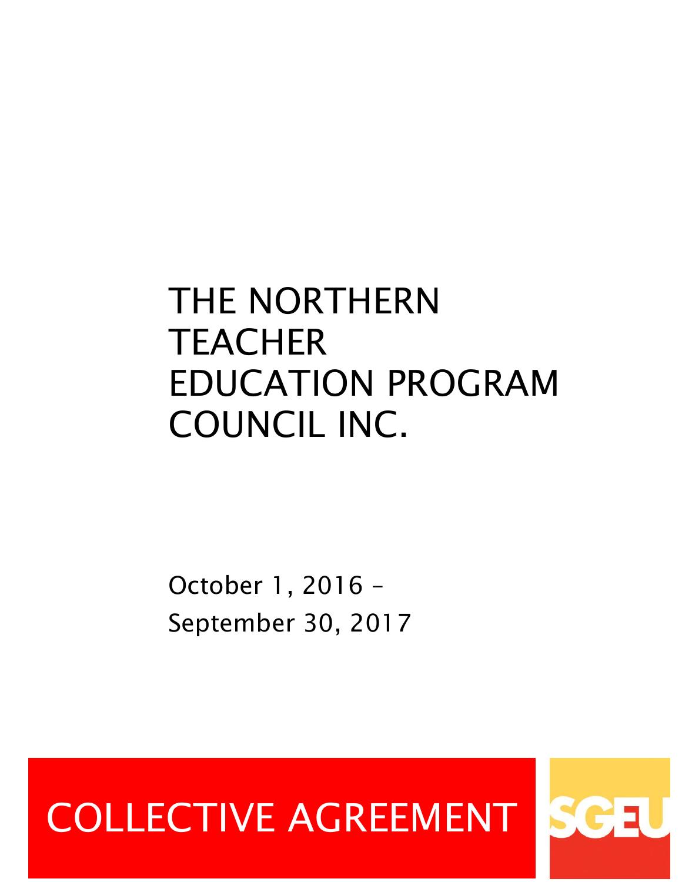# THE NORTHERN TEACHER EDUCATION PROGRAM COUNCIL INC.

October 1, 2016 –
September 30, 2017

COLLECTIVE AGREEMENT

SGEU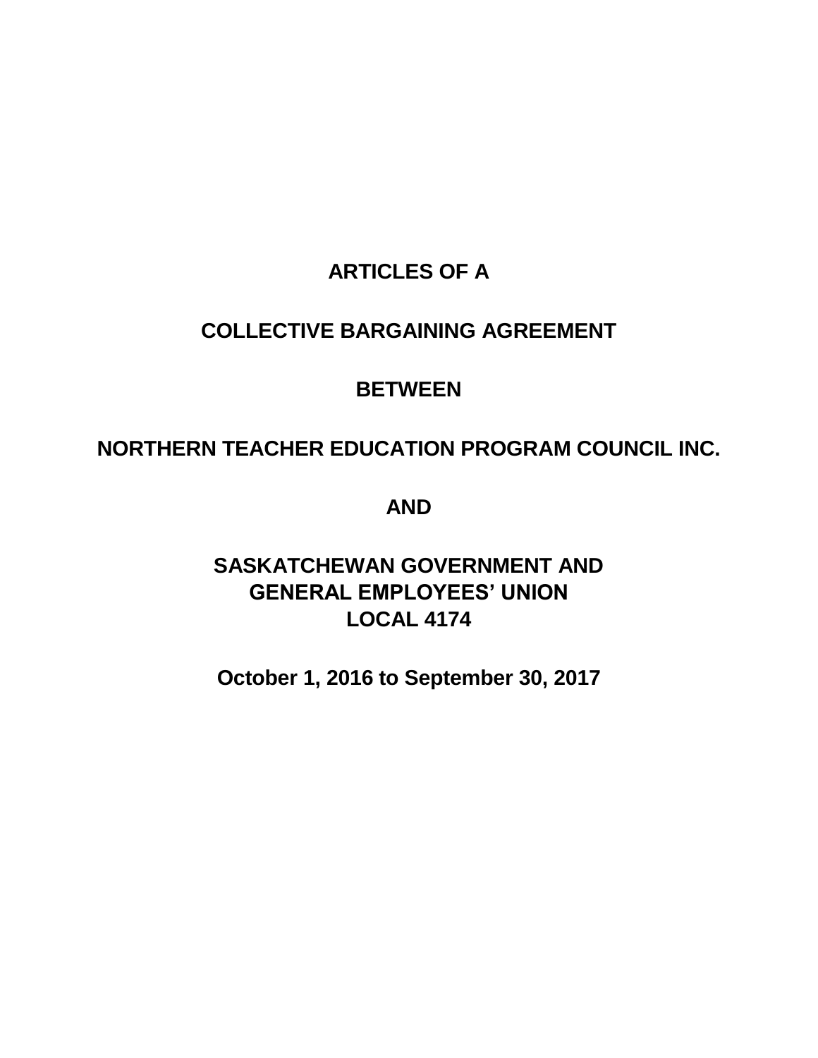# ARTICLES OF A

# COLLECTIVE BARGAINING AGREEMENT

# BETWEEN

# NORTHERN TEACHER EDUCATION PROGRAM COUNCIL INC.

# AND

# SASKATCHEWAN GOVERNMENT AND GENERAL EMPLOYEES' UNION LOCAL 4174

**October 1, 2016 to September 30, 2017**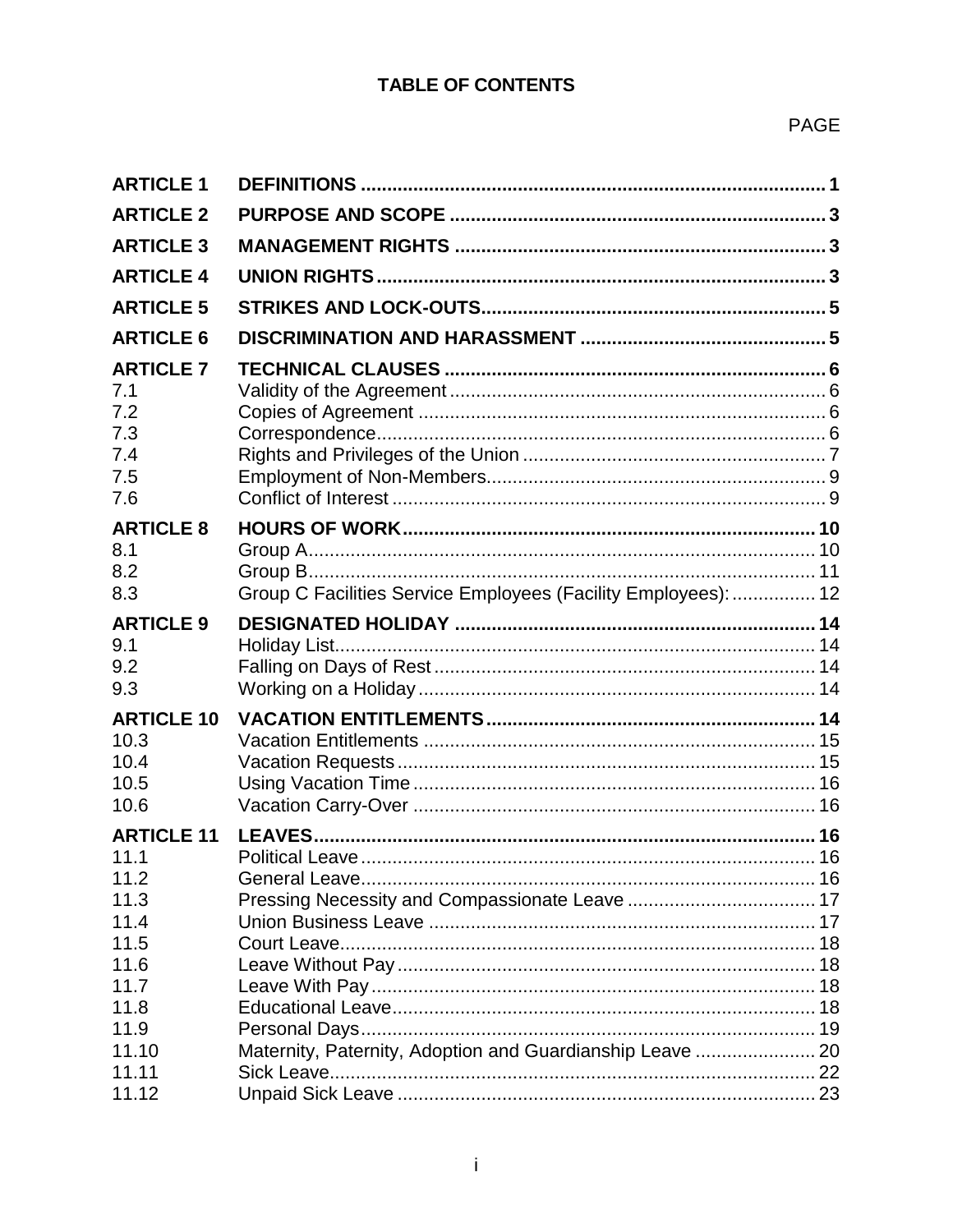# TABLE OF CONTENTS

| | | PAGE |
|---|---|---|
| **ARTICLE 1** | **DEFINITIONS** | **1** |
| **ARTICLE 2** | **PURPOSE AND SCOPE** | **3** |
| **ARTICLE 3** | **MANAGEMENT RIGHTS** | **3** |
| **ARTICLE 4** | **UNION RIGHTS** | **3** |
| **ARTICLE 5** | **STRIKES AND LOCK-OUTS** | **5** |
| **ARTICLE 6** | **DISCRIMINATION AND HARASSMENT** | **5** |
| **ARTICLE 7** | **TECHNICAL CLAUSES** | **6** |
| 7.1 | Validity of the Agreement | 6 |
| 7.2 | Copies of Agreement | 6 |
| 7.3 | Correspondence | 6 |
| 7.4 | Rights and Privileges of the Union | 7 |
| 7.5 | Employment of Non-Members | 9 |
| 7.6 | Conflict of Interest | 9 |
| **ARTICLE 8** | **HOURS OF WORK** | **10** |
| 8.1 | Group A | 10 |
| 8.2 | Group B | 11 |
| 8.3 | Group C Facilities Service Employees (Facility Employees): | 12 |
| **ARTICLE 9** | **DESIGNATED HOLIDAY** | **14** |
| 9.1 | Holiday List | 14 |
| 9.2 | Falling on Days of Rest | 14 |
| 9.3 | Working on a Holiday | 14 |
| **ARTICLE 10** | **VACATION ENTITLEMENTS** | **14** |
| 10.3 | Vacation Entitlements | 15 |
| 10.4 | Vacation Requests | 15 |
| 10.5 | Using Vacation Time | 16 |
| 10.6 | Vacation Carry-Over | 16 |
| **ARTICLE 11** | **LEAVES** | **16** |
| 11.1 | Political Leave | 16 |
| 11.2 | General Leave | 16 |
| 11.3 | Pressing Necessity and Compassionate Leave | 17 |
| 11.4 | Union Business Leave | 17 |
| 11.5 | Court Leave | 18 |
| 11.6 | Leave Without Pay | 18 |
| 11.7 | Leave With Pay | 18 |
| 11.8 | Educational Leave | 18 |
| 11.9 | Personal Days | 19 |
| 11.10 | Maternity, Paternity, Adoption and Guardianship Leave | 20 |
| 11.11 | Sick Leave | 22 |
| 11.12 | Unpaid Sick Leave | 23 |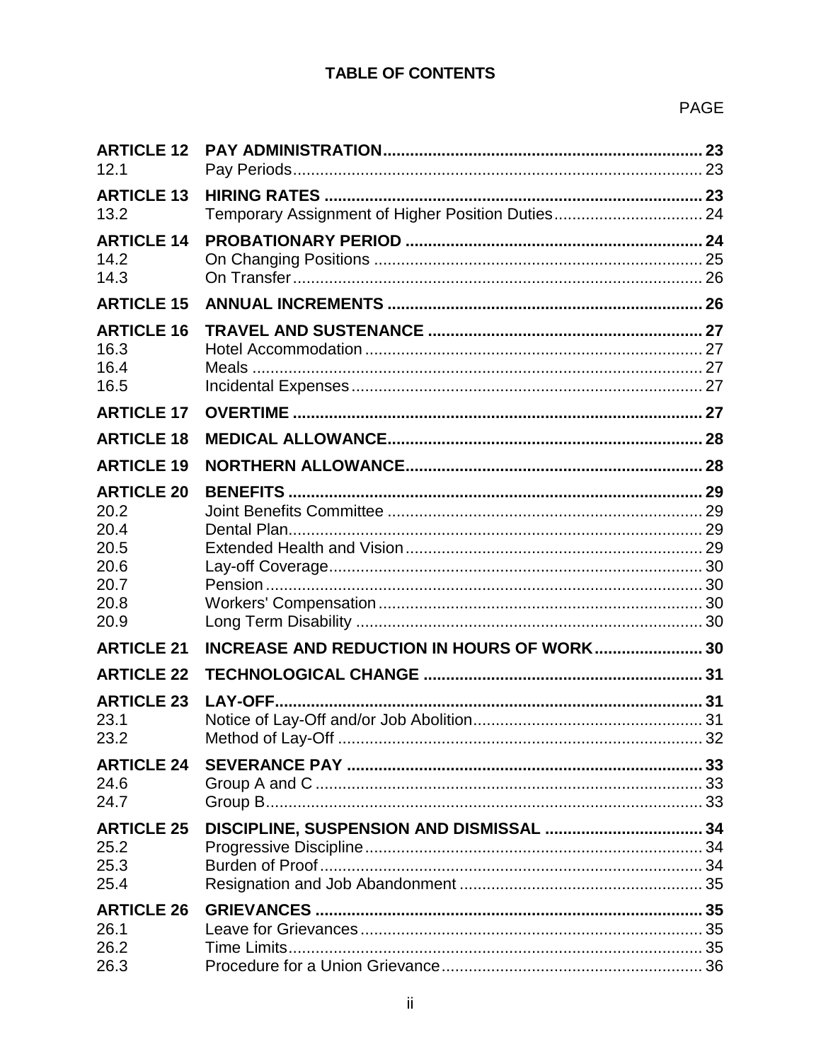# TABLE OF CONTENTS

| | | PAGE |
|---|---|---|
| **ARTICLE 12** | **PAY ADMINISTRATION** | **23** |
| 12.1 | Pay Periods | 23 |
| **ARTICLE 13** | **HIRING RATES** | **23** |
| 13.2 | Temporary Assignment of Higher Position Duties | 24 |
| **ARTICLE 14** | **PROBATIONARY PERIOD** | **24** |
| 14.2 | On Changing Positions | 25 |
| 14.3 | On Transfer | 26 |
| **ARTICLE 15** | **ANNUAL INCREMENTS** | **26** |
| **ARTICLE 16** | **TRAVEL AND SUSTENANCE** | **27** |
| 16.3 | Hotel Accommodation | 27 |
| 16.4 | Meals | 27 |
| 16.5 | Incidental Expenses | 27 |
| **ARTICLE 17** | **OVERTIME** | **27** |
| **ARTICLE 18** | **MEDICAL ALLOWANCE** | **28** |
| **ARTICLE 19** | **NORTHERN ALLOWANCE** | **28** |
| **ARTICLE 20** | **BENEFITS** | **29** |
| 20.2 | Joint Benefits Committee | 29 |
| 20.4 | Dental Plan | 29 |
| 20.5 | Extended Health and Vision | 29 |
| 20.6 | Lay-off Coverage | 30 |
| 20.7 | Pension | 30 |
| 20.8 | Workers' Compensation | 30 |
| 20.9 | Long Term Disability | 30 |
| **ARTICLE 21** | **INCREASE AND REDUCTION IN HOURS OF WORK** | **30** |
| **ARTICLE 22** | **TECHNOLOGICAL CHANGE** | **31** |
| **ARTICLE 23** | **LAY-OFF** | **31** |
| 23.1 | Notice of Lay-Off and/or Job Abolition | 31 |
| 23.2 | Method of Lay-Off | 32 |
| **ARTICLE 24** | **SEVERANCE PAY** | **33** |
| 24.6 | Group A and C | 33 |
| 24.7 | Group B | 33 |
| **ARTICLE 25** | **DISCIPLINE, SUSPENSION AND DISMISSAL** | **34** |
| 25.2 | Progressive Discipline | 34 |
| 25.3 | Burden of Proof | 34 |
| 25.4 | Resignation and Job Abandonment | 35 |
| **ARTICLE 26** | **GRIEVANCES** | **35** |
| 26.1 | Leave for Grievances | 35 |
| 26.2 | Time Limits | 35 |
| 26.3 | Procedure for a Union Grievance | 36 |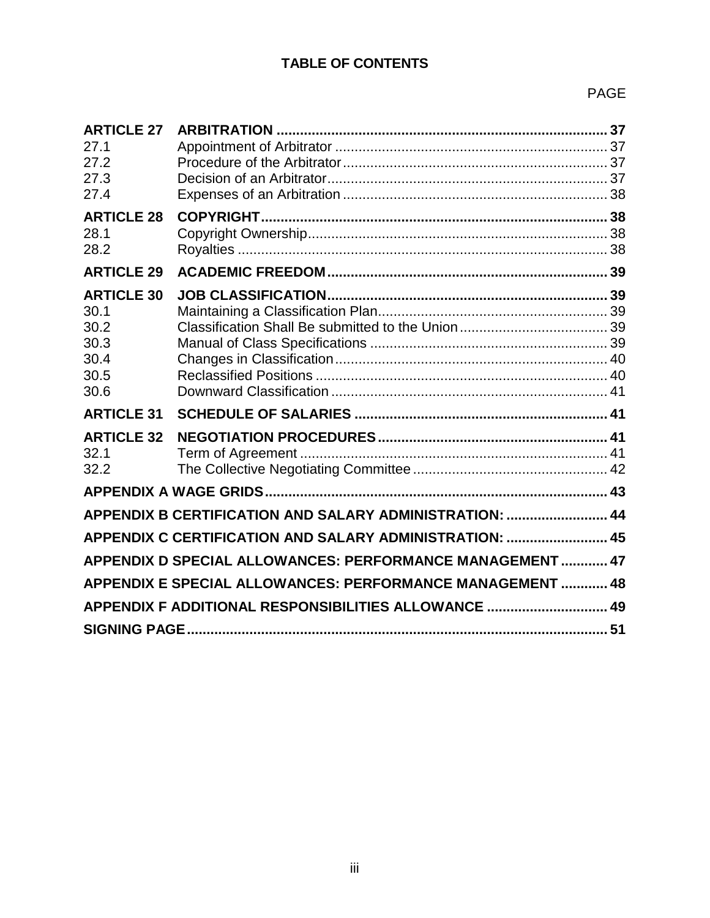**TABLE OF CONTENTS**

| | | PAGE |
|---|---|---|
| **ARTICLE 27** | **ARBITRATION** | **37** |
| 27.1 | Appointment of Arbitrator | 37 |
| 27.2 | Procedure of the Arbitrator | 37 |
| 27.3 | Decision of an Arbitrator | 37 |
| 27.4 | Expenses of an Arbitration | 38 |
| **ARTICLE 28** | **COPYRIGHT** | **38** |
| 28.1 | Copyright Ownership | 38 |
| 28.2 | Royalties | 38 |
| **ARTICLE 29** | **ACADEMIC FREEDOM** | **39** |
| **ARTICLE 30** | **JOB CLASSIFICATION** | **39** |
| 30.1 | Maintaining a Classification Plan | 39 |
| 30.2 | Classification Shall Be submitted to the Union | 39 |
| 30.3 | Manual of Class Specifications | 39 |
| 30.4 | Changes in Classification | 40 |
| 30.5 | Reclassified Positions | 40 |
| 30.6 | Downward Classification | 41 |
| **ARTICLE 31** | **SCHEDULE OF SALARIES** | **41** |
| **ARTICLE 32** | **NEGOTIATION PROCEDURES** | **41** |
| 32.1 | Term of Agreement | 41 |
| 32.2 | The Collective Negotiating Committee | 42 |
| **APPENDIX A WAGE GRIDS** | | **43** |
| **APPENDIX B CERTIFICATION AND SALARY ADMINISTRATION:** | | **44** |
| **APPENDIX C CERTIFICATION AND SALARY ADMINISTRATION:** | | **45** |
| **APPENDIX D SPECIAL ALLOWANCES: PERFORMANCE MANAGEMENT** | | **47** |
| **APPENDIX E SPECIAL ALLOWANCES: PERFORMANCE MANAGEMENT** | | **48** |
| **APPENDIX F ADDITIONAL RESPONSIBILITIES ALLOWANCE** | | **49** |
| **SIGNING PAGE** | | **51** |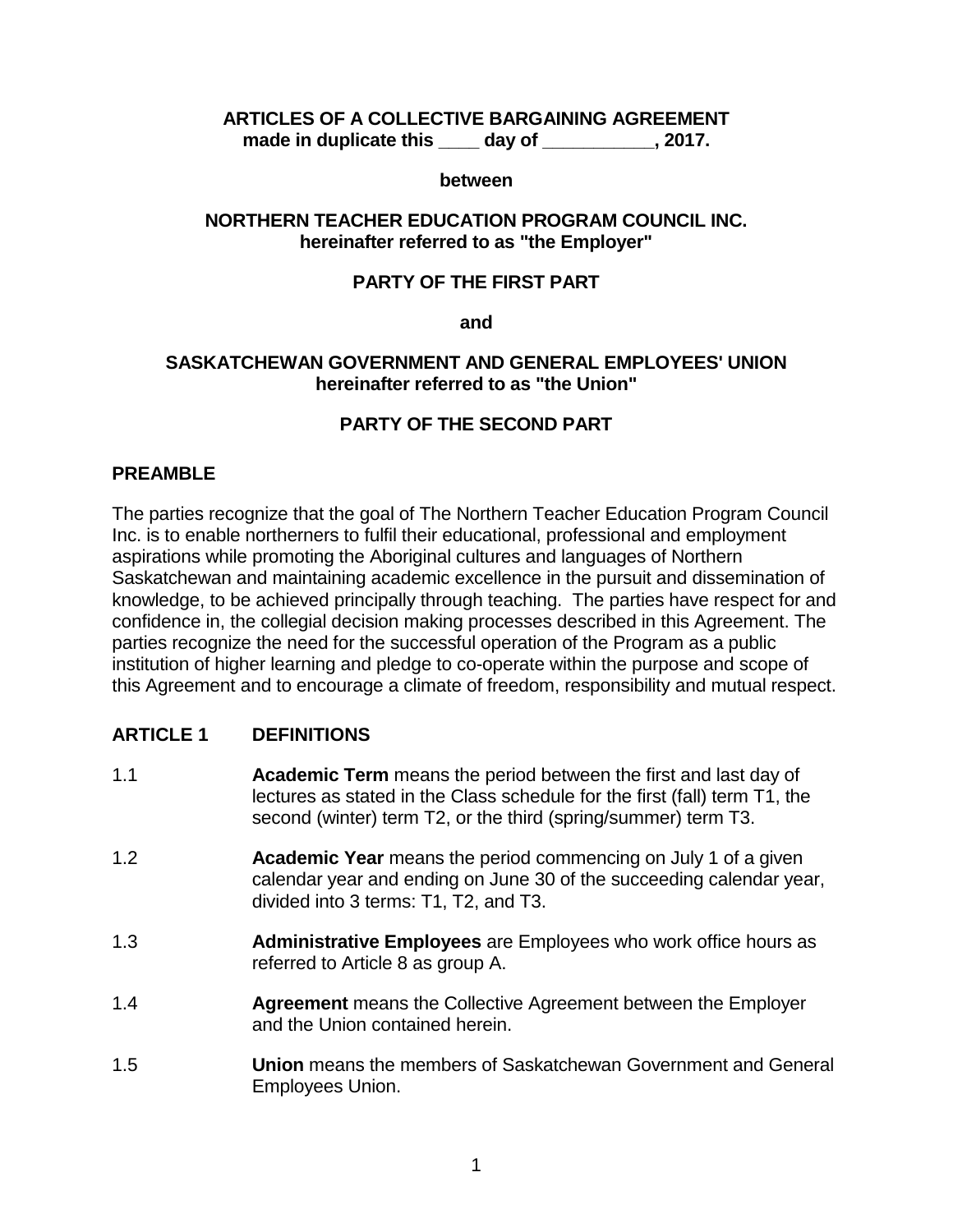**ARTICLES OF A COLLECTIVE BARGAINING AGREEMENT**
**made in duplicate this \_\_\_\_ day of \_\_\_\_\_\_\_\_\_\_\_, 2017.**

**between**

**NORTHERN TEACHER EDUCATION PROGRAM COUNCIL INC.**
**hereinafter referred to as "the Employer"**

**PARTY OF THE FIRST PART**

**and**

**SASKATCHEWAN GOVERNMENT AND GENERAL EMPLOYEES' UNION**
**hereinafter referred to as "the Union"**

**PARTY OF THE SECOND PART**

## PREAMBLE

The parties recognize that the goal of The Northern Teacher Education Program Council Inc. is to enable northerners to fulfil their educational, professional and employment aspirations while promoting the Aboriginal cultures and languages of Northern Saskatchewan and maintaining academic excellence in the pursuit and dissemination of knowledge, to be achieved principally through teaching. The parties have respect for and confidence in, the collegial decision making processes described in this Agreement. The parties recognize the need for the successful operation of the Program as a public institution of higher learning and pledge to co-operate within the purpose and scope of this Agreement and to encourage a climate of freedom, responsibility and mutual respect.

## ARTICLE 1 DEFINITIONS

1.1 **Academic Term** means the period between the first and last day of lectures as stated in the Class schedule for the first (fall) term T1, the second (winter) term T2, or the third (spring/summer) term T3.

1.2 **Academic Year** means the period commencing on July 1 of a given calendar year and ending on June 30 of the succeeding calendar year, divided into 3 terms: T1, T2, and T3.

1.3 **Administrative Employees** are Employees who work office hours as referred to Article 8 as group A.

1.4 **Agreement** means the Collective Agreement between the Employer and the Union contained herein.

1.5 **Union** means the members of Saskatchewan Government and General Employees Union.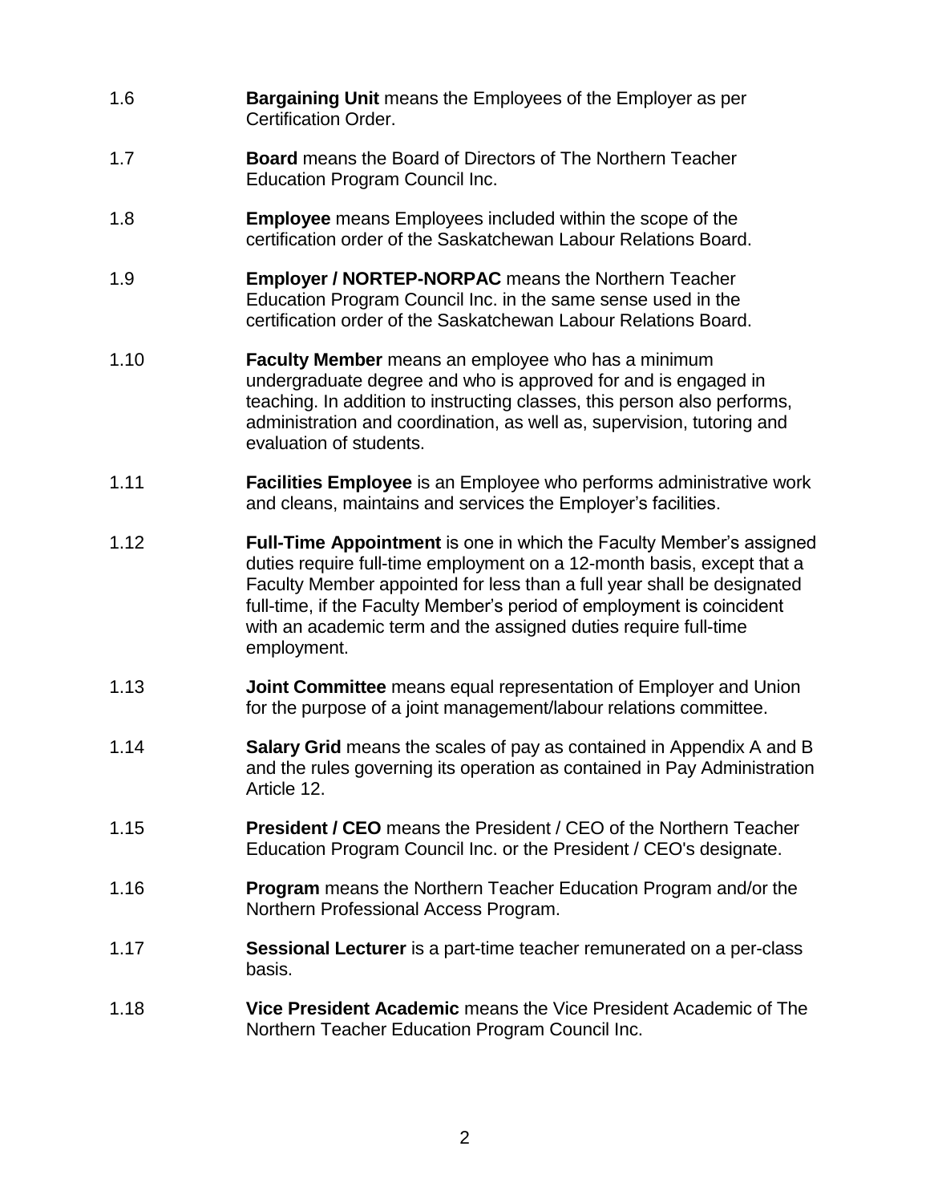1.6 **Bargaining Unit** means the Employees of the Employer as per Certification Order.

1.7 **Board** means the Board of Directors of The Northern Teacher Education Program Council Inc.

1.8 **Employee** means Employees included within the scope of the certification order of the Saskatchewan Labour Relations Board.

1.9 **Employer / NORTEP-NORPAC** means the Northern Teacher Education Program Council Inc. in the same sense used in the certification order of the Saskatchewan Labour Relations Board.

1.10 **Faculty Member** means an employee who has a minimum undergraduate degree and who is approved for and is engaged in teaching. In addition to instructing classes, this person also performs, administration and coordination, as well as, supervision, tutoring and evaluation of students.

1.11 **Facilities Employee** is an Employee who performs administrative work and cleans, maintains and services the Employer's facilities.

1.12 **Full-Time Appointment** is one in which the Faculty Member's assigned duties require full-time employment on a 12-month basis, except that a Faculty Member appointed for less than a full year shall be designated full-time, if the Faculty Member's period of employment is coincident with an academic term and the assigned duties require full-time employment.

1.13 **Joint Committee** means equal representation of Employer and Union for the purpose of a joint management/labour relations committee.

1.14 **Salary Grid** means the scales of pay as contained in Appendix A and B and the rules governing its operation as contained in Pay Administration Article 12.

1.15 **President / CEO** means the President / CEO of the Northern Teacher Education Program Council Inc. or the President / CEO's designate.

1.16 **Program** means the Northern Teacher Education Program and/or the Northern Professional Access Program.

1.17 **Sessional Lecturer** is a part-time teacher remunerated on a per-class basis.

1.18 **Vice President Academic** means the Vice President Academic of The Northern Teacher Education Program Council Inc.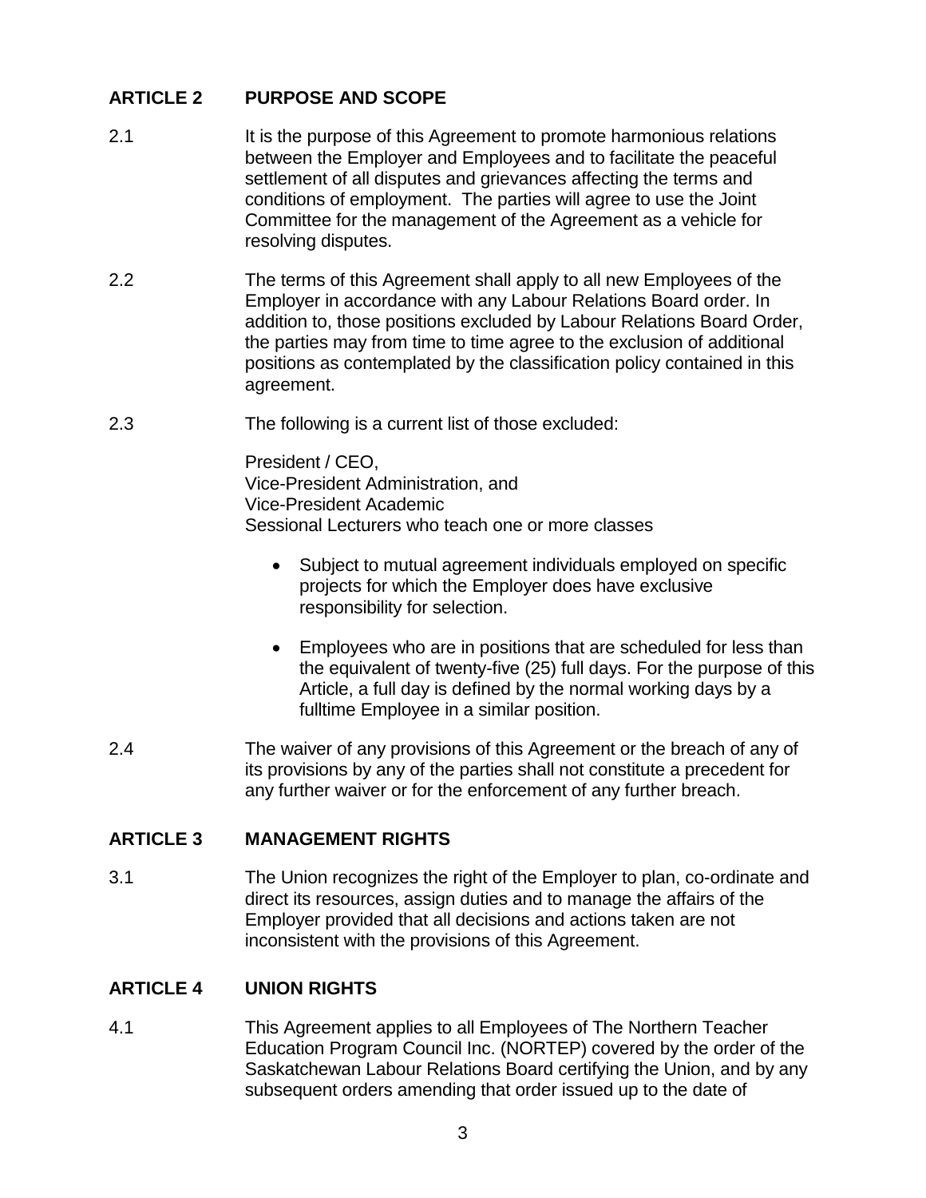## ARTICLE 2 PURPOSE AND SCOPE

2.1 It is the purpose of this Agreement to promote harmonious relations between the Employer and Employees and to facilitate the peaceful settlement of all disputes and grievances affecting the terms and conditions of employment. The parties will agree to use the Joint Committee for the management of the Agreement as a vehicle for resolving disputes.

2.2 The terms of this Agreement shall apply to all new Employees of the Employer in accordance with any Labour Relations Board order. In addition to, those positions excluded by Labour Relations Board Order, the parties may from time to time agree to the exclusion of additional positions as contemplated by the classification policy contained in this agreement.

2.3 The following is a current list of those excluded:

President / CEO,
Vice-President Administration, and
Vice-President Academic
Sessional Lecturers who teach one or more classes

- Subject to mutual agreement individuals employed on specific projects for which the Employer does have exclusive responsibility for selection.
- Employees who are in positions that are scheduled for less than the equivalent of twenty-five (25) full days. For the purpose of this Article, a full day is defined by the normal working days by a fulltime Employee in a similar position.

2.4 The waiver of any provisions of this Agreement or the breach of any of its provisions by any of the parties shall not constitute a precedent for any further waiver or for the enforcement of any further breach.

## ARTICLE 3 MANAGEMENT RIGHTS

3.1 The Union recognizes the right of the Employer to plan, co-ordinate and direct its resources, assign duties and to manage the affairs of the Employer provided that all decisions and actions taken are not inconsistent with the provisions of this Agreement.

## ARTICLE 4 UNION RIGHTS

4.1 This Agreement applies to all Employees of The Northern Teacher Education Program Council Inc. (NORTEP) covered by the order of the Saskatchewan Labour Relations Board certifying the Union, and by any subsequent orders amending that order issued up to the date of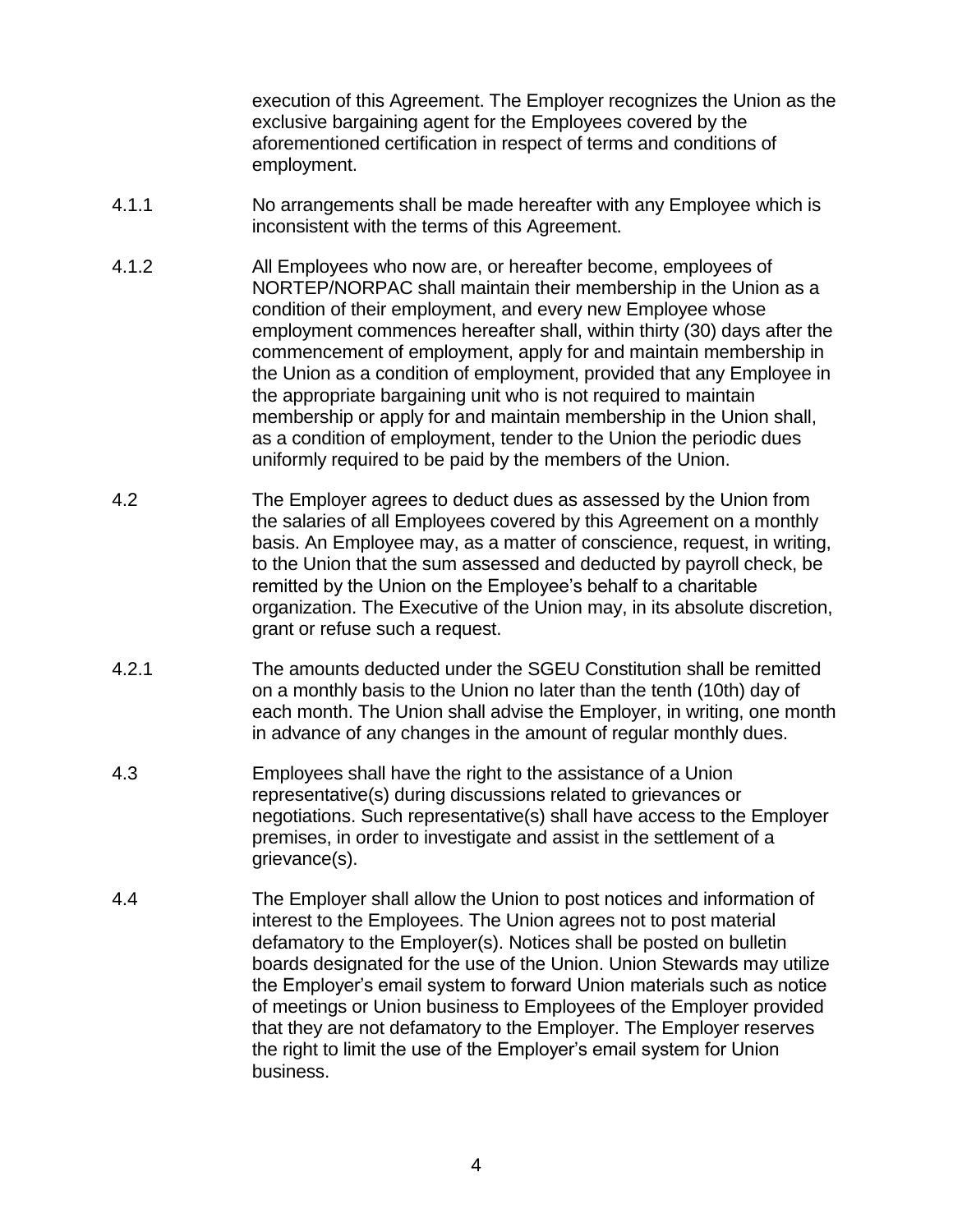execution of this Agreement. The Employer recognizes the Union as the exclusive bargaining agent for the Employees covered by the aforementioned certification in respect of terms and conditions of employment.

4.1.1 No arrangements shall be made hereafter with any Employee which is inconsistent with the terms of this Agreement.

4.1.2 All Employees who now are, or hereafter become, employees of NORTEP/NORPAC shall maintain their membership in the Union as a condition of their employment, and every new Employee whose employment commences hereafter shall, within thirty (30) days after the commencement of employment, apply for and maintain membership in the Union as a condition of employment, provided that any Employee in the appropriate bargaining unit who is not required to maintain membership or apply for and maintain membership in the Union shall, as a condition of employment, tender to the Union the periodic dues uniformly required to be paid by the members of the Union.

4.2 The Employer agrees to deduct dues as assessed by the Union from the salaries of all Employees covered by this Agreement on a monthly basis. An Employee may, as a matter of conscience, request, in writing, to the Union that the sum assessed and deducted by payroll check, be remitted by the Union on the Employee's behalf to a charitable organization. The Executive of the Union may, in its absolute discretion, grant or refuse such a request.

4.2.1 The amounts deducted under the SGEU Constitution shall be remitted on a monthly basis to the Union no later than the tenth (10th) day of each month. The Union shall advise the Employer, in writing, one month in advance of any changes in the amount of regular monthly dues.

4.3 Employees shall have the right to the assistance of a Union representative(s) during discussions related to grievances or negotiations. Such representative(s) shall have access to the Employer premises, in order to investigate and assist in the settlement of a grievance(s).

4.4 The Employer shall allow the Union to post notices and information of interest to the Employees. The Union agrees not to post material defamatory to the Employer(s). Notices shall be posted on bulletin boards designated for the use of the Union. Union Stewards may utilize the Employer's email system to forward Union materials such as notice of meetings or Union business to Employees of the Employer provided that they are not defamatory to the Employer. The Employer reserves the right to limit the use of the Employer's email system for Union business.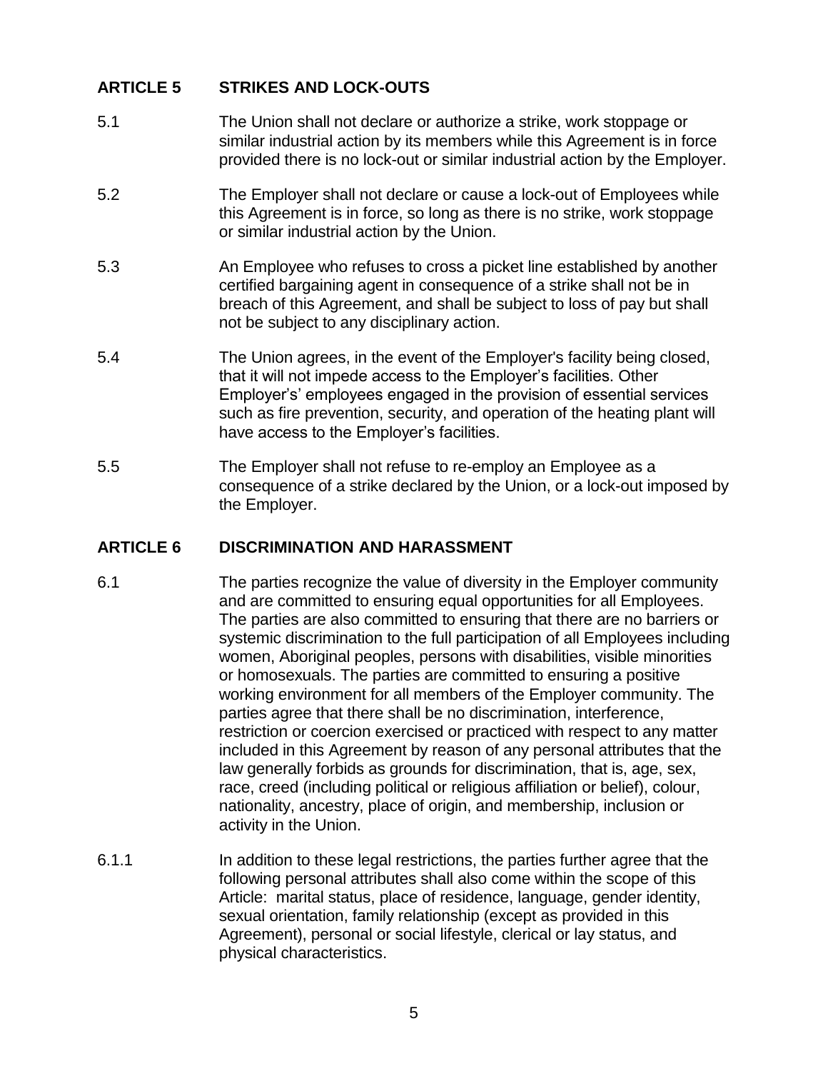## ARTICLE 5 STRIKES AND LOCK-OUTS

5.1 The Union shall not declare or authorize a strike, work stoppage or similar industrial action by its members while this Agreement is in force provided there is no lock-out or similar industrial action by the Employer.

5.2 The Employer shall not declare or cause a lock-out of Employees while this Agreement is in force, so long as there is no strike, work stoppage or similar industrial action by the Union.

5.3 An Employee who refuses to cross a picket line established by another certified bargaining agent in consequence of a strike shall not be in breach of this Agreement, and shall be subject to loss of pay but shall not be subject to any disciplinary action.

5.4 The Union agrees, in the event of the Employer's facility being closed, that it will not impede access to the Employer's facilities. Other Employer's' employees engaged in the provision of essential services such as fire prevention, security, and operation of the heating plant will have access to the Employer's facilities.

5.5 The Employer shall not refuse to re-employ an Employee as a consequence of a strike declared by the Union, or a lock-out imposed by the Employer.

## ARTICLE 6 DISCRIMINATION AND HARASSMENT

6.1 The parties recognize the value of diversity in the Employer community and are committed to ensuring equal opportunities for all Employees. The parties are also committed to ensuring that there are no barriers or systemic discrimination to the full participation of all Employees including women, Aboriginal peoples, persons with disabilities, visible minorities or homosexuals. The parties are committed to ensuring a positive working environment for all members of the Employer community. The parties agree that there shall be no discrimination, interference, restriction or coercion exercised or practiced with respect to any matter included in this Agreement by reason of any personal attributes that the law generally forbids as grounds for discrimination, that is, age, sex, race, creed (including political or religious affiliation or belief), colour, nationality, ancestry, place of origin, and membership, inclusion or activity in the Union.

6.1.1 In addition to these legal restrictions, the parties further agree that the following personal attributes shall also come within the scope of this Article: marital status, place of residence, language, gender identity, sexual orientation, family relationship (except as provided in this Agreement), personal or social lifestyle, clerical or lay status, and physical characteristics.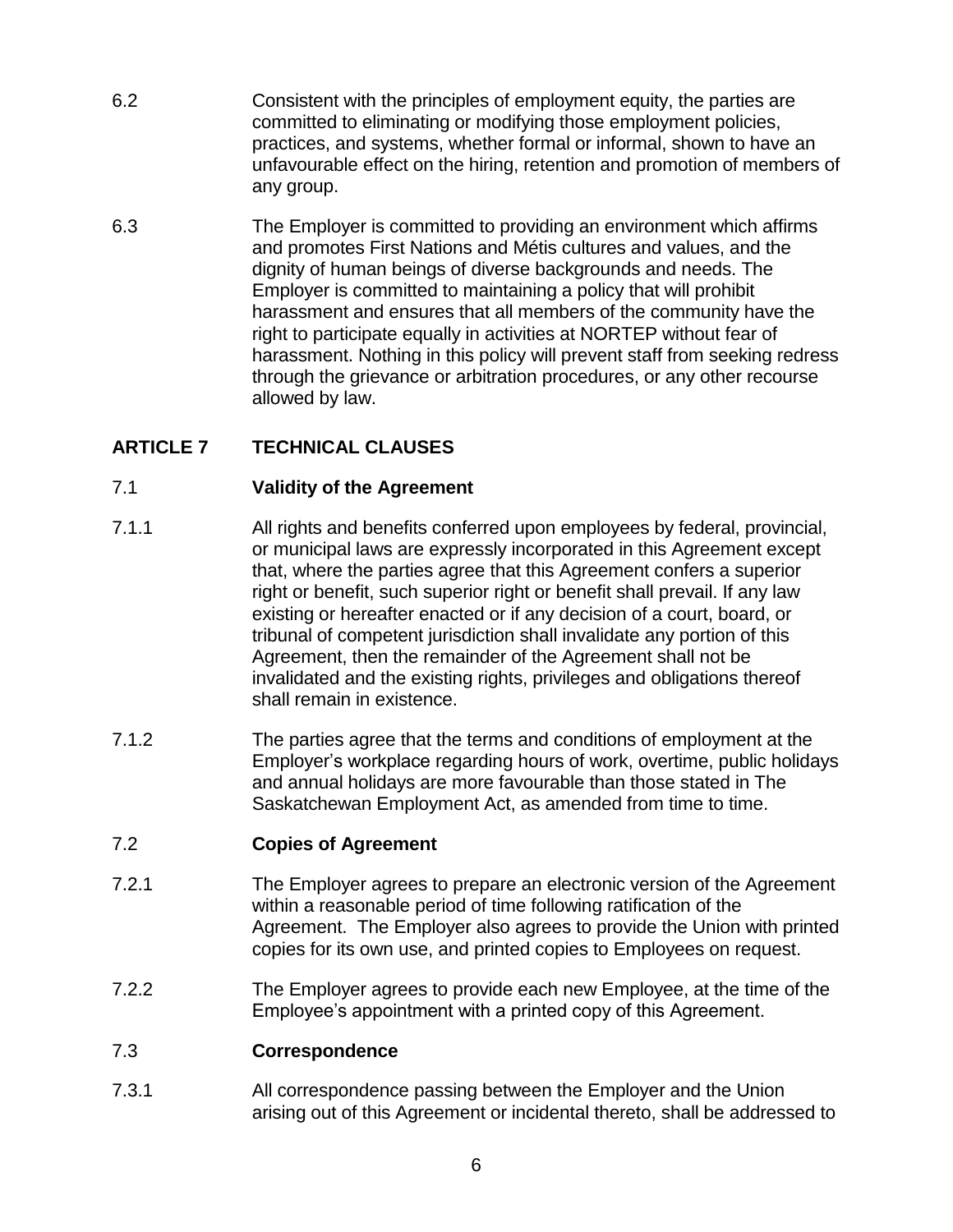6.2 Consistent with the principles of employment equity, the parties are committed to eliminating or modifying those employment policies, practices, and systems, whether formal or informal, shown to have an unfavourable effect on the hiring, retention and promotion of members of any group.

6.3 The Employer is committed to providing an environment which affirms and promotes First Nations and Métis cultures and values, and the dignity of human beings of diverse backgrounds and needs. The Employer is committed to maintaining a policy that will prohibit harassment and ensures that all members of the community have the right to participate equally in activities at NORTEP without fear of harassment. Nothing in this policy will prevent staff from seeking redress through the grievance or arbitration procedures, or any other recourse allowed by law.

## ARTICLE 7 TECHNICAL CLAUSES

### 7.1 Validity of the Agreement

7.1.1 All rights and benefits conferred upon employees by federal, provincial, or municipal laws are expressly incorporated in this Agreement except that, where the parties agree that this Agreement confers a superior right or benefit, such superior right or benefit shall prevail. If any law existing or hereafter enacted or if any decision of a court, board, or tribunal of competent jurisdiction shall invalidate any portion of this Agreement, then the remainder of the Agreement shall not be invalidated and the existing rights, privileges and obligations thereof shall remain in existence.

7.1.2 The parties agree that the terms and conditions of employment at the Employer's workplace regarding hours of work, overtime, public holidays and annual holidays are more favourable than those stated in The Saskatchewan Employment Act, as amended from time to time.

### 7.2 Copies of Agreement

7.2.1 The Employer agrees to prepare an electronic version of the Agreement within a reasonable period of time following ratification of the Agreement. The Employer also agrees to provide the Union with printed copies for its own use, and printed copies to Employees on request.

7.2.2 The Employer agrees to provide each new Employee, at the time of the Employee's appointment with a printed copy of this Agreement.

### 7.3 Correspondence

7.3.1 All correspondence passing between the Employer and the Union arising out of this Agreement or incidental thereto, shall be addressed to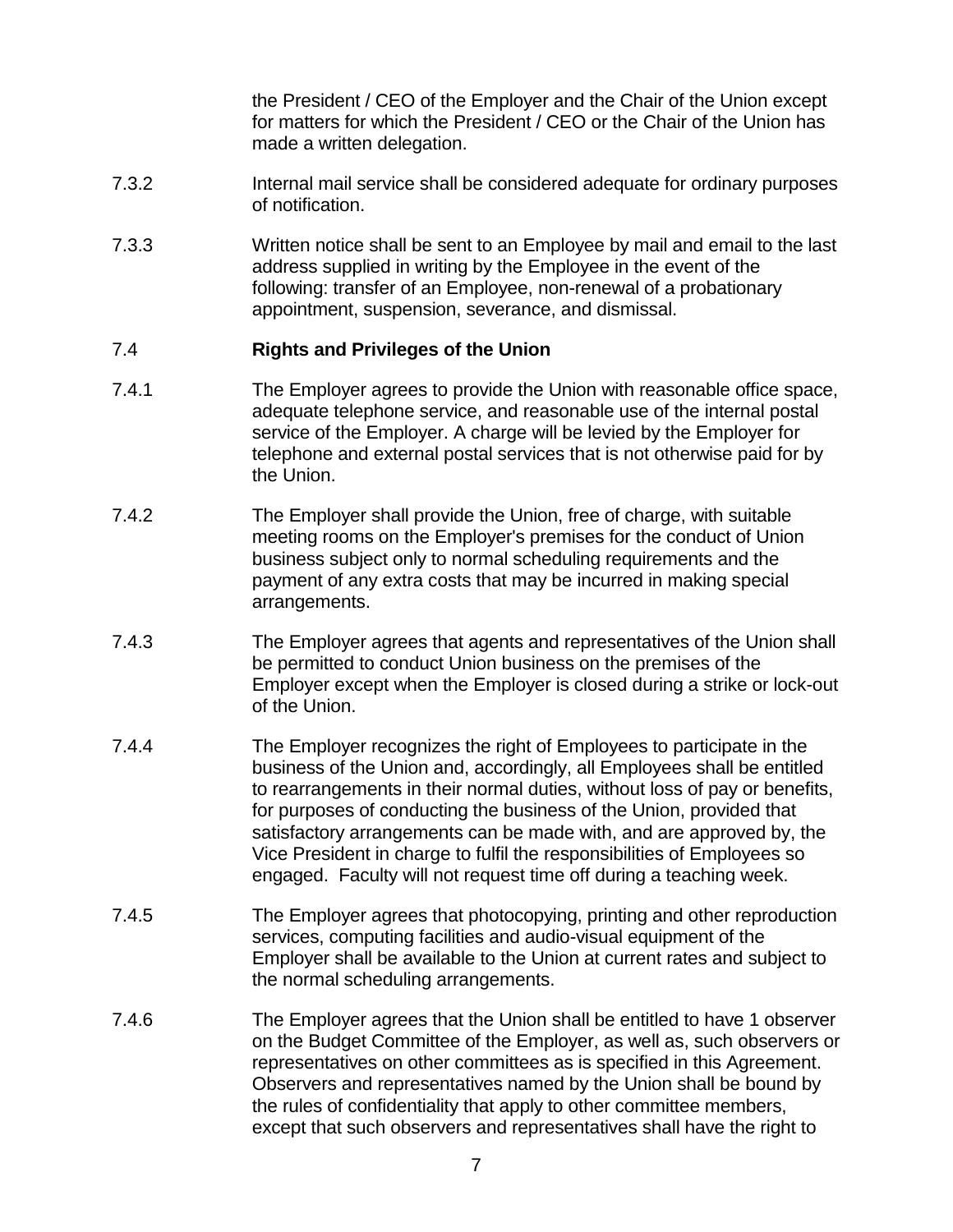the President / CEO of the Employer and the Chair of the Union except for matters for which the President / CEO or the Chair of the Union has made a written delegation.

7.3.2 Internal mail service shall be considered adequate for ordinary purposes of notification.

7.3.3 Written notice shall be sent to an Employee by mail and email to the last address supplied in writing by the Employee in the event of the following: transfer of an Employee, non-renewal of a probationary appointment, suspension, severance, and dismissal.

7.4 **Rights and Privileges of the Union**

7.4.1 The Employer agrees to provide the Union with reasonable office space, adequate telephone service, and reasonable use of the internal postal service of the Employer. A charge will be levied by the Employer for telephone and external postal services that is not otherwise paid for by the Union.

7.4.2 The Employer shall provide the Union, free of charge, with suitable meeting rooms on the Employer's premises for the conduct of Union business subject only to normal scheduling requirements and the payment of any extra costs that may be incurred in making special arrangements.

7.4.3 The Employer agrees that agents and representatives of the Union shall be permitted to conduct Union business on the premises of the Employer except when the Employer is closed during a strike or lock-out of the Union.

7.4.4 The Employer recognizes the right of Employees to participate in the business of the Union and, accordingly, all Employees shall be entitled to rearrangements in their normal duties, without loss of pay or benefits, for purposes of conducting the business of the Union, provided that satisfactory arrangements can be made with, and are approved by, the Vice President in charge to fulfil the responsibilities of Employees so engaged. Faculty will not request time off during a teaching week.

7.4.5 The Employer agrees that photocopying, printing and other reproduction services, computing facilities and audio-visual equipment of the Employer shall be available to the Union at current rates and subject to the normal scheduling arrangements.

7.4.6 The Employer agrees that the Union shall be entitled to have 1 observer on the Budget Committee of the Employer, as well as, such observers or representatives on other committees as is specified in this Agreement. Observers and representatives named by the Union shall be bound by the rules of confidentiality that apply to other committee members, except that such observers and representatives shall have the right to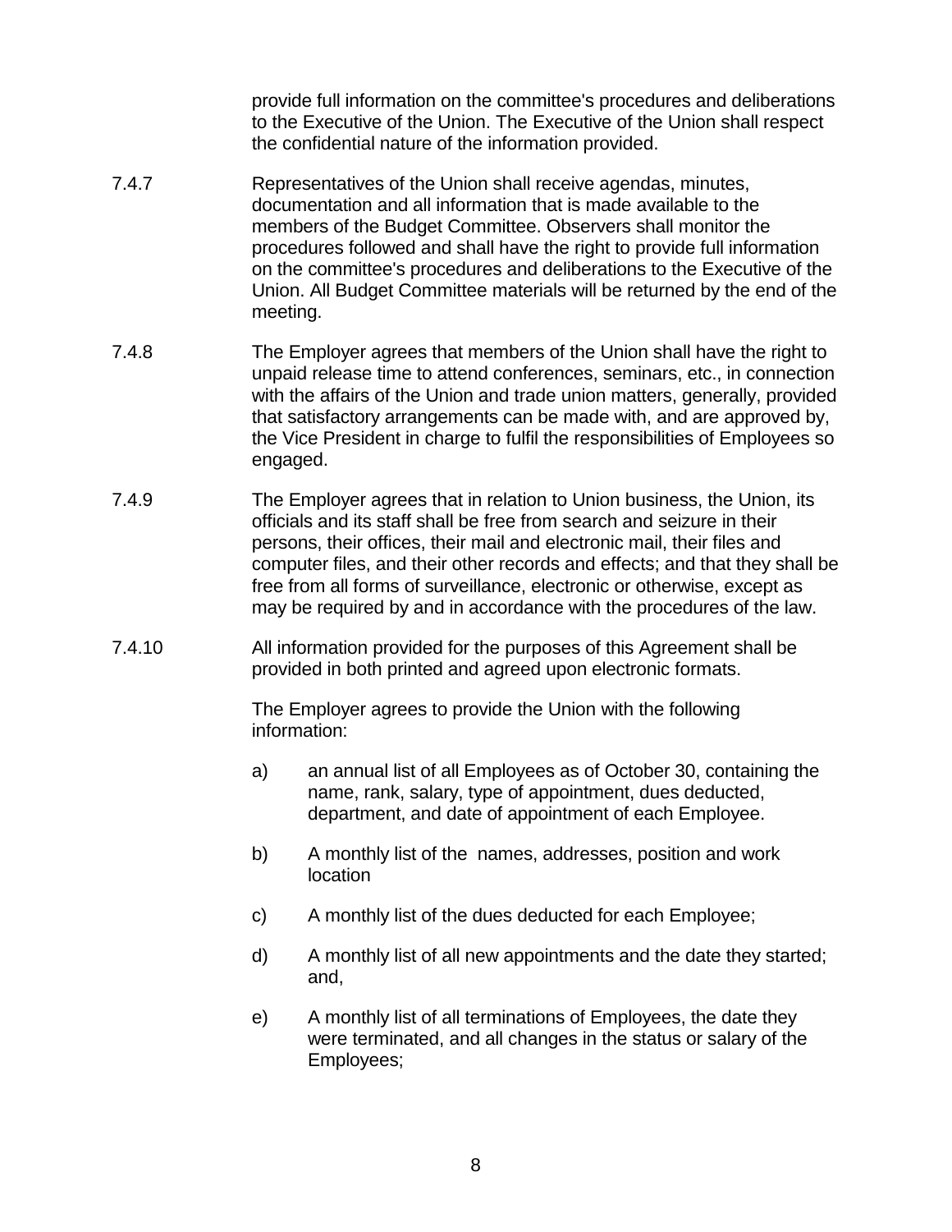provide full information on the committee's procedures and deliberations to the Executive of the Union. The Executive of the Union shall respect the confidential nature of the information provided.

7.4.7 Representatives of the Union shall receive agendas, minutes, documentation and all information that is made available to the members of the Budget Committee. Observers shall monitor the procedures followed and shall have the right to provide full information on the committee's procedures and deliberations to the Executive of the Union. All Budget Committee materials will be returned by the end of the meeting.

7.4.8 The Employer agrees that members of the Union shall have the right to unpaid release time to attend conferences, seminars, etc., in connection with the affairs of the Union and trade union matters, generally, provided that satisfactory arrangements can be made with, and are approved by, the Vice President in charge to fulfil the responsibilities of Employees so engaged.

7.4.9 The Employer agrees that in relation to Union business, the Union, its officials and its staff shall be free from search and seizure in their persons, their offices, their mail and electronic mail, their files and computer files, and their other records and effects; and that they shall be free from all forms of surveillance, electronic or otherwise, except as may be required by and in accordance with the procedures of the law.

7.4.10 All information provided for the purposes of this Agreement shall be provided in both printed and agreed upon electronic formats.

The Employer agrees to provide the Union with the following information:

a) an annual list of all Employees as of October 30, containing the name, rank, salary, type of appointment, dues deducted, department, and date of appointment of each Employee.

b) A monthly list of the names, addresses, position and work location

c) A monthly list of the dues deducted for each Employee;

d) A monthly list of all new appointments and the date they started; and,

e) A monthly list of all terminations of Employees, the date they were terminated, and all changes in the status or salary of the Employees;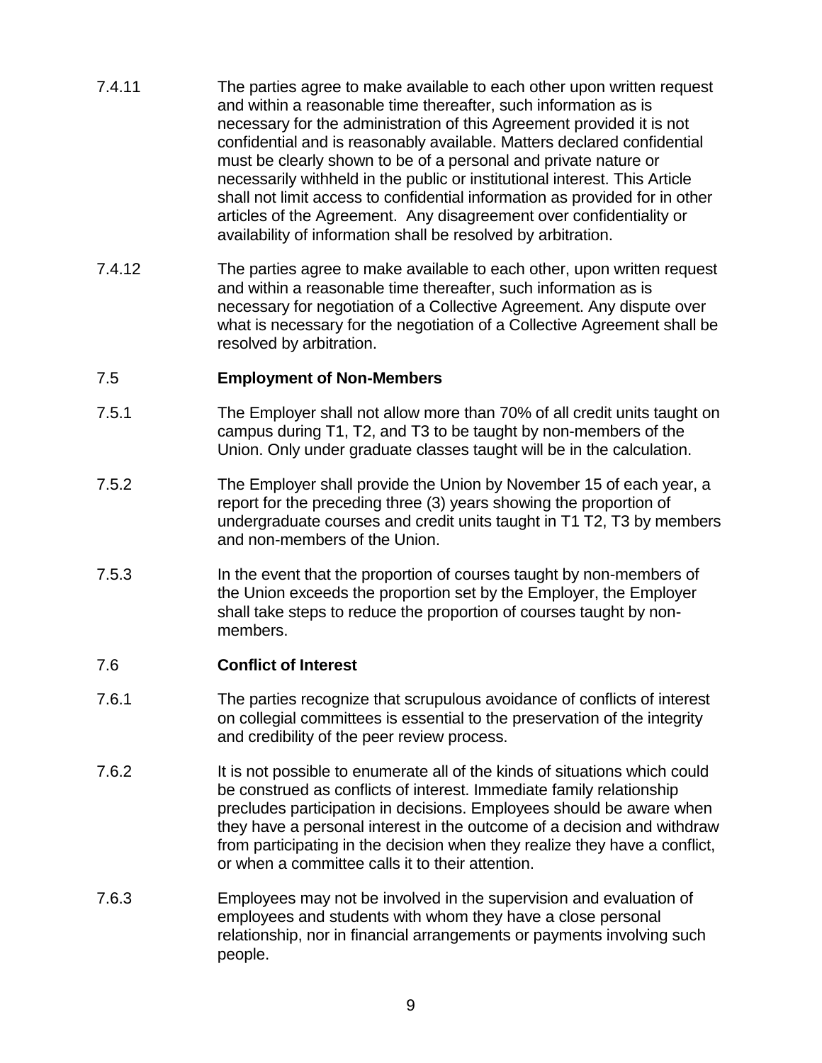7.4.11 The parties agree to make available to each other upon written request and within a reasonable time thereafter, such information as is necessary for the administration of this Agreement provided it is not confidential and is reasonably available. Matters declared confidential must be clearly shown to be of a personal and private nature or necessarily withheld in the public or institutional interest. This Article shall not limit access to confidential information as provided for in other articles of the Agreement. Any disagreement over confidentiality or availability of information shall be resolved by arbitration.

7.4.12 The parties agree to make available to each other, upon written request and within a reasonable time thereafter, such information as is necessary for negotiation of a Collective Agreement. Any dispute over what is necessary for the negotiation of a Collective Agreement shall be resolved by arbitration.

## 7.5 Employment of Non-Members

7.5.1 The Employer shall not allow more than 70% of all credit units taught on campus during T1, T2, and T3 to be taught by non-members of the Union. Only under graduate classes taught will be in the calculation.

7.5.2 The Employer shall provide the Union by November 15 of each year, a report for the preceding three (3) years showing the proportion of undergraduate courses and credit units taught in T1 T2, T3 by members and non-members of the Union.

7.5.3 In the event that the proportion of courses taught by non-members of the Union exceeds the proportion set by the Employer, the Employer shall take steps to reduce the proportion of courses taught by non-members.

## 7.6 Conflict of Interest

7.6.1 The parties recognize that scrupulous avoidance of conflicts of interest on collegial committees is essential to the preservation of the integrity and credibility of the peer review process.

7.6.2 It is not possible to enumerate all of the kinds of situations which could be construed as conflicts of interest. Immediate family relationship precludes participation in decisions. Employees should be aware when they have a personal interest in the outcome of a decision and withdraw from participating in the decision when they realize they have a conflict, or when a committee calls it to their attention.

7.6.3 Employees may not be involved in the supervision and evaluation of employees and students with whom they have a close personal relationship, nor in financial arrangements or payments involving such people.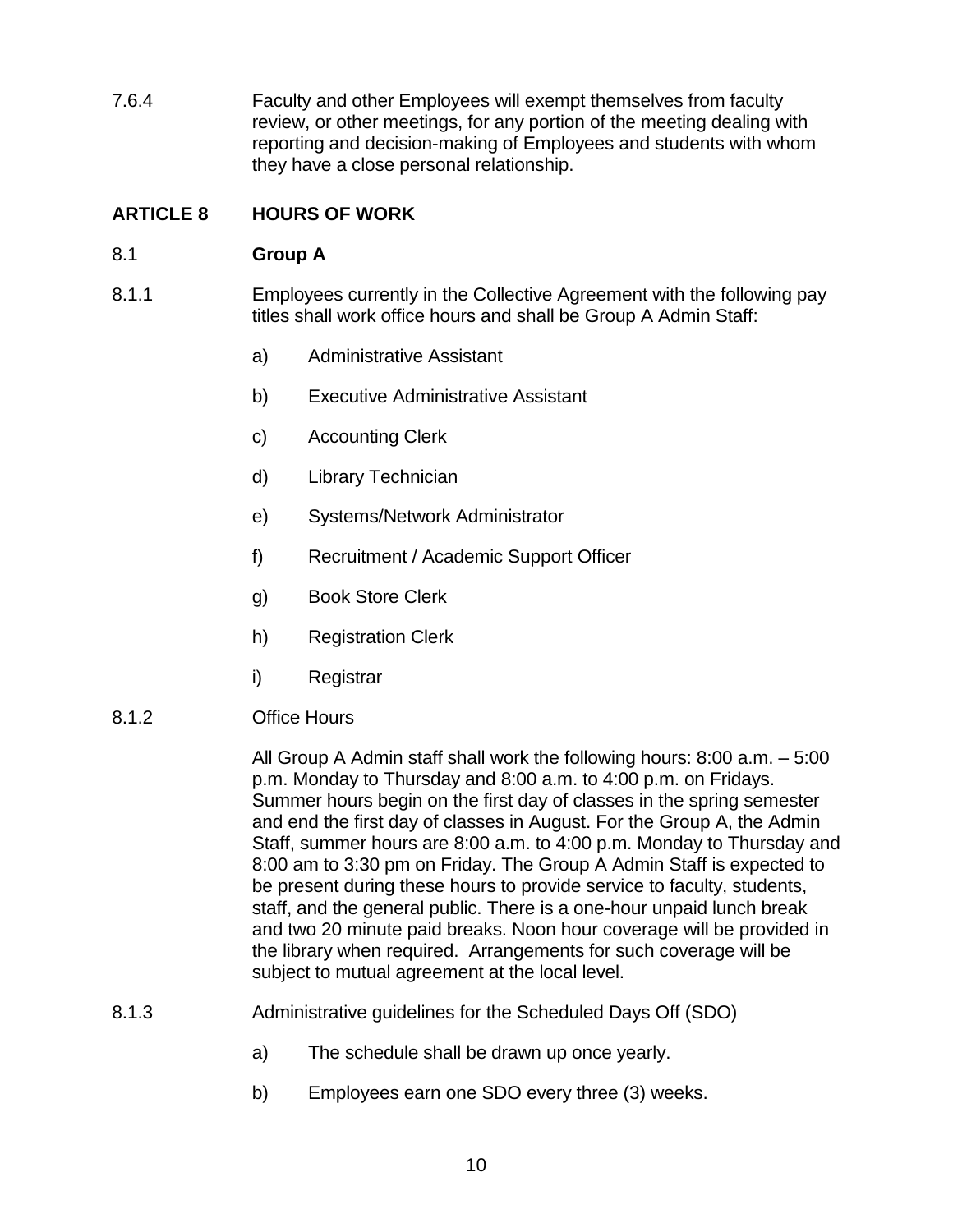7.6.4 Faculty and other Employees will exempt themselves from faculty review, or other meetings, for any portion of the meeting dealing with reporting and decision-making of Employees and students with whom they have a close personal relationship.

## ARTICLE 8 HOURS OF WORK

### 8.1 Group A

8.1.1 Employees currently in the Collective Agreement with the following pay titles shall work office hours and shall be Group A Admin Staff:

a) Administrative Assistant

b) Executive Administrative Assistant

c) Accounting Clerk

d) Library Technician

e) Systems/Network Administrator

f) Recruitment / Academic Support Officer

g) Book Store Clerk

h) Registration Clerk

i) Registrar

8.1.2 Office Hours

All Group A Admin staff shall work the following hours: 8:00 a.m. – 5:00 p.m. Monday to Thursday and 8:00 a.m. to 4:00 p.m. on Fridays. Summer hours begin on the first day of classes in the spring semester and end the first day of classes in August. For the Group A, the Admin Staff, summer hours are 8:00 a.m. to 4:00 p.m. Monday to Thursday and 8:00 am to 3:30 pm on Friday. The Group A Admin Staff is expected to be present during these hours to provide service to faculty, students, staff, and the general public. There is a one-hour unpaid lunch break and two 20 minute paid breaks. Noon hour coverage will be provided in the library when required. Arrangements for such coverage will be subject to mutual agreement at the local level.

8.1.3 Administrative guidelines for the Scheduled Days Off (SDO)

a) The schedule shall be drawn up once yearly.

b) Employees earn one SDO every three (3) weeks.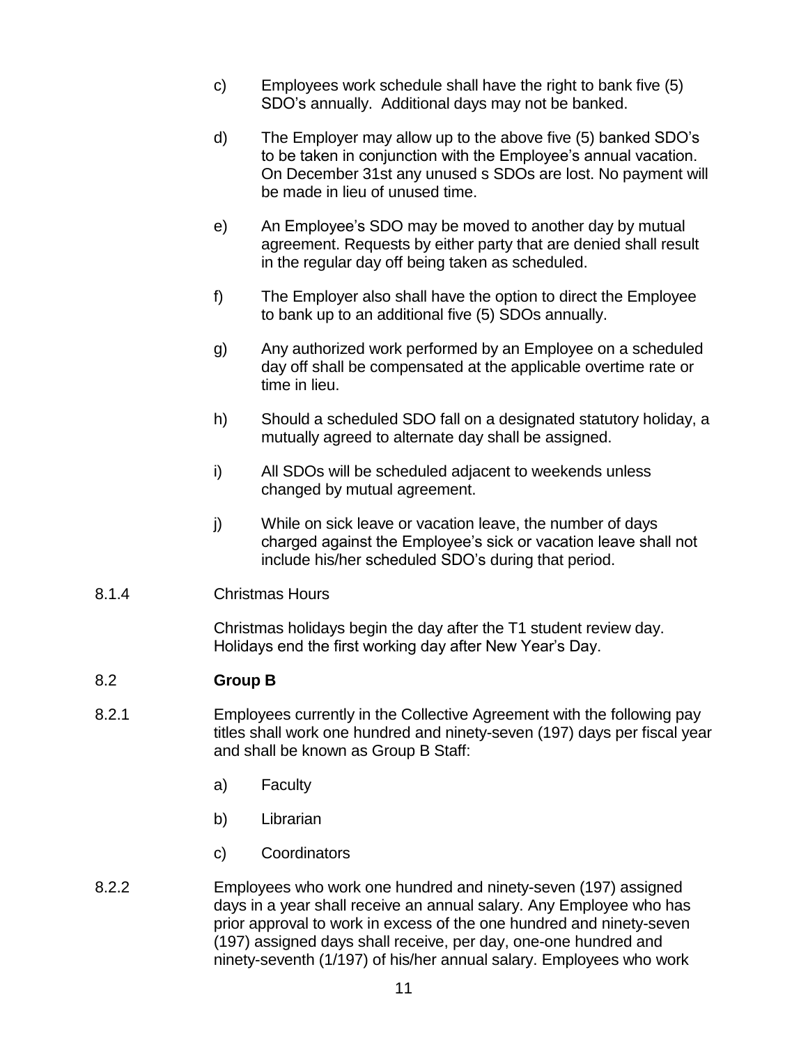c) Employees work schedule shall have the right to bank five (5) SDO's annually. Additional days may not be banked.

d) The Employer may allow up to the above five (5) banked SDO's to be taken in conjunction with the Employee's annual vacation. On December 31st any unused s SDOs are lost. No payment will be made in lieu of unused time.

e) An Employee's SDO may be moved to another day by mutual agreement. Requests by either party that are denied shall result in the regular day off being taken as scheduled.

f) The Employer also shall have the option to direct the Employee to bank up to an additional five (5) SDOs annually.

g) Any authorized work performed by an Employee on a scheduled day off shall be compensated at the applicable overtime rate or time in lieu.

h) Should a scheduled SDO fall on a designated statutory holiday, a mutually agreed to alternate day shall be assigned.

i) All SDOs will be scheduled adjacent to weekends unless changed by mutual agreement.

j) While on sick leave or vacation leave, the number of days charged against the Employee's sick or vacation leave shall not include his/her scheduled SDO's during that period.

8.1.4 Christmas Hours

Christmas holidays begin the day after the T1 student review day. Holidays end the first working day after New Year's Day.

8.2 **Group B**

8.2.1 Employees currently in the Collective Agreement with the following pay titles shall work one hundred and ninety-seven (197) days per fiscal year and shall be known as Group B Staff:

a) Faculty

b) Librarian

c) Coordinators

8.2.2 Employees who work one hundred and ninety-seven (197) assigned days in a year shall receive an annual salary. Any Employee who has prior approval to work in excess of the one hundred and ninety-seven (197) assigned days shall receive, per day, one-one hundred and ninety-seventh (1/197) of his/her annual salary. Employees who work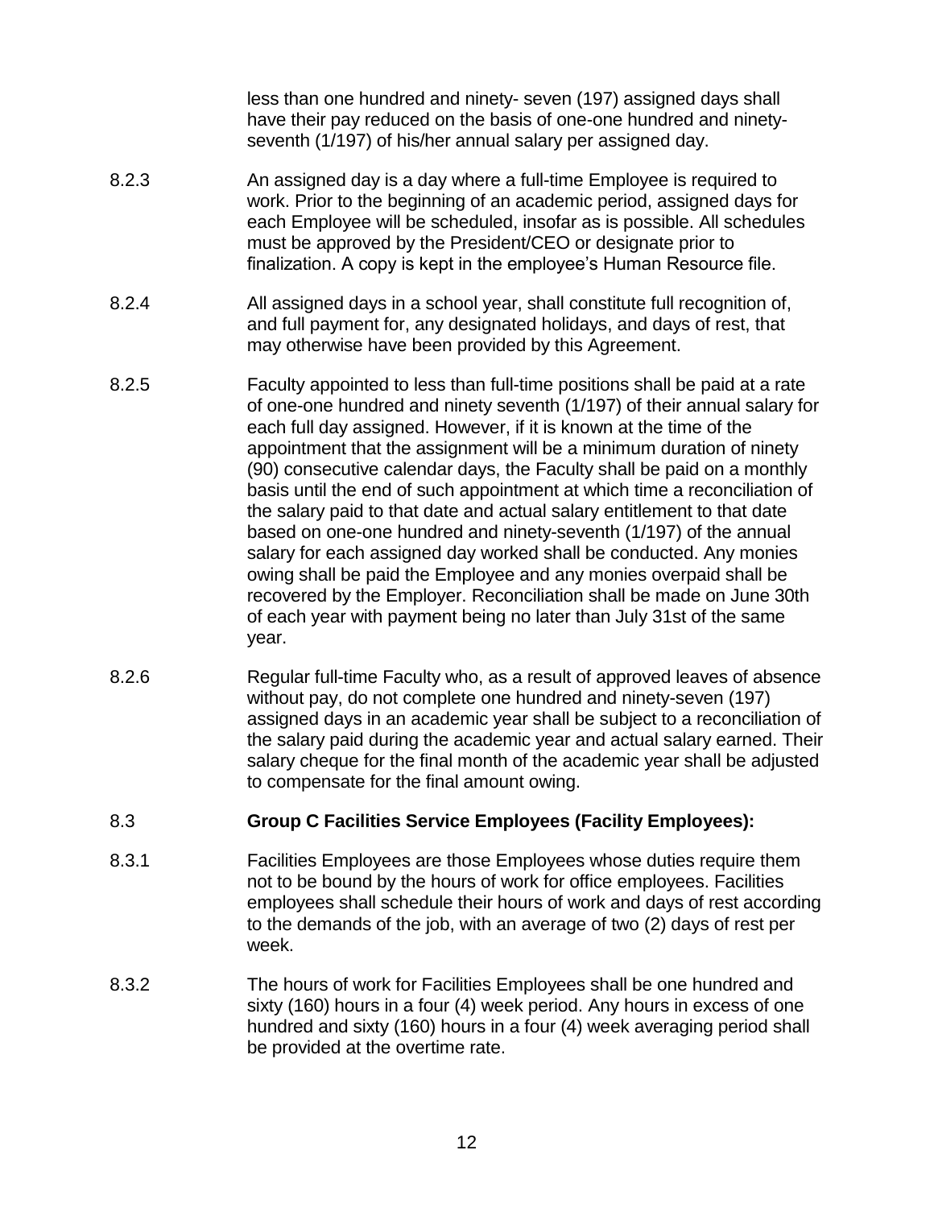less than one hundred and ninety- seven (197) assigned days shall have their pay reduced on the basis of one-one hundred and ninety-seventh (1/197) of his/her annual salary per assigned day.

8.2.3 An assigned day is a day where a full-time Employee is required to work. Prior to the beginning of an academic period, assigned days for each Employee will be scheduled, insofar as is possible. All schedules must be approved by the President/CEO or designate prior to finalization. A copy is kept in the employee's Human Resource file.

8.2.4 All assigned days in a school year, shall constitute full recognition of, and full payment for, any designated holidays, and days of rest, that may otherwise have been provided by this Agreement.

8.2.5 Faculty appointed to less than full-time positions shall be paid at a rate of one-one hundred and ninety seventh (1/197) of their annual salary for each full day assigned. However, if it is known at the time of the appointment that the assignment will be a minimum duration of ninety (90) consecutive calendar days, the Faculty shall be paid on a monthly basis until the end of such appointment at which time a reconciliation of the salary paid to that date and actual salary entitlement to that date based on one-one hundred and ninety-seventh (1/197) of the annual salary for each assigned day worked shall be conducted. Any monies owing shall be paid the Employee and any monies overpaid shall be recovered by the Employer. Reconciliation shall be made on June 30th of each year with payment being no later than July 31st of the same year.

8.2.6 Regular full-time Faculty who, as a result of approved leaves of absence without pay, do not complete one hundred and ninety-seven (197) assigned days in an academic year shall be subject to a reconciliation of the salary paid during the academic year and actual salary earned. Their salary cheque for the final month of the academic year shall be adjusted to compensate for the final amount owing.

### 8.3 Group C Facilities Service Employees (Facility Employees):

8.3.1 Facilities Employees are those Employees whose duties require them not to be bound by the hours of work for office employees. Facilities employees shall schedule their hours of work and days of rest according to the demands of the job, with an average of two (2) days of rest per week.

8.3.2 The hours of work for Facilities Employees shall be one hundred and sixty (160) hours in a four (4) week period. Any hours in excess of one hundred and sixty (160) hours in a four (4) week averaging period shall be provided at the overtime rate.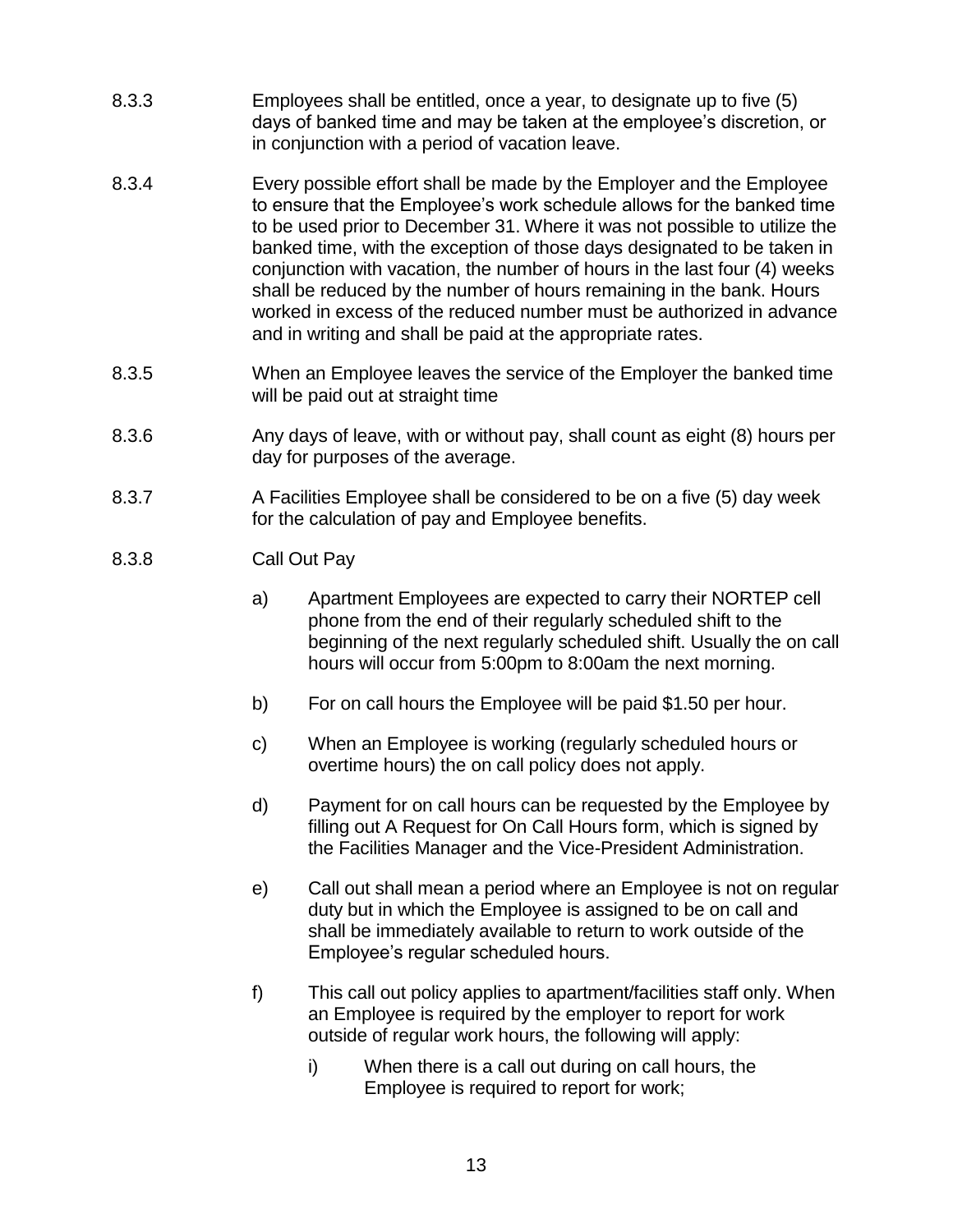8.3.3 Employees shall be entitled, once a year, to designate up to five (5) days of banked time and may be taken at the employee's discretion, or in conjunction with a period of vacation leave.

8.3.4 Every possible effort shall be made by the Employer and the Employee to ensure that the Employee's work schedule allows for the banked time to be used prior to December 31. Where it was not possible to utilize the banked time, with the exception of those days designated to be taken in conjunction with vacation, the number of hours in the last four (4) weeks shall be reduced by the number of hours remaining in the bank. Hours worked in excess of the reduced number must be authorized in advance and in writing and shall be paid at the appropriate rates.

8.3.5 When an Employee leaves the service of the Employer the banked time will be paid out at straight time

8.3.6 Any days of leave, with or without pay, shall count as eight (8) hours per day for purposes of the average.

8.3.7 A Facilities Employee shall be considered to be on a five (5) day week for the calculation of pay and Employee benefits.

8.3.8 Call Out Pay

a) Apartment Employees are expected to carry their NORTEP cell phone from the end of their regularly scheduled shift to the beginning of the next regularly scheduled shift. Usually the on call hours will occur from 5:00pm to 8:00am the next morning.

b) For on call hours the Employee will be paid $1.50 per hour.

c) When an Employee is working (regularly scheduled hours or overtime hours) the on call policy does not apply.

d) Payment for on call hours can be requested by the Employee by filling out A Request for On Call Hours form, which is signed by the Facilities Manager and the Vice-President Administration.

e) Call out shall mean a period where an Employee is not on regular duty but in which the Employee is assigned to be on call and shall be immediately available to return to work outside of the Employee's regular scheduled hours.

f) This call out policy applies to apartment/facilities staff only. When an Employee is required by the employer to report for work outside of regular work hours, the following will apply:

   i) When there is a call out during on call hours, the Employee is required to report for work;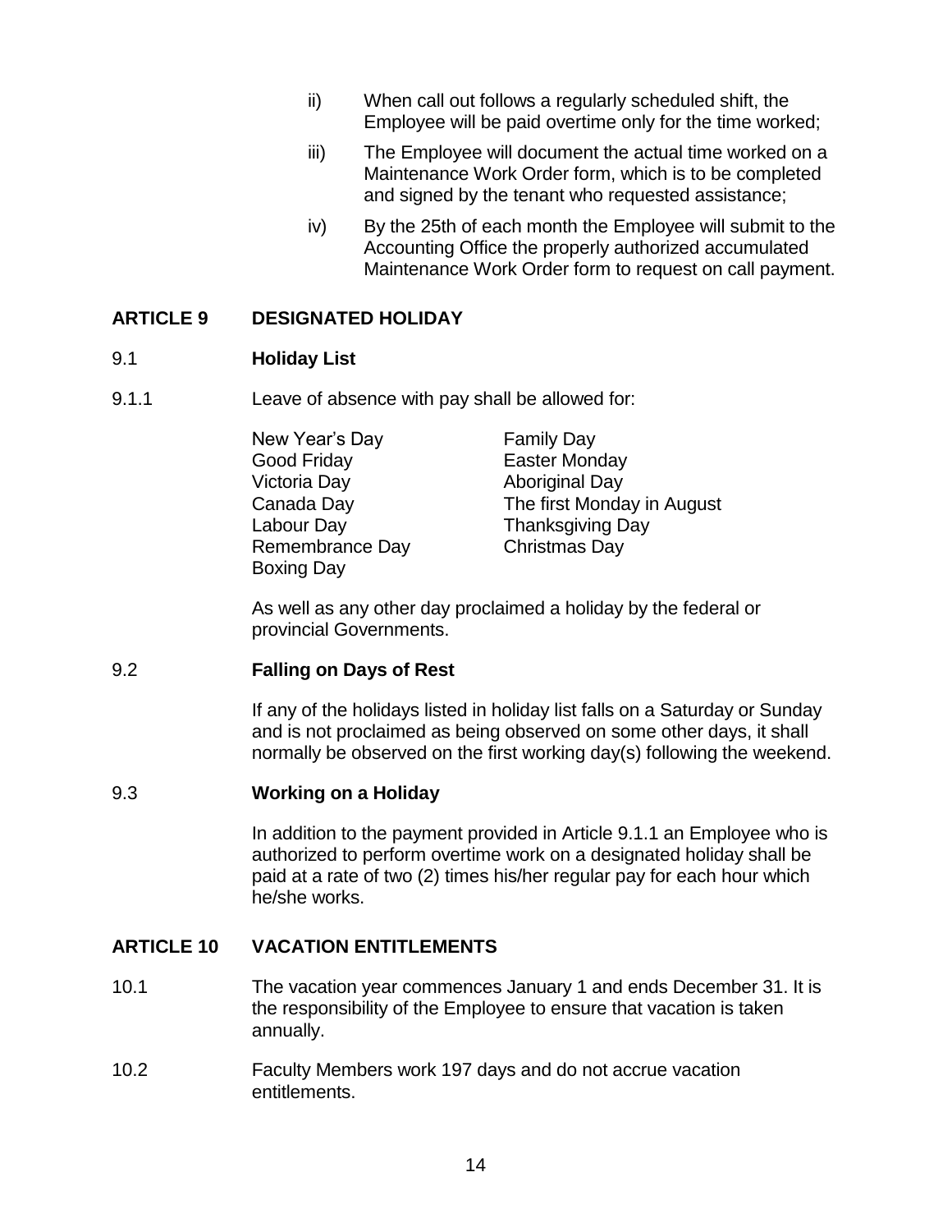ii) When call out follows a regularly scheduled shift, the Employee will be paid overtime only for the time worked;

iii) The Employee will document the actual time worked on a Maintenance Work Order form, which is to be completed and signed by the tenant who requested assistance;

iv) By the 25th of each month the Employee will submit to the Accounting Office the properly authorized accumulated Maintenance Work Order form to request on call payment.

## ARTICLE 9 DESIGNATED HOLIDAY

### 9.1 Holiday List

9.1.1 Leave of absence with pay shall be allowed for:

| | |
|---|---|
| New Year's Day | Family Day |
| Good Friday | Easter Monday |
| Victoria Day | Aboriginal Day |
| Canada Day | The first Monday in August |
| Labour Day | Thanksgiving Day |
| Remembrance Day | Christmas Day |
| Boxing Day | |

As well as any other day proclaimed a holiday by the federal or provincial Governments.

### 9.2 Falling on Days of Rest

If any of the holidays listed in holiday list falls on a Saturday or Sunday and is not proclaimed as being observed on some other days, it shall normally be observed on the first working day(s) following the weekend.

### 9.3 Working on a Holiday

In addition to the payment provided in Article 9.1.1 an Employee who is authorized to perform overtime work on a designated holiday shall be paid at a rate of two (2) times his/her regular pay for each hour which he/she works.

## ARTICLE 10 VACATION ENTITLEMENTS

10.1 The vacation year commences January 1 and ends December 31. It is the responsibility of the Employee to ensure that vacation is taken annually.

10.2 Faculty Members work 197 days and do not accrue vacation entitlements.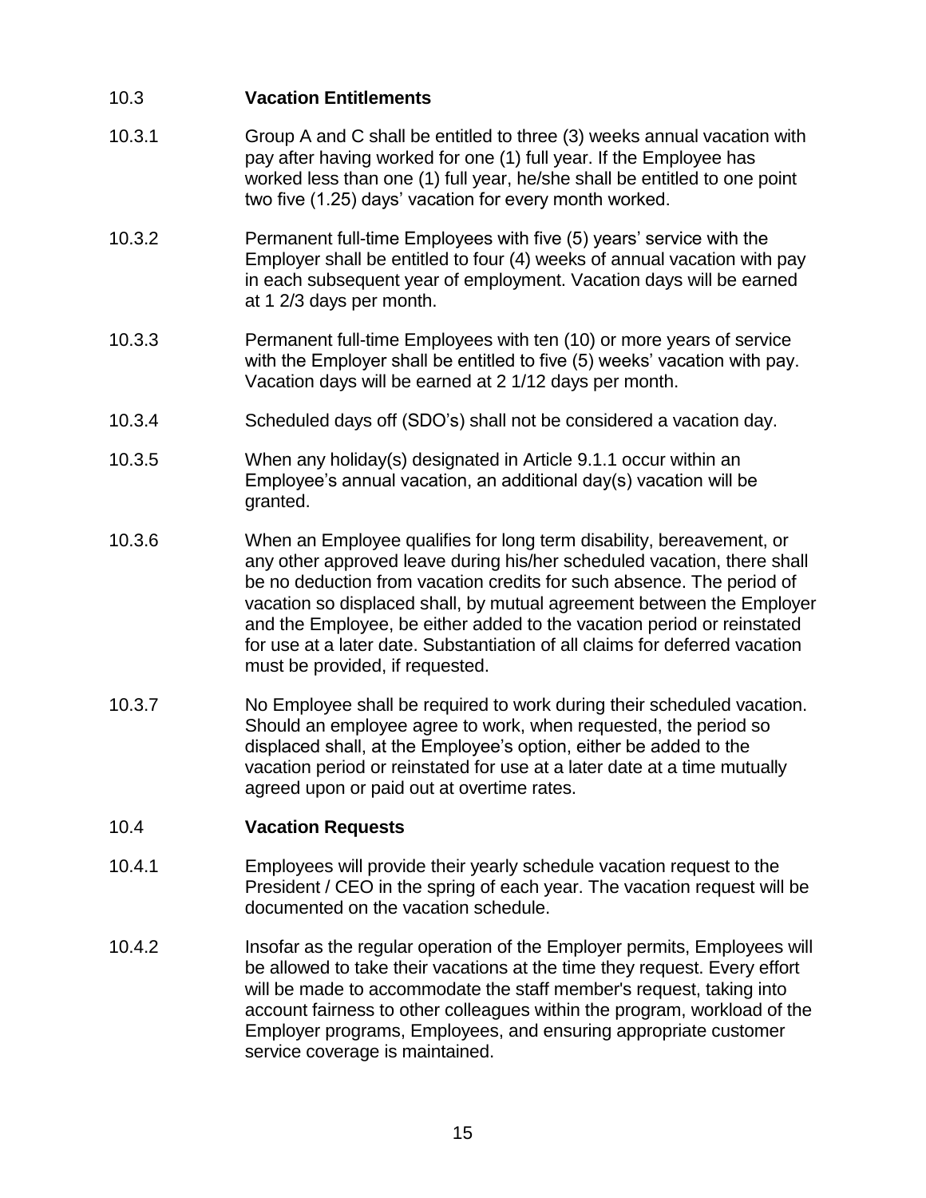## 10.3 **Vacation Entitlements**

10.3.1 Group A and C shall be entitled to three (3) weeks annual vacation with pay after having worked for one (1) full year. If the Employee has worked less than one (1) full year, he/she shall be entitled to one point two five (1.25) days' vacation for every month worked.

10.3.2 Permanent full-time Employees with five (5) years' service with the Employer shall be entitled to four (4) weeks of annual vacation with pay in each subsequent year of employment. Vacation days will be earned at 1 2/3 days per month.

10.3.3 Permanent full-time Employees with ten (10) or more years of service with the Employer shall be entitled to five (5) weeks' vacation with pay. Vacation days will be earned at 2 1/12 days per month.

10.3.4 Scheduled days off (SDO's) shall not be considered a vacation day.

10.3.5 When any holiday(s) designated in Article 9.1.1 occur within an Employee's annual vacation, an additional day(s) vacation will be granted.

10.3.6 When an Employee qualifies for long term disability, bereavement, or any other approved leave during his/her scheduled vacation, there shall be no deduction from vacation credits for such absence. The period of vacation so displaced shall, by mutual agreement between the Employer and the Employee, be either added to the vacation period or reinstated for use at a later date. Substantiation of all claims for deferred vacation must be provided, if requested.

10.3.7 No Employee shall be required to work during their scheduled vacation. Should an employee agree to work, when requested, the period so displaced shall, at the Employee's option, either be added to the vacation period or reinstated for use at a later date at a time mutually agreed upon or paid out at overtime rates.

## 10.4 **Vacation Requests**

10.4.1 Employees will provide their yearly schedule vacation request to the President / CEO in the spring of each year. The vacation request will be documented on the vacation schedule.

10.4.2 Insofar as the regular operation of the Employer permits, Employees will be allowed to take their vacations at the time they request. Every effort will be made to accommodate the staff member's request, taking into account fairness to other colleagues within the program, workload of the Employer programs, Employees, and ensuring appropriate customer service coverage is maintained.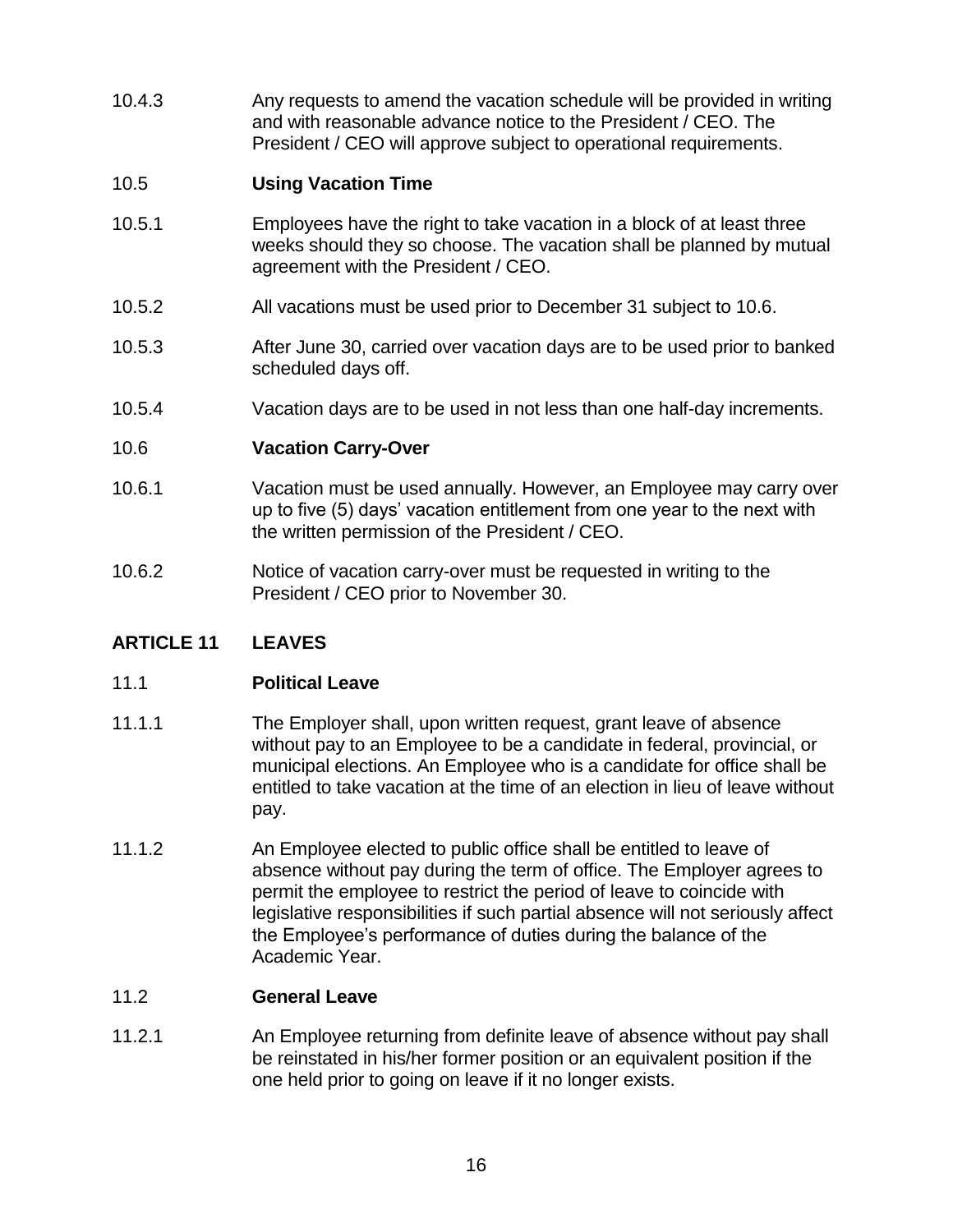10.4.3 Any requests to amend the vacation schedule will be provided in writing and with reasonable advance notice to the President / CEO. The President / CEO will approve subject to operational requirements.

10.5 **Using Vacation Time**

10.5.1 Employees have the right to take vacation in a block of at least three weeks should they so choose. The vacation shall be planned by mutual agreement with the President / CEO.

10.5.2 All vacations must be used prior to December 31 subject to 10.6.

10.5.3 After June 30, carried over vacation days are to be used prior to banked scheduled days off.

10.5.4 Vacation days are to be used in not less than one half-day increments.

10.6 **Vacation Carry-Over**

10.6.1 Vacation must be used annually. However, an Employee may carry over up to five (5) days' vacation entitlement from one year to the next with the written permission of the President / CEO.

10.6.2 Notice of vacation carry-over must be requested in writing to the President / CEO prior to November 30.

## ARTICLE 11 LEAVES

11.1 **Political Leave**

11.1.1 The Employer shall, upon written request, grant leave of absence without pay to an Employee to be a candidate in federal, provincial, or municipal elections. An Employee who is a candidate for office shall be entitled to take vacation at the time of an election in lieu of leave without pay.

11.1.2 An Employee elected to public office shall be entitled to leave of absence without pay during the term of office. The Employer agrees to permit the employee to restrict the period of leave to coincide with legislative responsibilities if such partial absence will not seriously affect the Employee's performance of duties during the balance of the Academic Year.

11.2 **General Leave**

11.2.1 An Employee returning from definite leave of absence without pay shall be reinstated in his/her former position or an equivalent position if the one held prior to going on leave if it no longer exists.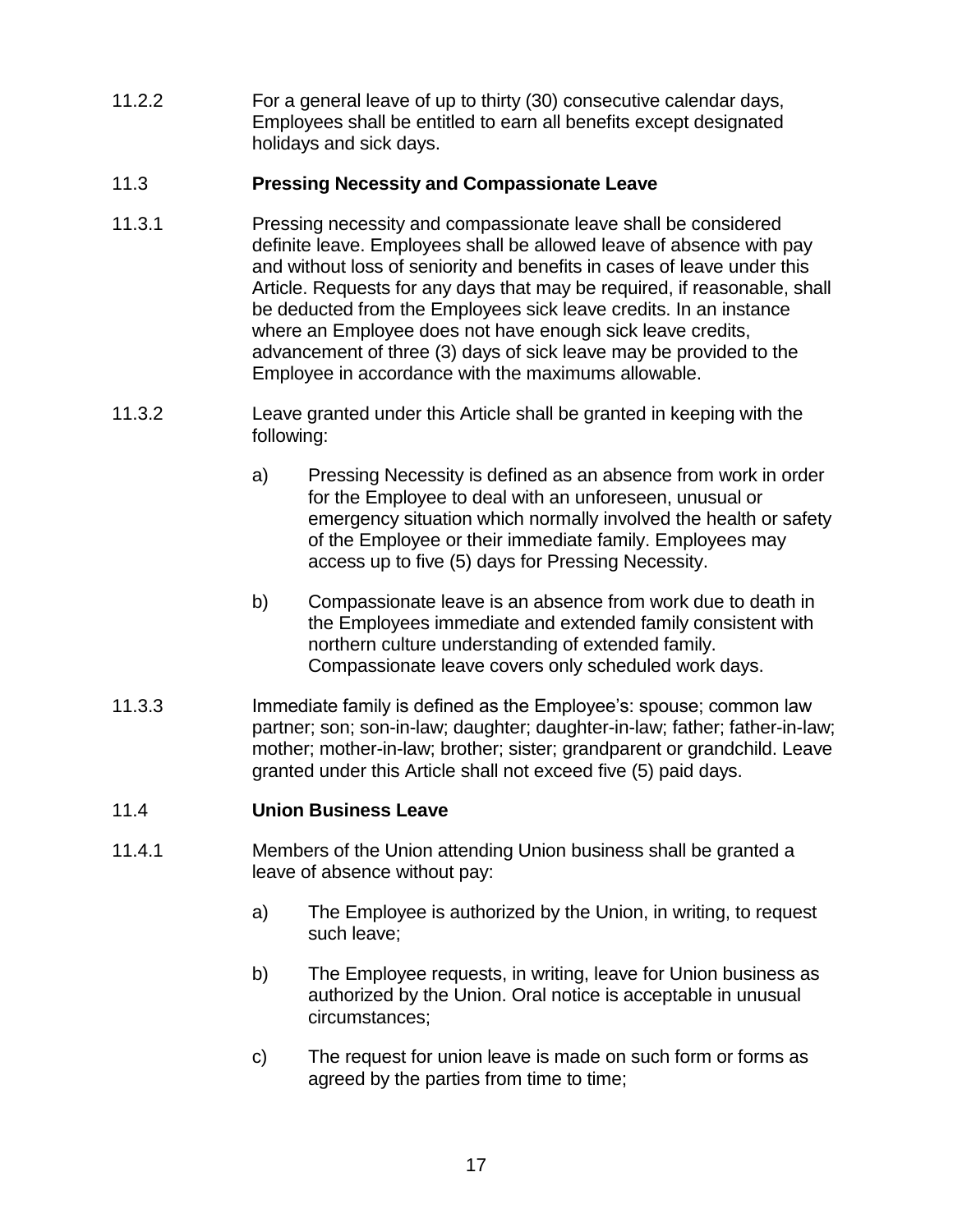11.2.2 For a general leave of up to thirty (30) consecutive calendar days, Employees shall be entitled to earn all benefits except designated holidays and sick days.

### 11.3 Pressing Necessity and Compassionate Leave

11.3.1 Pressing necessity and compassionate leave shall be considered definite leave. Employees shall be allowed leave of absence with pay and without loss of seniority and benefits in cases of leave under this Article. Requests for any days that may be required, if reasonable, shall be deducted from the Employees sick leave credits. In an instance where an Employee does not have enough sick leave credits, advancement of three (3) days of sick leave may be provided to the Employee in accordance with the maximums allowable.

11.3.2 Leave granted under this Article shall be granted in keeping with the following:

a) Pressing Necessity is defined as an absence from work in order for the Employee to deal with an unforeseen, unusual or emergency situation which normally involved the health or safety of the Employee or their immediate family. Employees may access up to five (5) days for Pressing Necessity.

b) Compassionate leave is an absence from work due to death in the Employees immediate and extended family consistent with northern culture understanding of extended family. Compassionate leave covers only scheduled work days.

11.3.3 Immediate family is defined as the Employee's: spouse; common law partner; son; son-in-law; daughter; daughter-in-law; father; father-in-law; mother; mother-in-law; brother; sister; grandparent or grandchild. Leave granted under this Article shall not exceed five (5) paid days.

### 11.4 Union Business Leave

11.4.1 Members of the Union attending Union business shall be granted a leave of absence without pay:

a) The Employee is authorized by the Union, in writing, to request such leave;

b) The Employee requests, in writing, leave for Union business as authorized by the Union. Oral notice is acceptable in unusual circumstances;

c) The request for union leave is made on such form or forms as agreed by the parties from time to time;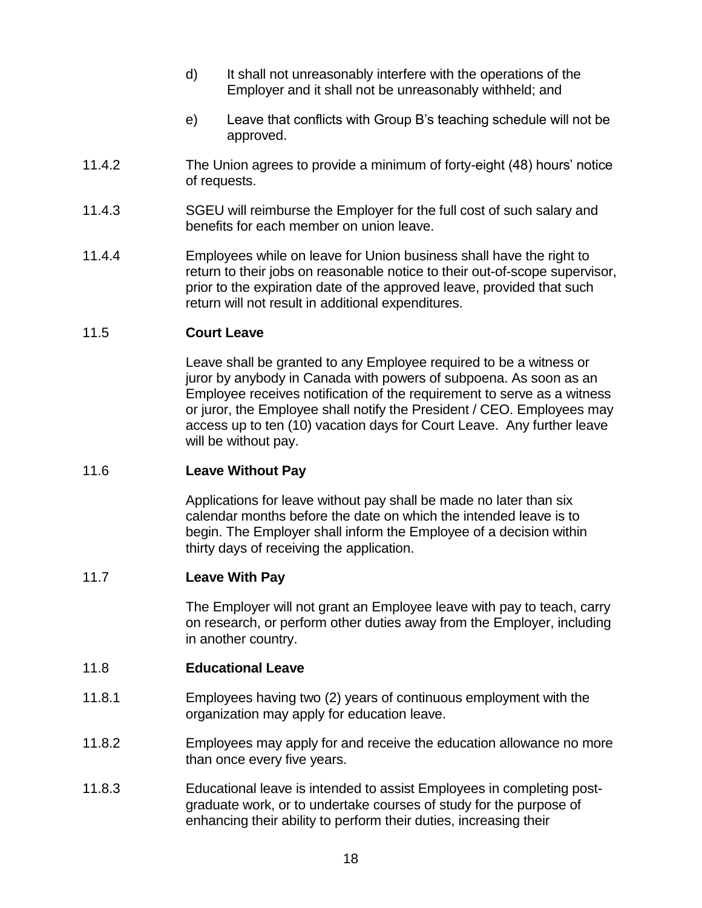d) It shall not unreasonably interfere with the operations of the Employer and it shall not be unreasonably withheld; and

e) Leave that conflicts with Group B's teaching schedule will not be approved.

11.4.2 The Union agrees to provide a minimum of forty-eight (48) hours' notice of requests.

11.4.3 SGEU will reimburse the Employer for the full cost of such salary and benefits for each member on union leave.

11.4.4 Employees while on leave for Union business shall have the right to return to their jobs on reasonable notice to their out-of-scope supervisor, prior to the expiration date of the approved leave, provided that such return will not result in additional expenditures.

### 11.5 Court Leave

Leave shall be granted to any Employee required to be a witness or juror by anybody in Canada with powers of subpoena. As soon as an Employee receives notification of the requirement to serve as a witness or juror, the Employee shall notify the President / CEO. Employees may access up to ten (10) vacation days for Court Leave. Any further leave will be without pay.

### 11.6 Leave Without Pay

Applications for leave without pay shall be made no later than six calendar months before the date on which the intended leave is to begin. The Employer shall inform the Employee of a decision within thirty days of receiving the application.

### 11.7 Leave With Pay

The Employer will not grant an Employee leave with pay to teach, carry on research, or perform other duties away from the Employer, including in another country.

### 11.8 Educational Leave

11.8.1 Employees having two (2) years of continuous employment with the organization may apply for education leave.

11.8.2 Employees may apply for and receive the education allowance no more than once every five years.

11.8.3 Educational leave is intended to assist Employees in completing post-graduate work, or to undertake courses of study for the purpose of enhancing their ability to perform their duties, increasing their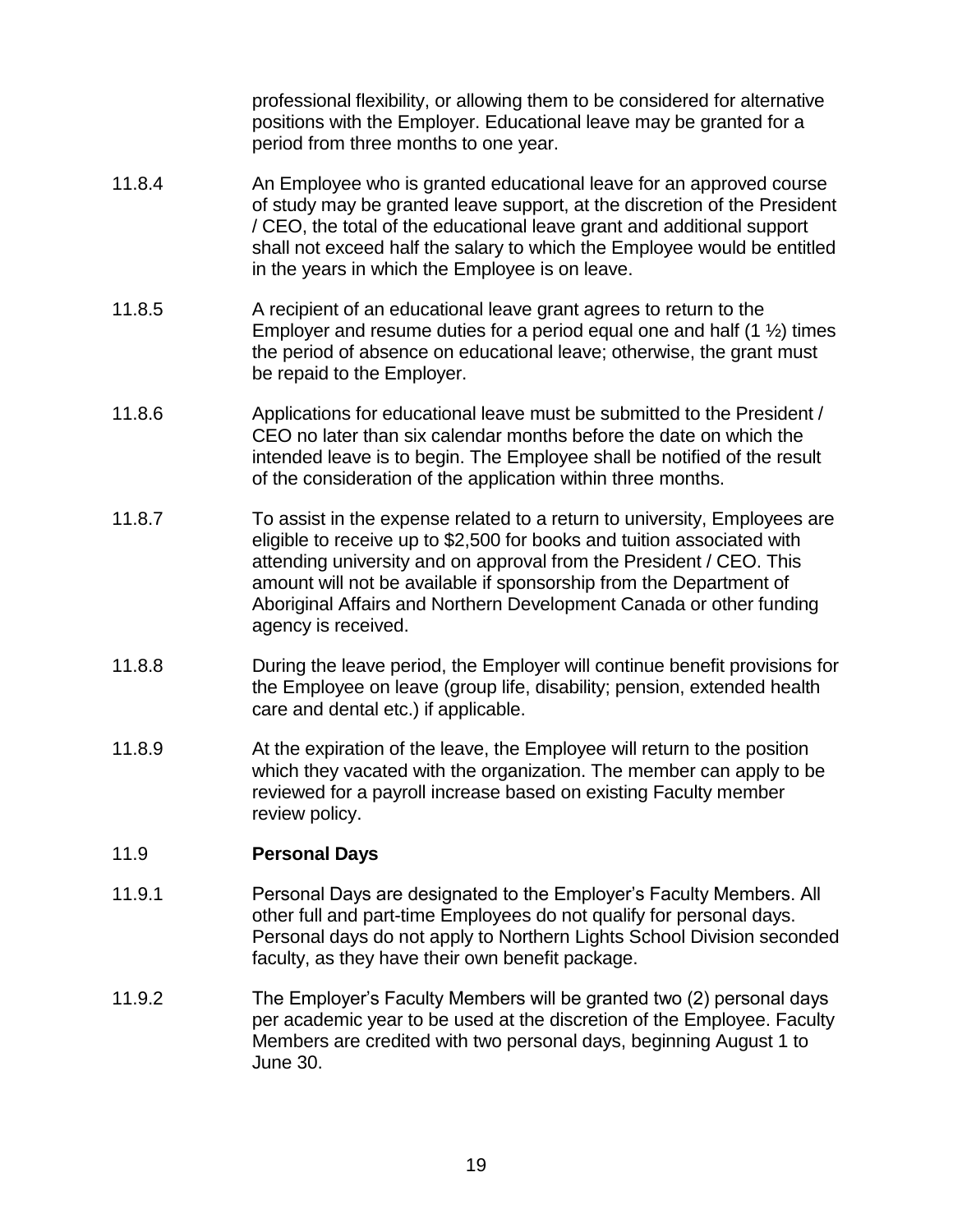professional flexibility, or allowing them to be considered for alternative positions with the Employer. Educational leave may be granted for a period from three months to one year.

11.8.4 An Employee who is granted educational leave for an approved course of study may be granted leave support, at the discretion of the President / CEO, the total of the educational leave grant and additional support shall not exceed half the salary to which the Employee would be entitled in the years in which the Employee is on leave.

11.8.5 A recipient of an educational leave grant agrees to return to the Employer and resume duties for a period equal one and half (1 ½) times the period of absence on educational leave; otherwise, the grant must be repaid to the Employer.

11.8.6 Applications for educational leave must be submitted to the President / CEO no later than six calendar months before the date on which the intended leave is to begin. The Employee shall be notified of the result of the consideration of the application within three months.

11.8.7 To assist in the expense related to a return to university, Employees are eligible to receive up to $2,500 for books and tuition associated with attending university and on approval from the President / CEO. This amount will not be available if sponsorship from the Department of Aboriginal Affairs and Northern Development Canada or other funding agency is received.

11.8.8 During the leave period, the Employer will continue benefit provisions for the Employee on leave (group life, disability; pension, extended health care and dental etc.) if applicable.

11.8.9 At the expiration of the leave, the Employee will return to the position which they vacated with the organization. The member can apply to be reviewed for a payroll increase based on existing Faculty member review policy.

## 11.9 Personal Days

11.9.1 Personal Days are designated to the Employer's Faculty Members. All other full and part-time Employees do not qualify for personal days. Personal days do not apply to Northern Lights School Division seconded faculty, as they have their own benefit package.

11.9.2 The Employer's Faculty Members will be granted two (2) personal days per academic year to be used at the discretion of the Employee. Faculty Members are credited with two personal days, beginning August 1 to June 30.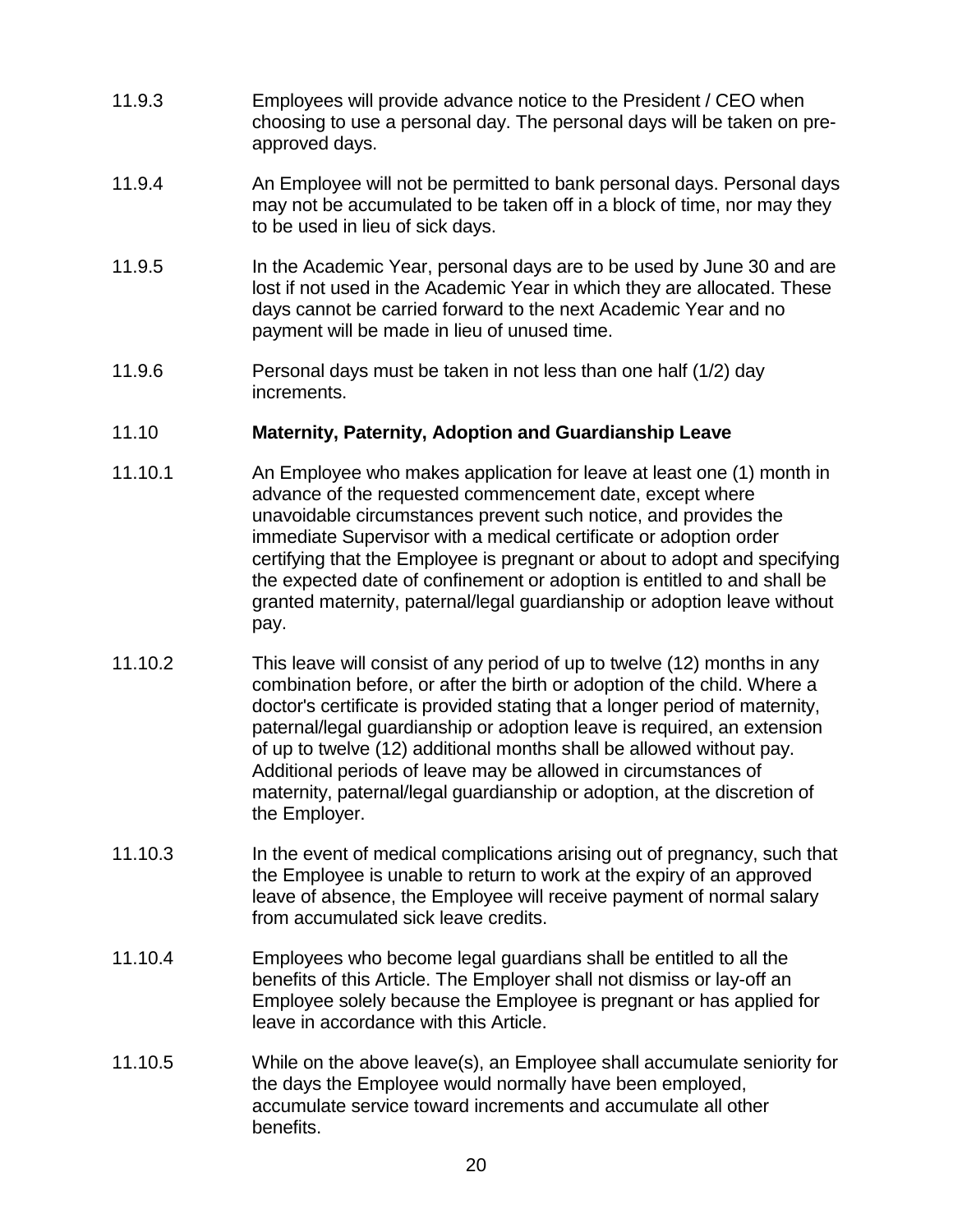11.9.3 Employees will provide advance notice to the President / CEO when choosing to use a personal day. The personal days will be taken on pre-approved days.

11.9.4 An Employee will not be permitted to bank personal days. Personal days may not be accumulated to be taken off in a block of time, nor may they to be used in lieu of sick days.

11.9.5 In the Academic Year, personal days are to be used by June 30 and are lost if not used in the Academic Year in which they are allocated. These days cannot be carried forward to the next Academic Year and no payment will be made in lieu of unused time.

11.9.6 Personal days must be taken in not less than one half (1/2) day increments.

### 11.10 Maternity, Paternity, Adoption and Guardianship Leave

11.10.1 An Employee who makes application for leave at least one (1) month in advance of the requested commencement date, except where unavoidable circumstances prevent such notice, and provides the immediate Supervisor with a medical certificate or adoption order certifying that the Employee is pregnant or about to adopt and specifying the expected date of confinement or adoption is entitled to and shall be granted maternity, paternal/legal guardianship or adoption leave without pay.

11.10.2 This leave will consist of any period of up to twelve (12) months in any combination before, or after the birth or adoption of the child. Where a doctor's certificate is provided stating that a longer period of maternity, paternal/legal guardianship or adoption leave is required, an extension of up to twelve (12) additional months shall be allowed without pay. Additional periods of leave may be allowed in circumstances of maternity, paternal/legal guardianship or adoption, at the discretion of the Employer.

11.10.3 In the event of medical complications arising out of pregnancy, such that the Employee is unable to return to work at the expiry of an approved leave of absence, the Employee will receive payment of normal salary from accumulated sick leave credits.

11.10.4 Employees who become legal guardians shall be entitled to all the benefits of this Article. The Employer shall not dismiss or lay-off an Employee solely because the Employee is pregnant or has applied for leave in accordance with this Article.

11.10.5 While on the above leave(s), an Employee shall accumulate seniority for the days the Employee would normally have been employed, accumulate service toward increments and accumulate all other benefits.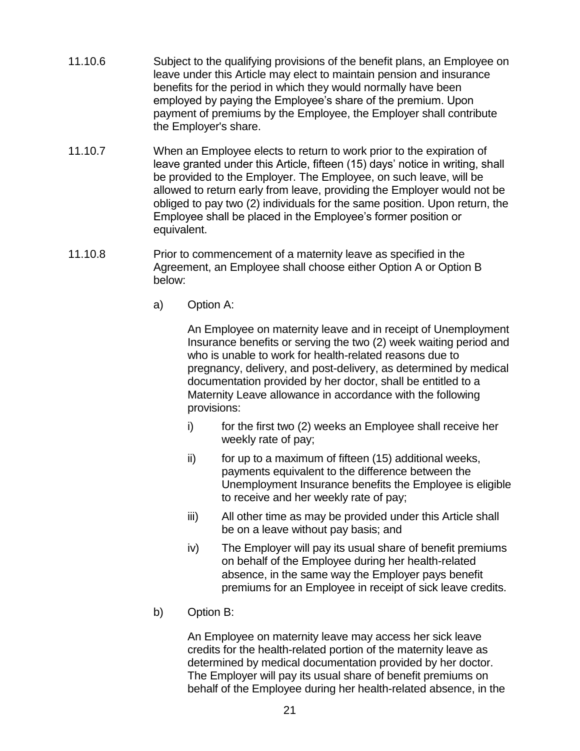11.10.6 Subject to the qualifying provisions of the benefit plans, an Employee on leave under this Article may elect to maintain pension and insurance benefits for the period in which they would normally have been employed by paying the Employee's share of the premium. Upon payment of premiums by the Employee, the Employer shall contribute the Employer's share.

11.10.7 When an Employee elects to return to work prior to the expiration of leave granted under this Article, fifteen (15) days' notice in writing, shall be provided to the Employer. The Employee, on such leave, will be allowed to return early from leave, providing the Employer would not be obliged to pay two (2) individuals for the same position. Upon return, the Employee shall be placed in the Employee's former position or equivalent.

11.10.8 Prior to commencement of a maternity leave as specified in the Agreement, an Employee shall choose either Option A or Option B below:

a) Option A:

An Employee on maternity leave and in receipt of Unemployment Insurance benefits or serving the two (2) week waiting period and who is unable to work for health-related reasons due to pregnancy, delivery, and post-delivery, as determined by medical documentation provided by her doctor, shall be entitled to a Maternity Leave allowance in accordance with the following provisions:

i) for the first two (2) weeks an Employee shall receive her weekly rate of pay;

ii) for up to a maximum of fifteen (15) additional weeks, payments equivalent to the difference between the Unemployment Insurance benefits the Employee is eligible to receive and her weekly rate of pay;

iii) All other time as may be provided under this Article shall be on a leave without pay basis; and

iv) The Employer will pay its usual share of benefit premiums on behalf of the Employee during her health-related absence, in the same way the Employer pays benefit premiums for an Employee in receipt of sick leave credits.

b) Option B:

An Employee on maternity leave may access her sick leave credits for the health-related portion of the maternity leave as determined by medical documentation provided by her doctor. The Employer will pay its usual share of benefit premiums on behalf of the Employee during her health-related absence, in the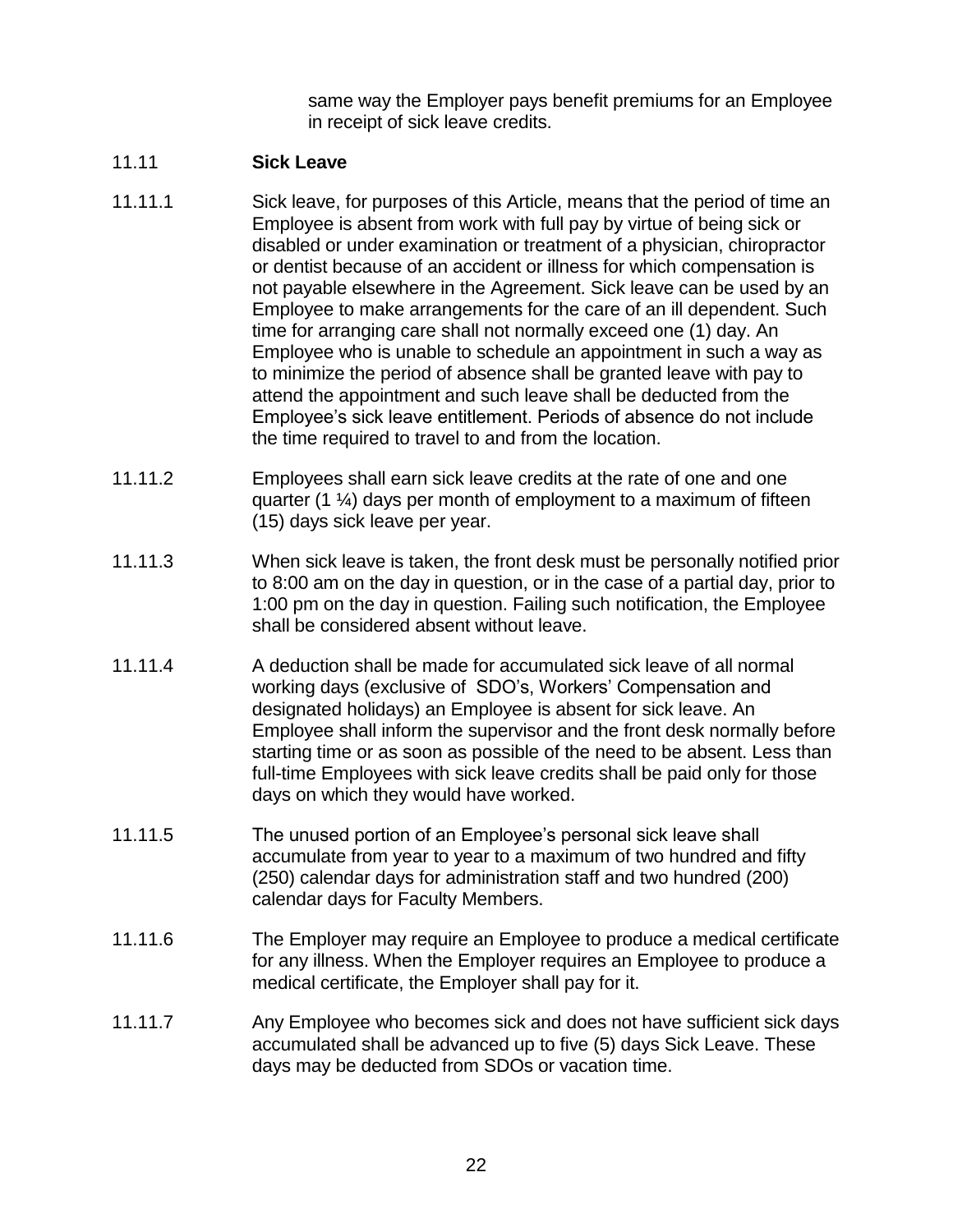same way the Employer pays benefit premiums for an Employee in receipt of sick leave credits.

### 11.11 **Sick Leave**

11.11.1 Sick leave, for purposes of this Article, means that the period of time an Employee is absent from work with full pay by virtue of being sick or disabled or under examination or treatment of a physician, chiropractor or dentist because of an accident or illness for which compensation is not payable elsewhere in the Agreement. Sick leave can be used by an Employee to make arrangements for the care of an ill dependent. Such time for arranging care shall not normally exceed one (1) day. An Employee who is unable to schedule an appointment in such a way as to minimize the period of absence shall be granted leave with pay to attend the appointment and such leave shall be deducted from the Employee's sick leave entitlement. Periods of absence do not include the time required to travel to and from the location.

11.11.2 Employees shall earn sick leave credits at the rate of one and one quarter (1 ¼) days per month of employment to a maximum of fifteen (15) days sick leave per year.

11.11.3 When sick leave is taken, the front desk must be personally notified prior to 8:00 am on the day in question, or in the case of a partial day, prior to 1:00 pm on the day in question. Failing such notification, the Employee shall be considered absent without leave.

11.11.4 A deduction shall be made for accumulated sick leave of all normal working days (exclusive of SDO's, Workers' Compensation and designated holidays) an Employee is absent for sick leave. An Employee shall inform the supervisor and the front desk normally before starting time or as soon as possible of the need to be absent. Less than full-time Employees with sick leave credits shall be paid only for those days on which they would have worked.

11.11.5 The unused portion of an Employee's personal sick leave shall accumulate from year to year to a maximum of two hundred and fifty (250) calendar days for administration staff and two hundred (200) calendar days for Faculty Members.

11.11.6 The Employer may require an Employee to produce a medical certificate for any illness. When the Employer requires an Employee to produce a medical certificate, the Employer shall pay for it.

11.11.7 Any Employee who becomes sick and does not have sufficient sick days accumulated shall be advanced up to five (5) days Sick Leave. These days may be deducted from SDOs or vacation time.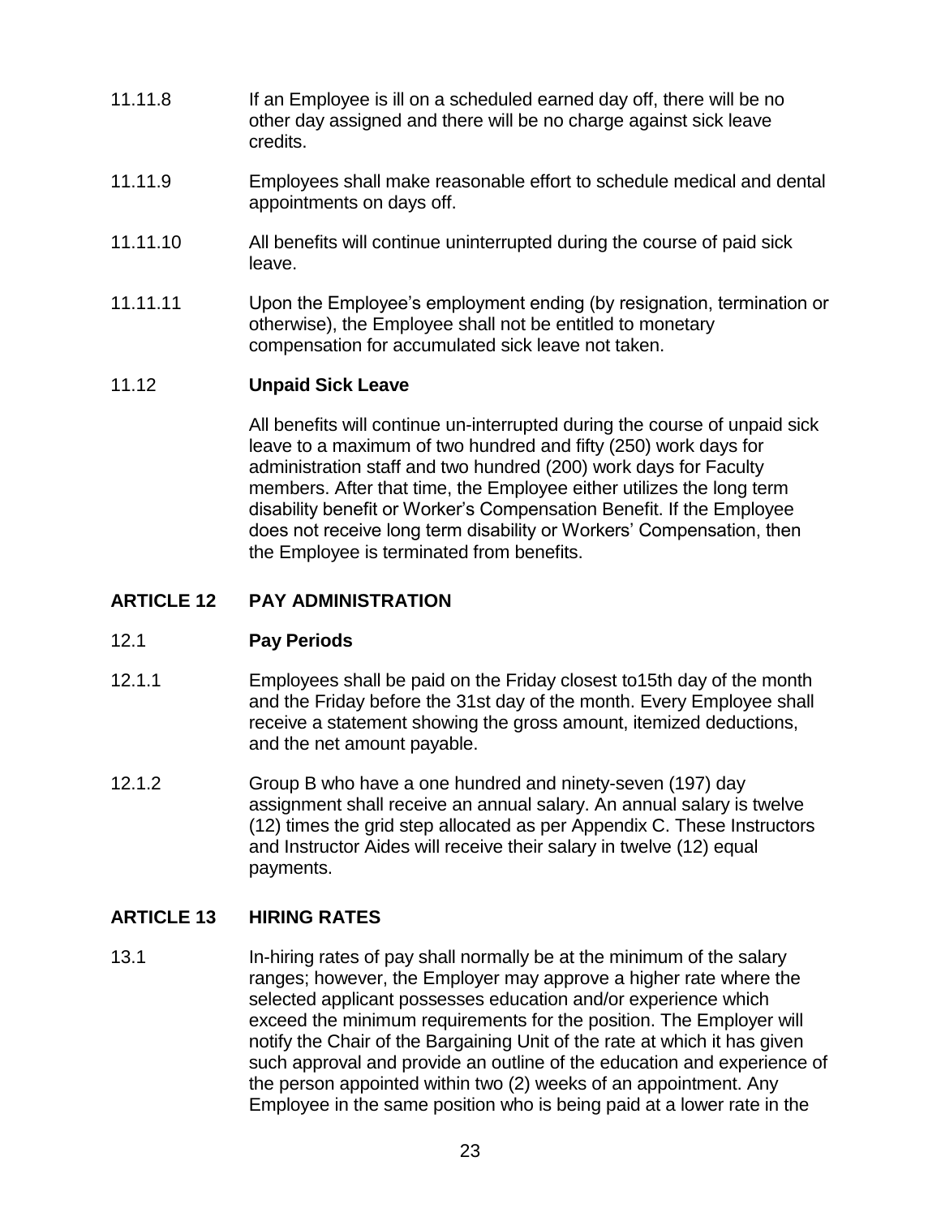11.11.8 If an Employee is ill on a scheduled earned day off, there will be no other day assigned and there will be no charge against sick leave credits.

11.11.9 Employees shall make reasonable effort to schedule medical and dental appointments on days off.

11.11.10 All benefits will continue uninterrupted during the course of paid sick leave.

11.11.11 Upon the Employee's employment ending (by resignation, termination or otherwise), the Employee shall not be entitled to monetary compensation for accumulated sick leave not taken.

### 11.12 **Unpaid Sick Leave**

All benefits will continue un-interrupted during the course of unpaid sick leave to a maximum of two hundred and fifty (250) work days for administration staff and two hundred (200) work days for Faculty members. After that time, the Employee either utilizes the long term disability benefit or Worker's Compensation Benefit. If the Employee does not receive long term disability or Workers' Compensation, then the Employee is terminated from benefits.

## ARTICLE 12 PAY ADMINISTRATION

### 12.1 **Pay Periods**

12.1.1 Employees shall be paid on the Friday closest to15th day of the month and the Friday before the 31st day of the month. Every Employee shall receive a statement showing the gross amount, itemized deductions, and the net amount payable.

12.1.2 Group B who have a one hundred and ninety-seven (197) day assignment shall receive an annual salary. An annual salary is twelve (12) times the grid step allocated as per Appendix C. These Instructors and Instructor Aides will receive their salary in twelve (12) equal payments.

## ARTICLE 13 HIRING RATES

13.1 In-hiring rates of pay shall normally be at the minimum of the salary ranges; however, the Employer may approve a higher rate where the selected applicant possesses education and/or experience which exceed the minimum requirements for the position. The Employer will notify the Chair of the Bargaining Unit of the rate at which it has given such approval and provide an outline of the education and experience of the person appointed within two (2) weeks of an appointment. Any Employee in the same position who is being paid at a lower rate in the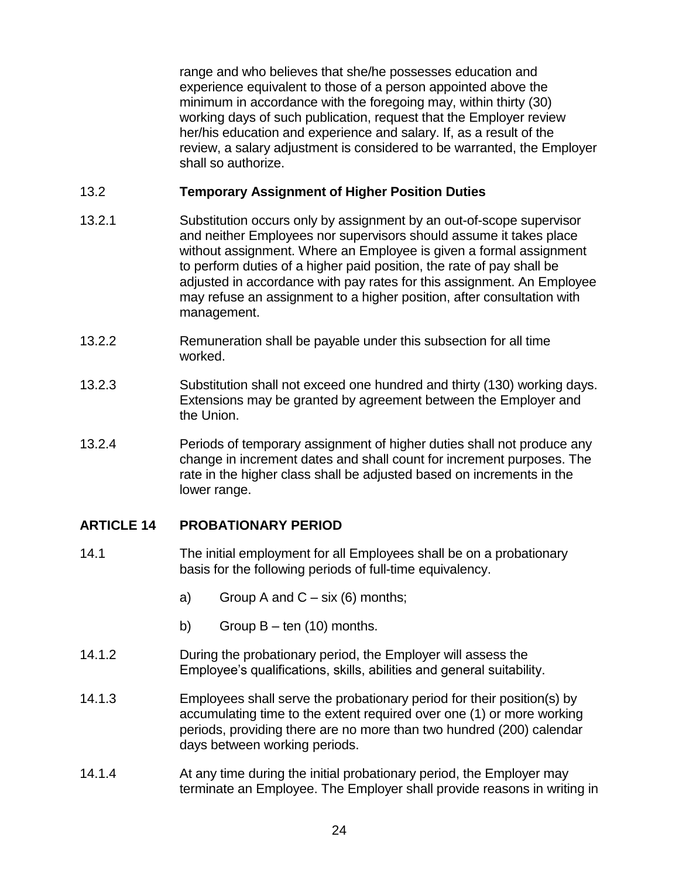range and who believes that she/he possesses education and experience equivalent to those of a person appointed above the minimum in accordance with the foregoing may, within thirty (30) working days of such publication, request that the Employer review her/his education and experience and salary. If, as a result of the review, a salary adjustment is considered to be warranted, the Employer shall so authorize.

### 13.2 Temporary Assignment of Higher Position Duties

13.2.1 Substitution occurs only by assignment by an out-of-scope supervisor and neither Employees nor supervisors should assume it takes place without assignment. Where an Employee is given a formal assignment to perform duties of a higher paid position, the rate of pay shall be adjusted in accordance with pay rates for this assignment. An Employee may refuse an assignment to a higher position, after consultation with management.

13.2.2 Remuneration shall be payable under this subsection for all time worked.

13.2.3 Substitution shall not exceed one hundred and thirty (130) working days. Extensions may be granted by agreement between the Employer and the Union.

13.2.4 Periods of temporary assignment of higher duties shall not produce any change in increment dates and shall count for increment purposes. The rate in the higher class shall be adjusted based on increments in the lower range.

## ARTICLE 14 PROBATIONARY PERIOD

14.1 The initial employment for all Employees shall be on a probationary basis for the following periods of full-time equivalency.

a) Group A and C – six (6) months;

b) Group B – ten (10) months.

14.1.2 During the probationary period, the Employer will assess the Employee's qualifications, skills, abilities and general suitability.

14.1.3 Employees shall serve the probationary period for their position(s) by accumulating time to the extent required over one (1) or more working periods, providing there are no more than two hundred (200) calendar days between working periods.

14.1.4 At any time during the initial probationary period, the Employer may terminate an Employee. The Employer shall provide reasons in writing in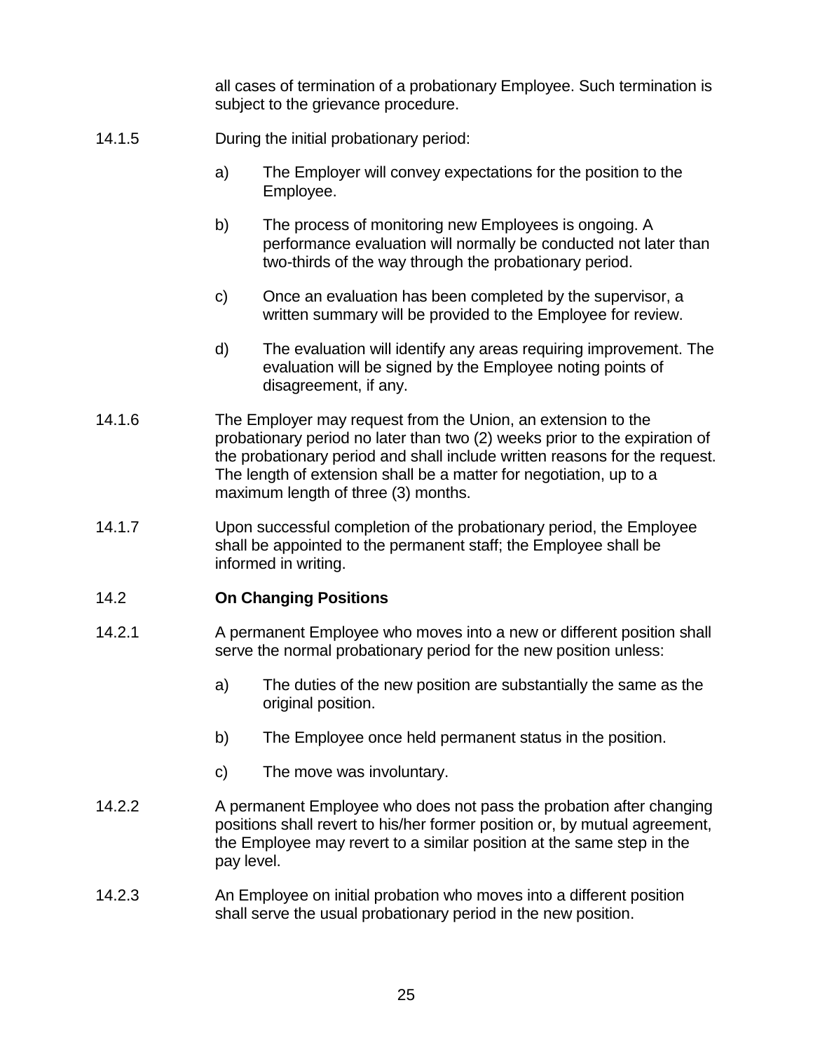all cases of termination of a probationary Employee. Such termination is subject to the grievance procedure.

14.1.5 During the initial probationary period:

a) The Employer will convey expectations for the position to the Employee.

b) The process of monitoring new Employees is ongoing. A performance evaluation will normally be conducted not later than two-thirds of the way through the probationary period.

c) Once an evaluation has been completed by the supervisor, a written summary will be provided to the Employee for review.

d) The evaluation will identify any areas requiring improvement. The evaluation will be signed by the Employee noting points of disagreement, if any.

14.1.6 The Employer may request from the Union, an extension to the probationary period no later than two (2) weeks prior to the expiration of the probationary period and shall include written reasons for the request. The length of extension shall be a matter for negotiation, up to a maximum length of three (3) months.

14.1.7 Upon successful completion of the probationary period, the Employee shall be appointed to the permanent staff; the Employee shall be informed in writing.

### 14.2 **On Changing Positions**

14.2.1 A permanent Employee who moves into a new or different position shall serve the normal probationary period for the new position unless:

a) The duties of the new position are substantially the same as the original position.

b) The Employee once held permanent status in the position.

c) The move was involuntary.

14.2.2 A permanent Employee who does not pass the probation after changing positions shall revert to his/her former position or, by mutual agreement, the Employee may revert to a similar position at the same step in the pay level.

14.2.3 An Employee on initial probation who moves into a different position shall serve the usual probationary period in the new position.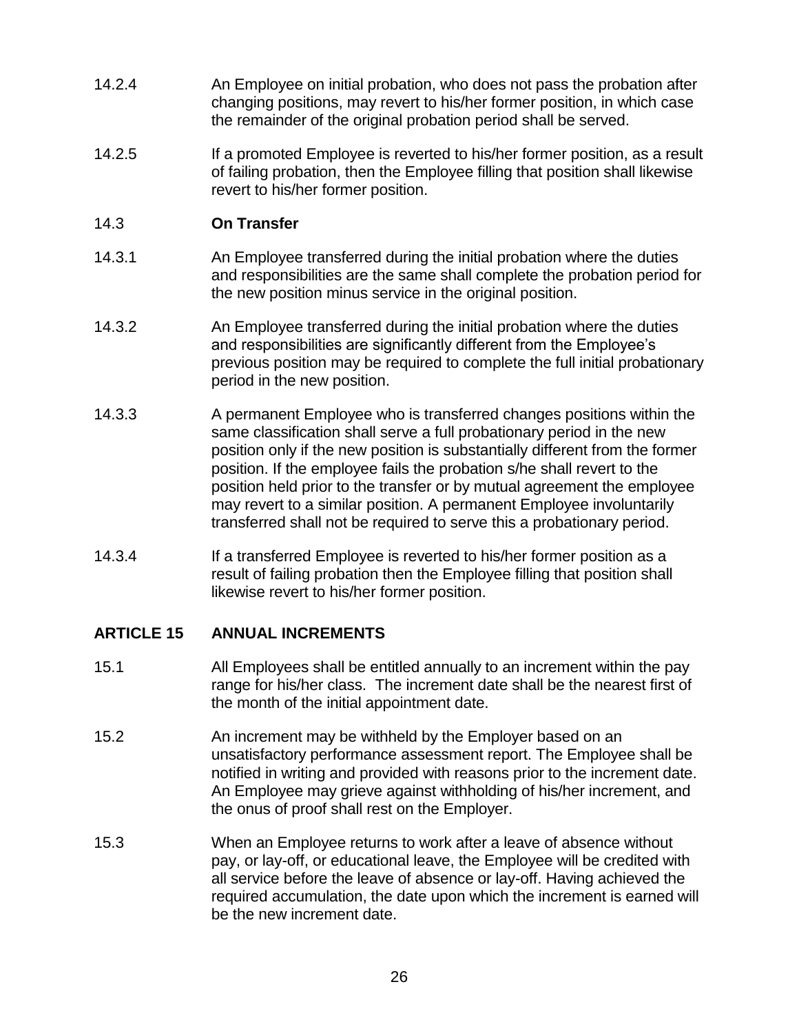14.2.4 An Employee on initial probation, who does not pass the probation after changing positions, may revert to his/her former position, in which case the remainder of the original probation period shall be served.

14.2.5 If a promoted Employee is reverted to his/her former position, as a result of failing probation, then the Employee filling that position shall likewise revert to his/her former position.

### 14.3 On Transfer

14.3.1 An Employee transferred during the initial probation where the duties and responsibilities are the same shall complete the probation period for the new position minus service in the original position.

14.3.2 An Employee transferred during the initial probation where the duties and responsibilities are significantly different from the Employee's previous position may be required to complete the full initial probationary period in the new position.

14.3.3 A permanent Employee who is transferred changes positions within the same classification shall serve a full probationary period in the new position only if the new position is substantially different from the former position. If the employee fails the probation s/he shall revert to the position held prior to the transfer or by mutual agreement the employee may revert to a similar position. A permanent Employee involuntarily transferred shall not be required to serve this a probationary period.

14.3.4 If a transferred Employee is reverted to his/her former position as a result of failing probation then the Employee filling that position shall likewise revert to his/her former position.

## ARTICLE 15 ANNUAL INCREMENTS

15.1 All Employees shall be entitled annually to an increment within the pay range for his/her class. The increment date shall be the nearest first of the month of the initial appointment date.

15.2 An increment may be withheld by the Employer based on an unsatisfactory performance assessment report. The Employee shall be notified in writing and provided with reasons prior to the increment date. An Employee may grieve against withholding of his/her increment, and the onus of proof shall rest on the Employer.

15.3 When an Employee returns to work after a leave of absence without pay, or lay-off, or educational leave, the Employee will be credited with all service before the leave of absence or lay-off. Having achieved the required accumulation, the date upon which the increment is earned will be the new increment date.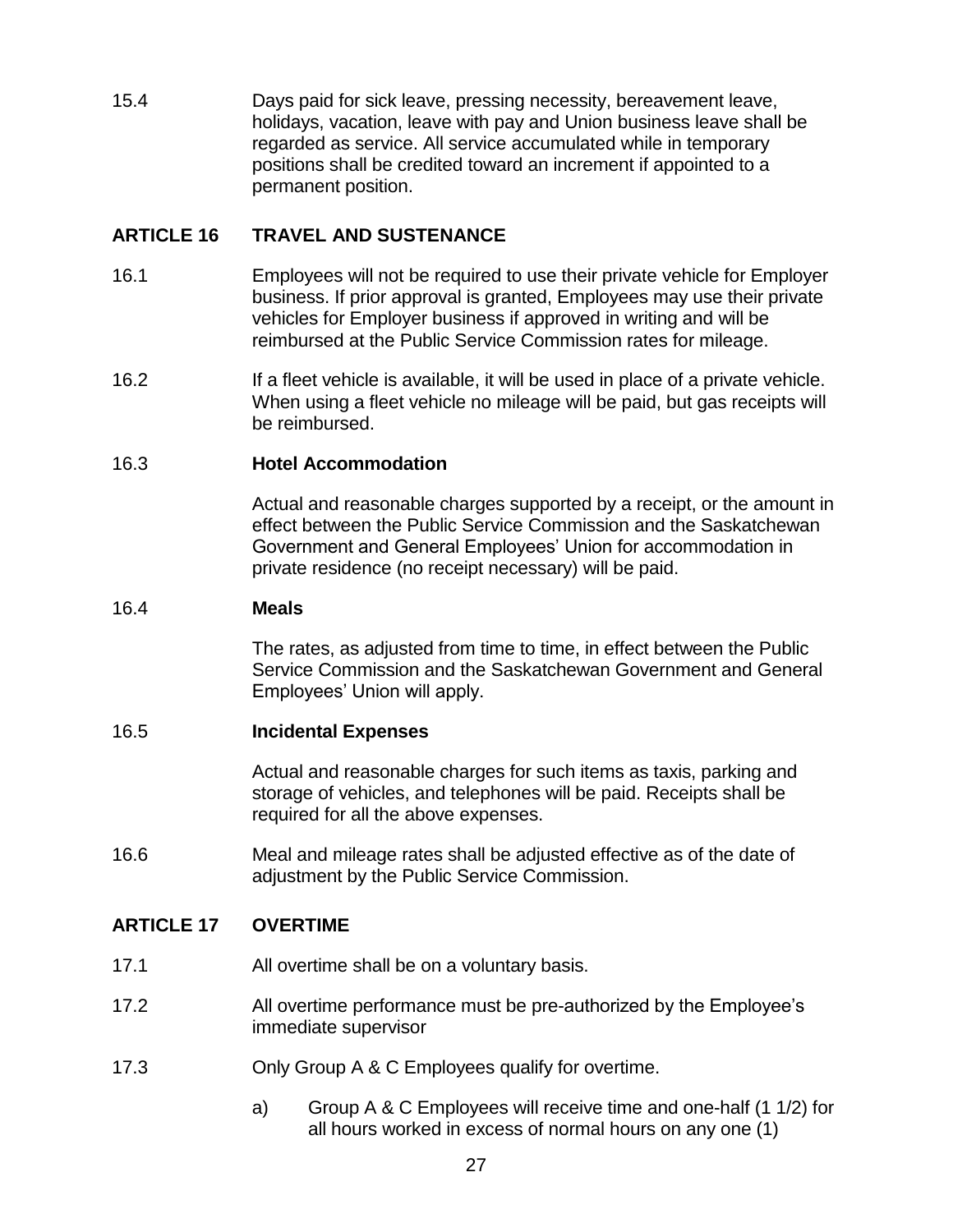15.4 Days paid for sick leave, pressing necessity, bereavement leave, holidays, vacation, leave with pay and Union business leave shall be regarded as service. All service accumulated while in temporary positions shall be credited toward an increment if appointed to a permanent position.

## ARTICLE 16 TRAVEL AND SUSTENANCE

16.1 Employees will not be required to use their private vehicle for Employer business. If prior approval is granted, Employees may use their private vehicles for Employer business if approved in writing and will be reimbursed at the Public Service Commission rates for mileage.

16.2 If a fleet vehicle is available, it will be used in place of a private vehicle. When using a fleet vehicle no mileage will be paid, but gas receipts will be reimbursed.

16.3 **Hotel Accommodation**

Actual and reasonable charges supported by a receipt, or the amount in effect between the Public Service Commission and the Saskatchewan Government and General Employees' Union for accommodation in private residence (no receipt necessary) will be paid.

16.4 **Meals**

The rates, as adjusted from time to time, in effect between the Public Service Commission and the Saskatchewan Government and General Employees' Union will apply.

16.5 **Incidental Expenses**

Actual and reasonable charges for such items as taxis, parking and storage of vehicles, and telephones will be paid. Receipts shall be required for all the above expenses.

16.6 Meal and mileage rates shall be adjusted effective as of the date of adjustment by the Public Service Commission.

## ARTICLE 17 OVERTIME

17.1 All overtime shall be on a voluntary basis.

17.2 All overtime performance must be pre-authorized by the Employee's immediate supervisor

17.3 Only Group A & C Employees qualify for overtime.

a) Group A & C Employees will receive time and one-half (1 1/2) for all hours worked in excess of normal hours on any one (1)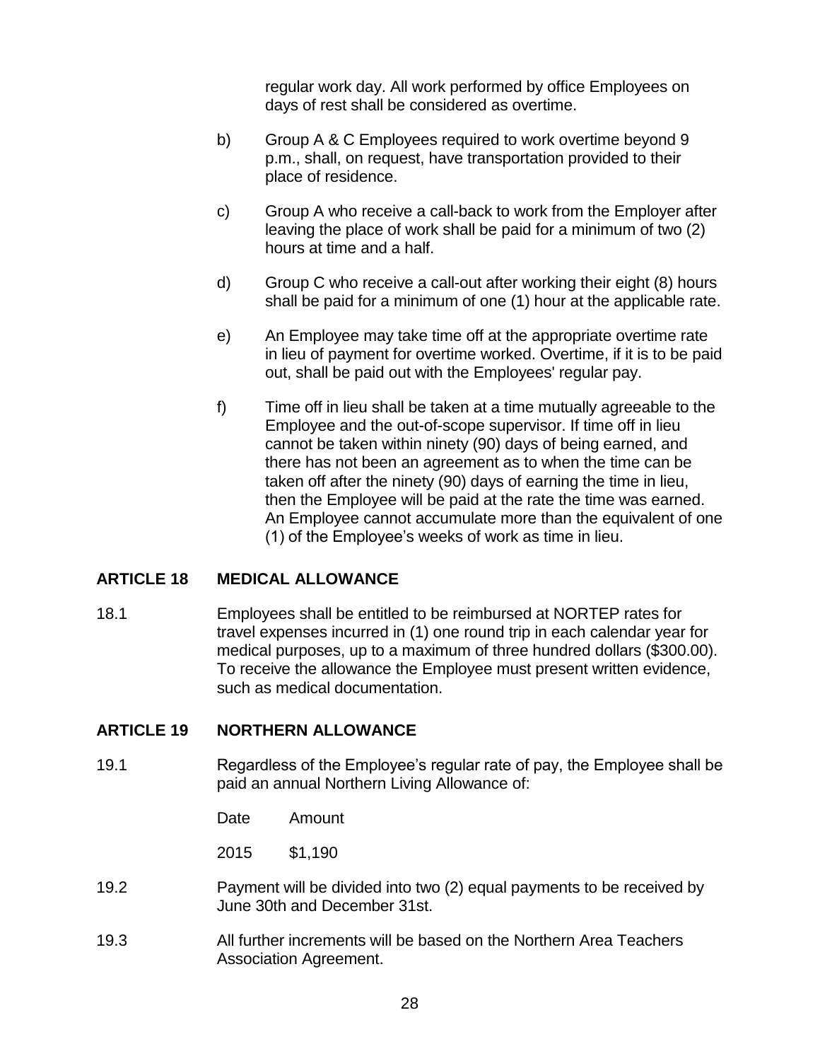regular work day. All work performed by office Employees on days of rest shall be considered as overtime.

b) Group A & C Employees required to work overtime beyond 9 p.m., shall, on request, have transportation provided to their place of residence.

c) Group A who receive a call-back to work from the Employer after leaving the place of work shall be paid for a minimum of two (2) hours at time and a half.

d) Group C who receive a call-out after working their eight (8) hours shall be paid for a minimum of one (1) hour at the applicable rate.

e) An Employee may take time off at the appropriate overtime rate in lieu of payment for overtime worked. Overtime, if it is to be paid out, shall be paid out with the Employees' regular pay.

f) Time off in lieu shall be taken at a time mutually agreeable to the Employee and the out-of-scope supervisor. If time off in lieu cannot be taken within ninety (90) days of being earned, and there has not been an agreement as to when the time can be taken off after the ninety (90) days of earning the time in lieu, then the Employee will be paid at the rate the time was earned. An Employee cannot accumulate more than the equivalent of one (1) of the Employee's weeks of work as time in lieu.

## ARTICLE 18 MEDICAL ALLOWANCE

18.1 Employees shall be entitled to be reimbursed at NORTEP rates for travel expenses incurred in (1) one round trip in each calendar year for medical purposes, up to a maximum of three hundred dollars ($300.00). To receive the allowance the Employee must present written evidence, such as medical documentation.

## ARTICLE 19 NORTHERN ALLOWANCE

19.1 Regardless of the Employee's regular rate of pay, the Employee shall be paid an annual Northern Living Allowance of:

| Date | Amount |
|---|---|
| 2015 | $1,190 |

19.2 Payment will be divided into two (2) equal payments to be received by June 30th and December 31st.

19.3 All further increments will be based on the Northern Area Teachers Association Agreement.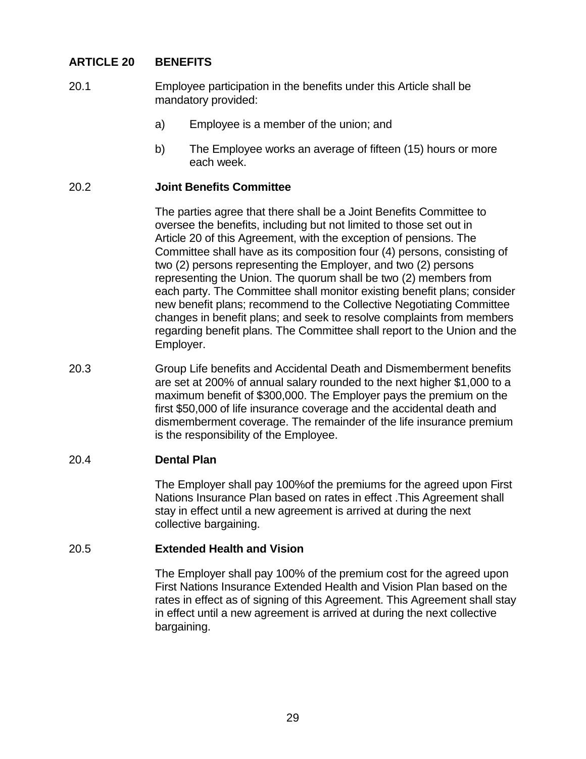## ARTICLE 20 BENEFITS

20.1 Employee participation in the benefits under this Article shall be mandatory provided:

a) Employee is a member of the union; and

b) The Employee works an average of fifteen (15) hours or more each week.

20.2 **Joint Benefits Committee**

The parties agree that there shall be a Joint Benefits Committee to oversee the benefits, including but not limited to those set out in Article 20 of this Agreement, with the exception of pensions. The Committee shall have as its composition four (4) persons, consisting of two (2) persons representing the Employer, and two (2) persons representing the Union. The quorum shall be two (2) members from each party. The Committee shall monitor existing benefit plans; consider new benefit plans; recommend to the Collective Negotiating Committee changes in benefit plans; and seek to resolve complaints from members regarding benefit plans. The Committee shall report to the Union and the Employer.

20.3 Group Life benefits and Accidental Death and Dismemberment benefits are set at 200% of annual salary rounded to the next higher $1,000 to a maximum benefit of $300,000. The Employer pays the premium on the first $50,000 of life insurance coverage and the accidental death and dismemberment coverage. The remainder of the life insurance premium is the responsibility of the Employee.

20.4 **Dental Plan**

The Employer shall pay 100%of the premiums for the agreed upon First Nations Insurance Plan based on rates in effect .This Agreement shall stay in effect until a new agreement is arrived at during the next collective bargaining.

20.5 **Extended Health and Vision**

The Employer shall pay 100% of the premium cost for the agreed upon First Nations Insurance Extended Health and Vision Plan based on the rates in effect as of signing of this Agreement. This Agreement shall stay in effect until a new agreement is arrived at during the next collective bargaining.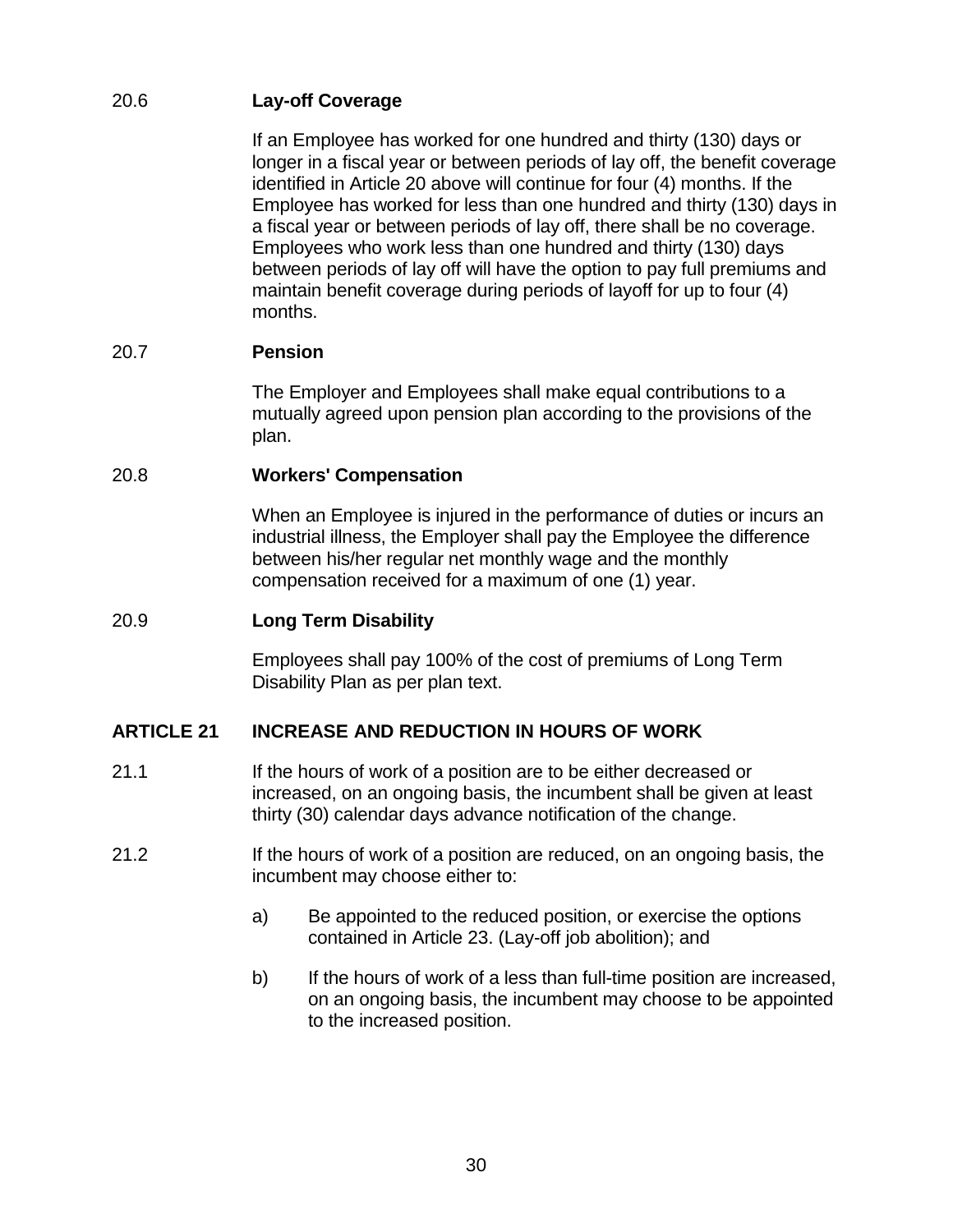### 20.6 Lay-off Coverage

If an Employee has worked for one hundred and thirty (130) days or longer in a fiscal year or between periods of lay off, the benefit coverage identified in Article 20 above will continue for four (4) months. If the Employee has worked for less than one hundred and thirty (130) days in a fiscal year or between periods of lay off, there shall be no coverage. Employees who work less than one hundred and thirty (130) days between periods of lay off will have the option to pay full premiums and maintain benefit coverage during periods of layoff for up to four (4) months.

### 20.7 Pension

The Employer and Employees shall make equal contributions to a mutually agreed upon pension plan according to the provisions of the plan.

### 20.8 Workers' Compensation

When an Employee is injured in the performance of duties or incurs an industrial illness, the Employer shall pay the Employee the difference between his/her regular net monthly wage and the monthly compensation received for a maximum of one (1) year.

### 20.9 Long Term Disability

Employees shall pay 100% of the cost of premiums of Long Term Disability Plan as per plan text.

## ARTICLE 21 INCREASE AND REDUCTION IN HOURS OF WORK

21.1 If the hours of work of a position are to be either decreased or increased, on an ongoing basis, the incumbent shall be given at least thirty (30) calendar days advance notification of the change.

21.2 If the hours of work of a position are reduced, on an ongoing basis, the incumbent may choose either to:

a) Be appointed to the reduced position, or exercise the options contained in Article 23. (Lay-off job abolition); and

b) If the hours of work of a less than full-time position are increased, on an ongoing basis, the incumbent may choose to be appointed to the increased position.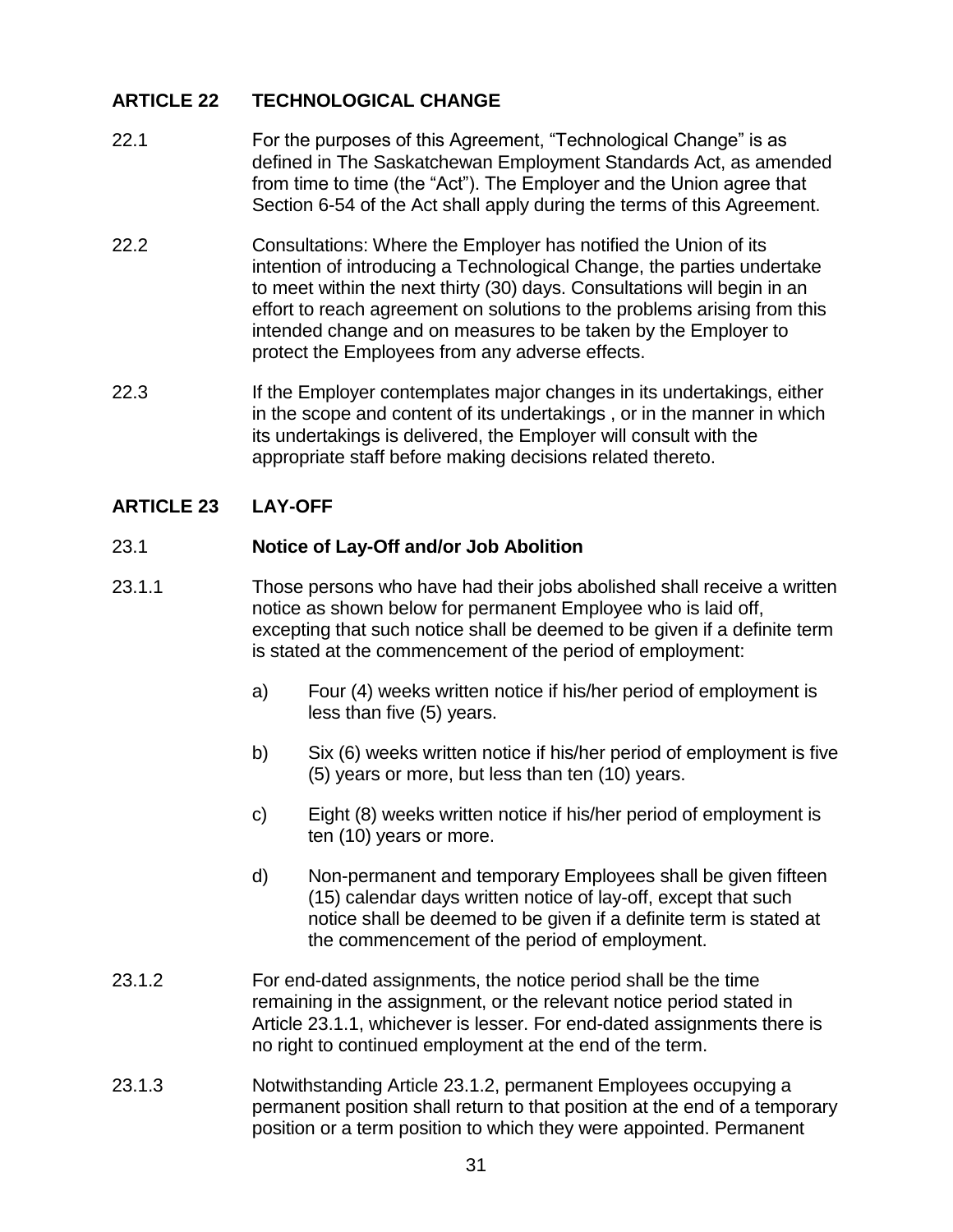## ARTICLE 22 TECHNOLOGICAL CHANGE

22.1 For the purposes of this Agreement, "Technological Change" is as defined in The Saskatchewan Employment Standards Act, as amended from time to time (the "Act"). The Employer and the Union agree that Section 6-54 of the Act shall apply during the terms of this Agreement.

22.2 Consultations: Where the Employer has notified the Union of its intention of introducing a Technological Change, the parties undertake to meet within the next thirty (30) days. Consultations will begin in an effort to reach agreement on solutions to the problems arising from this intended change and on measures to be taken by the Employer to protect the Employees from any adverse effects.

22.3 If the Employer contemplates major changes in its undertakings, either in the scope and content of its undertakings , or in the manner in which its undertakings is delivered, the Employer will consult with the appropriate staff before making decisions related thereto.

## ARTICLE 23 LAY-OFF

### 23.1 Notice of Lay-Off and/or Job Abolition

23.1.1 Those persons who have had their jobs abolished shall receive a written notice as shown below for permanent Employee who is laid off, excepting that such notice shall be deemed to be given if a definite term is stated at the commencement of the period of employment:

a) Four (4) weeks written notice if his/her period of employment is less than five (5) years.

b) Six (6) weeks written notice if his/her period of employment is five (5) years or more, but less than ten (10) years.

c) Eight (8) weeks written notice if his/her period of employment is ten (10) years or more.

d) Non-permanent and temporary Employees shall be given fifteen (15) calendar days written notice of lay-off, except that such notice shall be deemed to be given if a definite term is stated at the commencement of the period of employment.

23.1.2 For end-dated assignments, the notice period shall be the time remaining in the assignment, or the relevant notice period stated in Article 23.1.1, whichever is lesser. For end-dated assignments there is no right to continued employment at the end of the term.

23.1.3 Notwithstanding Article 23.1.2, permanent Employees occupying a permanent position shall return to that position at the end of a temporary position or a term position to which they were appointed. Permanent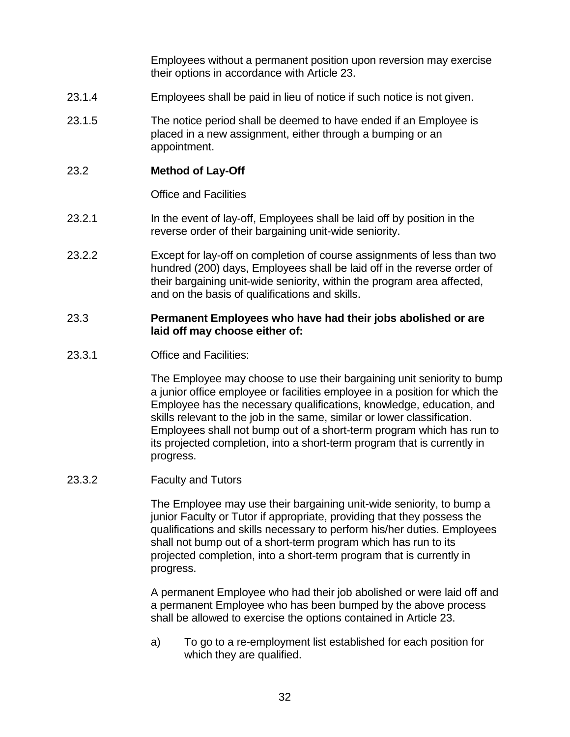Employees without a permanent position upon reversion may exercise their options in accordance with Article 23.

23.1.4 Employees shall be paid in lieu of notice if such notice is not given.

23.1.5 The notice period shall be deemed to have ended if an Employee is placed in a new assignment, either through a bumping or an appointment.

### 23.2 Method of Lay-Off

Office and Facilities

23.2.1 In the event of lay-off, Employees shall be laid off by position in the reverse order of their bargaining unit-wide seniority.

23.2.2 Except for lay-off on completion of course assignments of less than two hundred (200) days, Employees shall be laid off in the reverse order of their bargaining unit-wide seniority, within the program area affected, and on the basis of qualifications and skills.

### 23.3 Permanent Employees who have had their jobs abolished or are laid off may choose either of:

23.3.1 Office and Facilities:

The Employee may choose to use their bargaining unit seniority to bump a junior office employee or facilities employee in a position for which the Employee has the necessary qualifications, knowledge, education, and skills relevant to the job in the same, similar or lower classification. Employees shall not bump out of a short-term program which has run to its projected completion, into a short-term program that is currently in progress.

23.3.2 Faculty and Tutors

The Employee may use their bargaining unit-wide seniority, to bump a junior Faculty or Tutor if appropriate, providing that they possess the qualifications and skills necessary to perform his/her duties. Employees shall not bump out of a short-term program which has run to its projected completion, into a short-term program that is currently in progress.

A permanent Employee who had their job abolished or were laid off and a permanent Employee who has been bumped by the above process shall be allowed to exercise the options contained in Article 23.

a) To go to a re-employment list established for each position for which they are qualified.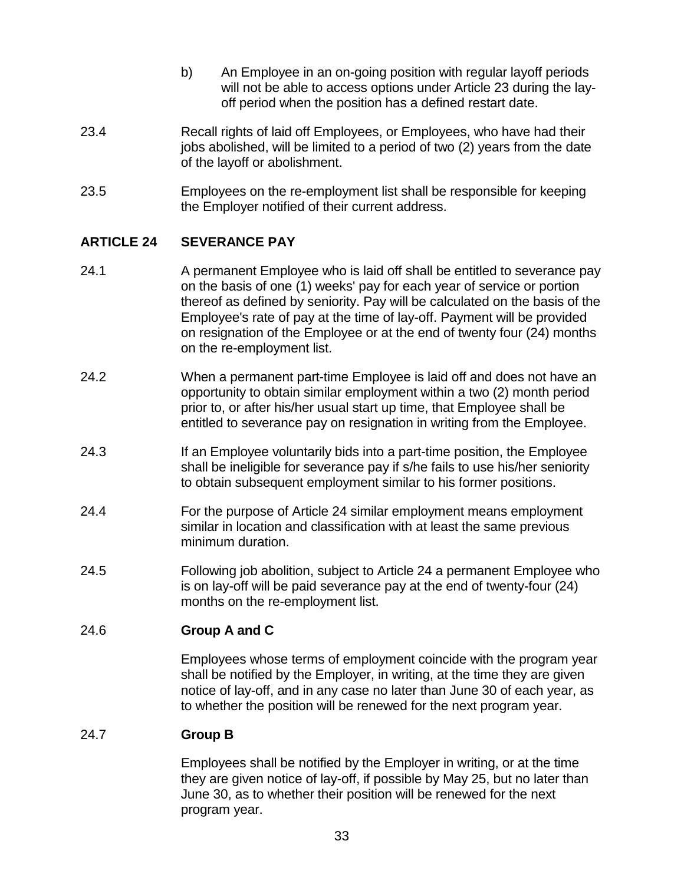b) An Employee in an on-going position with regular layoff periods will not be able to access options under Article 23 during the lay-off period when the position has a defined restart date.

23.4 Recall rights of laid off Employees, or Employees, who have had their jobs abolished, will be limited to a period of two (2) years from the date of the layoff or abolishment.

23.5 Employees on the re-employment list shall be responsible for keeping the Employer notified of their current address.

## ARTICLE 24 SEVERANCE PAY

24.1 A permanent Employee who is laid off shall be entitled to severance pay on the basis of one (1) weeks' pay for each year of service or portion thereof as defined by seniority. Pay will be calculated on the basis of the Employee's rate of pay at the time of lay-off. Payment will be provided on resignation of the Employee or at the end of twenty four (24) months on the re-employment list.

24.2 When a permanent part-time Employee is laid off and does not have an opportunity to obtain similar employment within a two (2) month period prior to, or after his/her usual start up time, that Employee shall be entitled to severance pay on resignation in writing from the Employee.

24.3 If an Employee voluntarily bids into a part-time position, the Employee shall be ineligible for severance pay if s/he fails to use his/her seniority to obtain subsequent employment similar to his former positions.

24.4 For the purpose of Article 24 similar employment means employment similar in location and classification with at least the same previous minimum duration.

24.5 Following job abolition, subject to Article 24 a permanent Employee who is on lay-off will be paid severance pay at the end of twenty-four (24) months on the re-employment list.

24.6 **Group A and C**

Employees whose terms of employment coincide with the program year shall be notified by the Employer, in writing, at the time they are given notice of lay-off, and in any case no later than June 30 of each year, as to whether the position will be renewed for the next program year.

24.7 **Group B**

Employees shall be notified by the Employer in writing, or at the time they are given notice of lay-off, if possible by May 25, but no later than June 30, as to whether their position will be renewed for the next program year.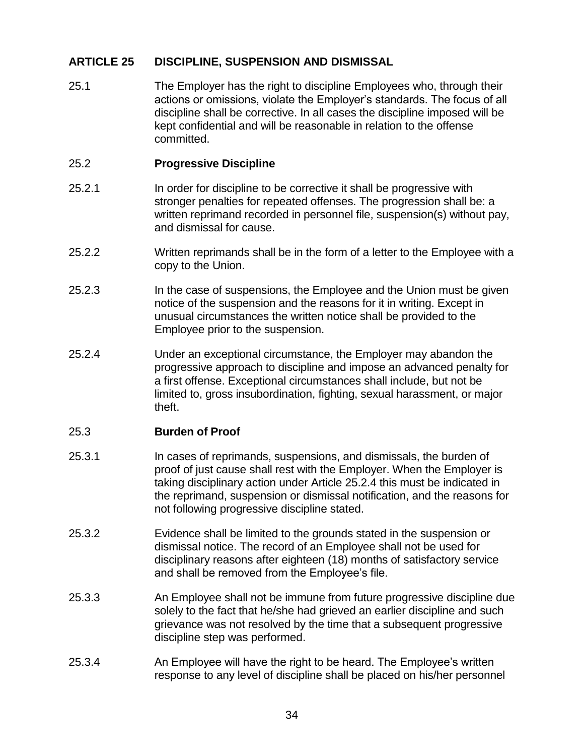## ARTICLE 25 DISCIPLINE, SUSPENSION AND DISMISSAL

25.1 The Employer has the right to discipline Employees who, through their actions or omissions, violate the Employer's standards. The focus of all discipline shall be corrective. In all cases the discipline imposed will be kept confidential and will be reasonable in relation to the offense committed.

### 25.2 Progressive Discipline

25.2.1 In order for discipline to be corrective it shall be progressive with stronger penalties for repeated offenses. The progression shall be: a written reprimand recorded in personnel file, suspension(s) without pay, and dismissal for cause.

25.2.2 Written reprimands shall be in the form of a letter to the Employee with a copy to the Union.

25.2.3 In the case of suspensions, the Employee and the Union must be given notice of the suspension and the reasons for it in writing. Except in unusual circumstances the written notice shall be provided to the Employee prior to the suspension.

25.2.4 Under an exceptional circumstance, the Employer may abandon the progressive approach to discipline and impose an advanced penalty for a first offense. Exceptional circumstances shall include, but not be limited to, gross insubordination, fighting, sexual harassment, or major theft.

### 25.3 Burden of Proof

25.3.1 In cases of reprimands, suspensions, and dismissals, the burden of proof of just cause shall rest with the Employer. When the Employer is taking disciplinary action under Article 25.2.4 this must be indicated in the reprimand, suspension or dismissal notification, and the reasons for not following progressive discipline stated.

25.3.2 Evidence shall be limited to the grounds stated in the suspension or dismissal notice. The record of an Employee shall not be used for disciplinary reasons after eighteen (18) months of satisfactory service and shall be removed from the Employee's file.

25.3.3 An Employee shall not be immune from future progressive discipline due solely to the fact that he/she had grieved an earlier discipline and such grievance was not resolved by the time that a subsequent progressive discipline step was performed.

25.3.4 An Employee will have the right to be heard. The Employee's written response to any level of discipline shall be placed on his/her personnel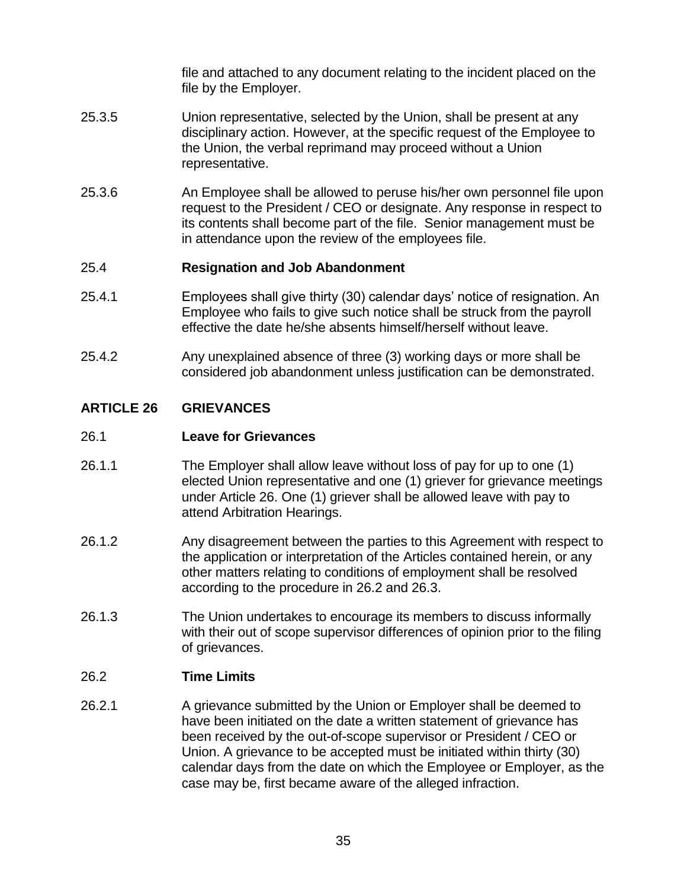file and attached to any document relating to the incident placed on the file by the Employer.

25.3.5 Union representative, selected by the Union, shall be present at any disciplinary action. However, at the specific request of the Employee to the Union, the verbal reprimand may proceed without a Union representative.

25.3.6 An Employee shall be allowed to peruse his/her own personnel file upon request to the President / CEO or designate. Any response in respect to its contents shall become part of the file. Senior management must be in attendance upon the review of the employees file.

25.4 **Resignation and Job Abandonment**

25.4.1 Employees shall give thirty (30) calendar days' notice of resignation. An Employee who fails to give such notice shall be struck from the payroll effective the date he/she absents himself/herself without leave.

25.4.2 Any unexplained absence of three (3) working days or more shall be considered job abandonment unless justification can be demonstrated.

## ARTICLE 26 GRIEVANCES

26.1 **Leave for Grievances**

26.1.1 The Employer shall allow leave without loss of pay for up to one (1) elected Union representative and one (1) griever for grievance meetings under Article 26. One (1) griever shall be allowed leave with pay to attend Arbitration Hearings.

26.1.2 Any disagreement between the parties to this Agreement with respect to the application or interpretation of the Articles contained herein, or any other matters relating to conditions of employment shall be resolved according to the procedure in 26.2 and 26.3.

26.1.3 The Union undertakes to encourage its members to discuss informally with their out of scope supervisor differences of opinion prior to the filing of grievances.

26.2 **Time Limits**

26.2.1 A grievance submitted by the Union or Employer shall be deemed to have been initiated on the date a written statement of grievance has been received by the out-of-scope supervisor or President / CEO or Union. A grievance to be accepted must be initiated within thirty (30) calendar days from the date on which the Employee or Employer, as the case may be, first became aware of the alleged infraction.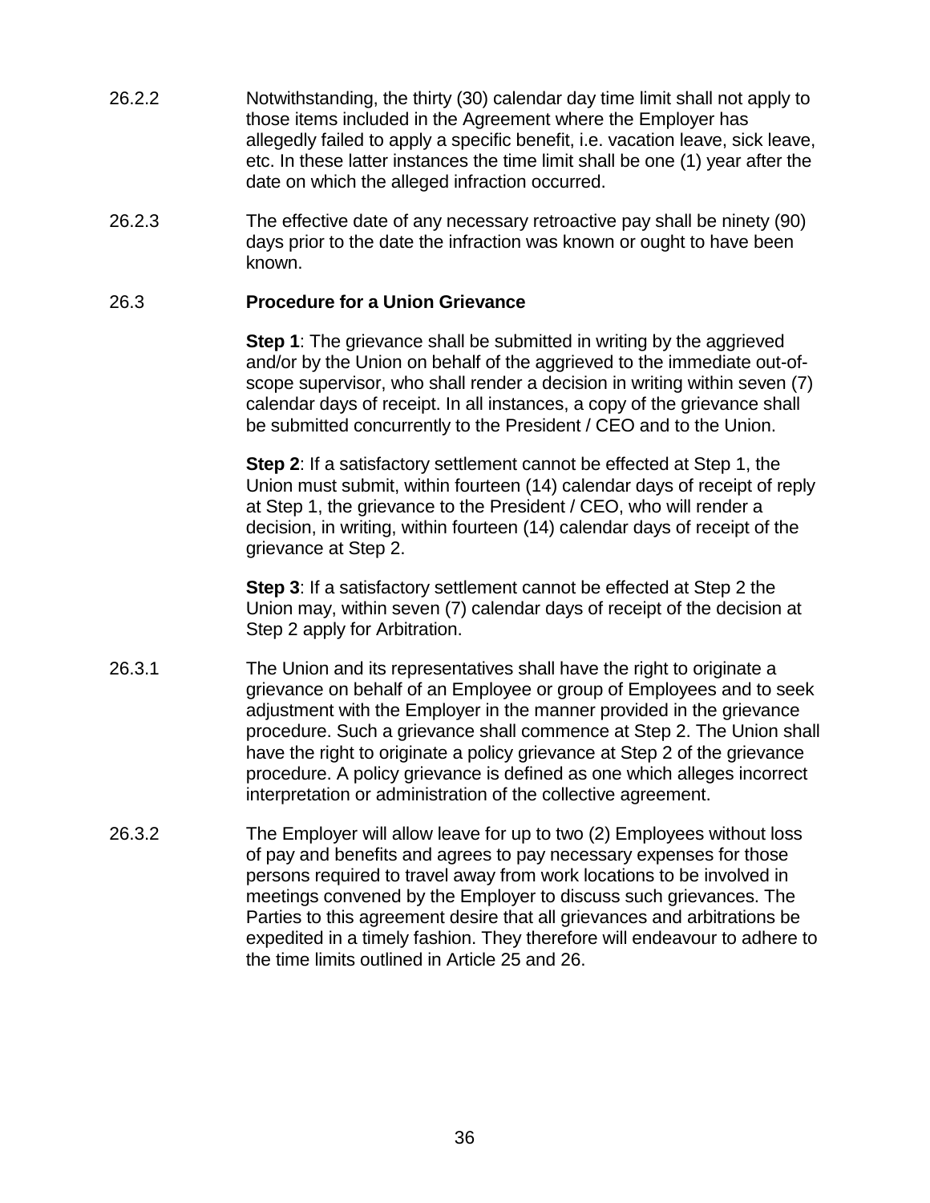26.2.2 Notwithstanding, the thirty (30) calendar day time limit shall not apply to those items included in the Agreement where the Employer has allegedly failed to apply a specific benefit, i.e. vacation leave, sick leave, etc. In these latter instances the time limit shall be one (1) year after the date on which the alleged infraction occurred.

26.2.3 The effective date of any necessary retroactive pay shall be ninety (90) days prior to the date the infraction was known or ought to have been known.

26.3 **Procedure for a Union Grievance**

**Step 1**: The grievance shall be submitted in writing by the aggrieved and/or by the Union on behalf of the aggrieved to the immediate out-of-scope supervisor, who shall render a decision in writing within seven (7) calendar days of receipt. In all instances, a copy of the grievance shall be submitted concurrently to the President / CEO and to the Union.

**Step 2**: If a satisfactory settlement cannot be effected at Step 1, the Union must submit, within fourteen (14) calendar days of receipt of reply at Step 1, the grievance to the President / CEO, who will render a decision, in writing, within fourteen (14) calendar days of receipt of the grievance at Step 2.

**Step 3**: If a satisfactory settlement cannot be effected at Step 2 the Union may, within seven (7) calendar days of receipt of the decision at Step 2 apply for Arbitration.

26.3.1 The Union and its representatives shall have the right to originate a grievance on behalf of an Employee or group of Employees and to seek adjustment with the Employer in the manner provided in the grievance procedure. Such a grievance shall commence at Step 2. The Union shall have the right to originate a policy grievance at Step 2 of the grievance procedure. A policy grievance is defined as one which alleges incorrect interpretation or administration of the collective agreement.

26.3.2 The Employer will allow leave for up to two (2) Employees without loss of pay and benefits and agrees to pay necessary expenses for those persons required to travel away from work locations to be involved in meetings convened by the Employer to discuss such grievances. The Parties to this agreement desire that all grievances and arbitrations be expedited in a timely fashion. They therefore will endeavour to adhere to the time limits outlined in Article 25 and 26.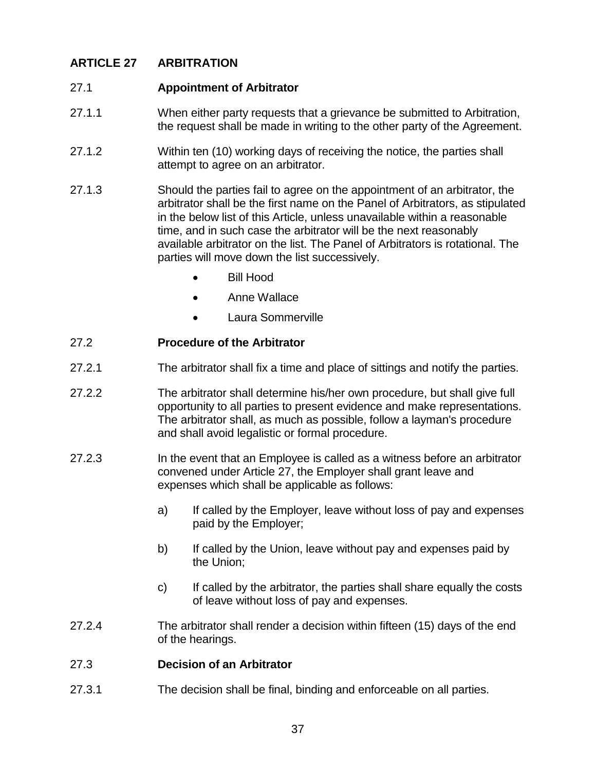## ARTICLE 27 ARBITRATION

### 27.1 Appointment of Arbitrator

27.1.1 When either party requests that a grievance be submitted to Arbitration, the request shall be made in writing to the other party of the Agreement.

27.1.2 Within ten (10) working days of receiving the notice, the parties shall attempt to agree on an arbitrator.

27.1.3 Should the parties fail to agree on the appointment of an arbitrator, the arbitrator shall be the first name on the Panel of Arbitrators, as stipulated in the below list of this Article, unless unavailable within a reasonable time, and in such case the arbitrator will be the next reasonably available arbitrator on the list. The Panel of Arbitrators is rotational. The parties will move down the list successively.

- Bill Hood
- Anne Wallace
- Laura Sommerville

### 27.2 Procedure of the Arbitrator

27.2.1 The arbitrator shall fix a time and place of sittings and notify the parties.

27.2.2 The arbitrator shall determine his/her own procedure, but shall give full opportunity to all parties to present evidence and make representations. The arbitrator shall, as much as possible, follow a layman's procedure and shall avoid legalistic or formal procedure.

27.2.3 In the event that an Employee is called as a witness before an arbitrator convened under Article 27, the Employer shall grant leave and expenses which shall be applicable as follows:

a) If called by the Employer, leave without loss of pay and expenses paid by the Employer;

b) If called by the Union, leave without pay and expenses paid by the Union;

c) If called by the arbitrator, the parties shall share equally the costs of leave without loss of pay and expenses.

27.2.4 The arbitrator shall render a decision within fifteen (15) days of the end of the hearings.

### 27.3 Decision of an Arbitrator

27.3.1 The decision shall be final, binding and enforceable on all parties.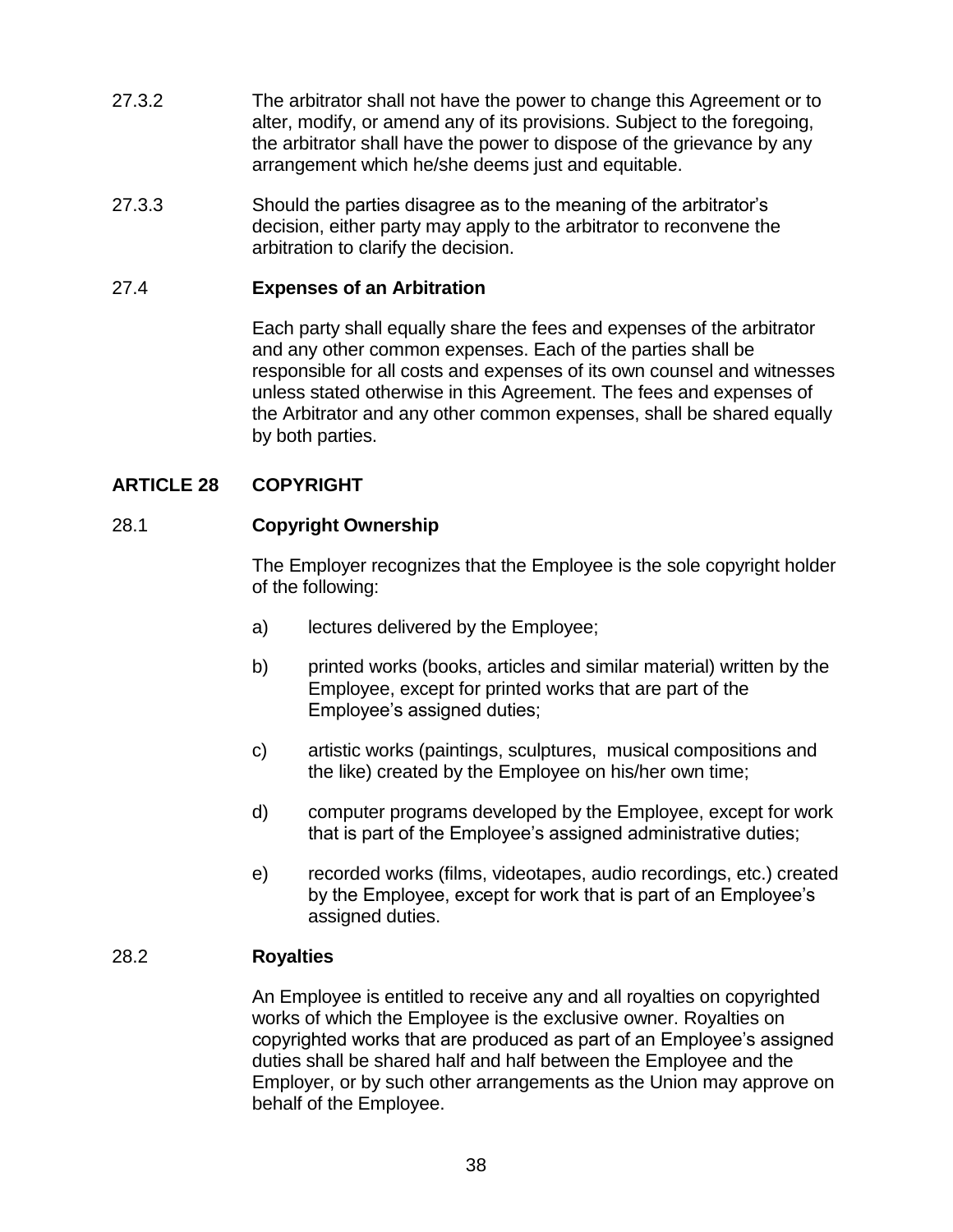27.3.2 The arbitrator shall not have the power to change this Agreement or to alter, modify, or amend any of its provisions. Subject to the foregoing, the arbitrator shall have the power to dispose of the grievance by any arrangement which he/she deems just and equitable.

27.3.3 Should the parties disagree as to the meaning of the arbitrator's decision, either party may apply to the arbitrator to reconvene the arbitration to clarify the decision.

### 27.4 Expenses of an Arbitration

Each party shall equally share the fees and expenses of the arbitrator and any other common expenses. Each of the parties shall be responsible for all costs and expenses of its own counsel and witnesses unless stated otherwise in this Agreement. The fees and expenses of the Arbitrator and any other common expenses, shall be shared equally by both parties.

## ARTICLE 28 COPYRIGHT

### 28.1 Copyright Ownership

The Employer recognizes that the Employee is the sole copyright holder of the following:

a) lectures delivered by the Employee;

b) printed works (books, articles and similar material) written by the Employee, except for printed works that are part of the Employee's assigned duties;

c) artistic works (paintings, sculptures, musical compositions and the like) created by the Employee on his/her own time;

d) computer programs developed by the Employee, except for work that is part of the Employee's assigned administrative duties;

e) recorded works (films, videotapes, audio recordings, etc.) created by the Employee, except for work that is part of an Employee's assigned duties.

### 28.2 Royalties

An Employee is entitled to receive any and all royalties on copyrighted works of which the Employee is the exclusive owner. Royalties on copyrighted works that are produced as part of an Employee's assigned duties shall be shared half and half between the Employee and the Employer, or by such other arrangements as the Union may approve on behalf of the Employee.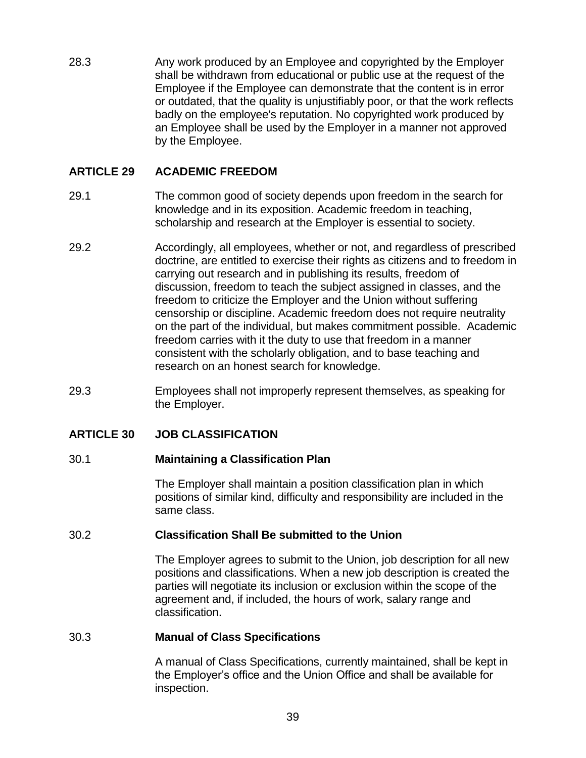28.3 Any work produced by an Employee and copyrighted by the Employer shall be withdrawn from educational or public use at the request of the Employee if the Employee can demonstrate that the content is in error or outdated, that the quality is unjustifiably poor, or that the work reflects badly on the employee's reputation. No copyrighted work produced by an Employee shall be used by the Employer in a manner not approved by the Employee.

## ARTICLE 29 ACADEMIC FREEDOM

29.1 The common good of society depends upon freedom in the search for knowledge and in its exposition. Academic freedom in teaching, scholarship and research at the Employer is essential to society.

29.2 Accordingly, all employees, whether or not, and regardless of prescribed doctrine, are entitled to exercise their rights as citizens and to freedom in carrying out research and in publishing its results, freedom of discussion, freedom to teach the subject assigned in classes, and the freedom to criticize the Employer and the Union without suffering censorship or discipline. Academic freedom does not require neutrality on the part of the individual, but makes commitment possible. Academic freedom carries with it the duty to use that freedom in a manner consistent with the scholarly obligation, and to base teaching and research on an honest search for knowledge.

29.3 Employees shall not improperly represent themselves, as speaking for the Employer.

## ARTICLE 30 JOB CLASSIFICATION

### 30.1 Maintaining a Classification Plan

The Employer shall maintain a position classification plan in which positions of similar kind, difficulty and responsibility are included in the same class.

### 30.2 Classification Shall Be submitted to the Union

The Employer agrees to submit to the Union, job description for all new positions and classifications. When a new job description is created the parties will negotiate its inclusion or exclusion within the scope of the agreement and, if included, the hours of work, salary range and classification.

### 30.3 Manual of Class Specifications

A manual of Class Specifications, currently maintained, shall be kept in the Employer's office and the Union Office and shall be available for inspection.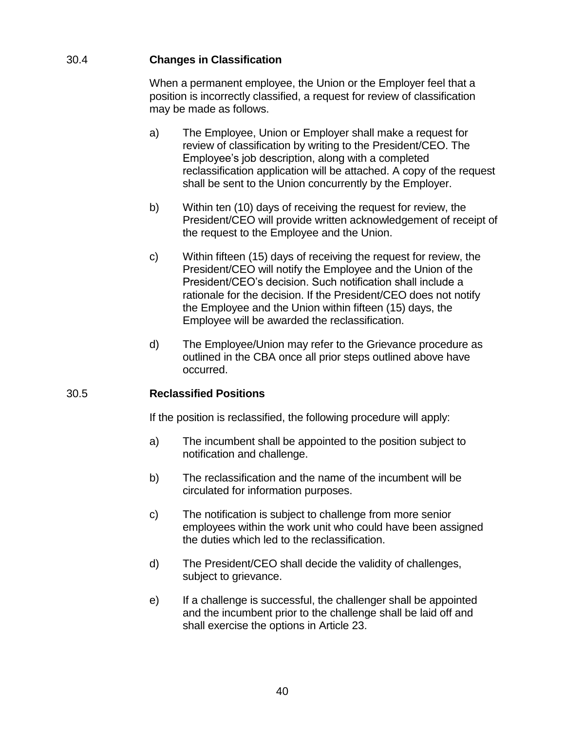### 30.4 Changes in Classification

When a permanent employee, the Union or the Employer feel that a position is incorrectly classified, a request for review of classification may be made as follows.

a) The Employee, Union or Employer shall make a request for review of classification by writing to the President/CEO. The Employee's job description, along with a completed reclassification application will be attached. A copy of the request shall be sent to the Union concurrently by the Employer.

b) Within ten (10) days of receiving the request for review, the President/CEO will provide written acknowledgement of receipt of the request to the Employee and the Union.

c) Within fifteen (15) days of receiving the request for review, the President/CEO will notify the Employee and the Union of the President/CEO's decision. Such notification shall include a rationale for the decision. If the President/CEO does not notify the Employee and the Union within fifteen (15) days, the Employee will be awarded the reclassification.

d) The Employee/Union may refer to the Grievance procedure as outlined in the CBA once all prior steps outlined above have occurred.

### 30.5 Reclassified Positions

If the position is reclassified, the following procedure will apply:

a) The incumbent shall be appointed to the position subject to notification and challenge.

b) The reclassification and the name of the incumbent will be circulated for information purposes.

c) The notification is subject to challenge from more senior employees within the work unit who could have been assigned the duties which led to the reclassification.

d) The President/CEO shall decide the validity of challenges, subject to grievance.

e) If a challenge is successful, the challenger shall be appointed and the incumbent prior to the challenge shall be laid off and shall exercise the options in Article 23.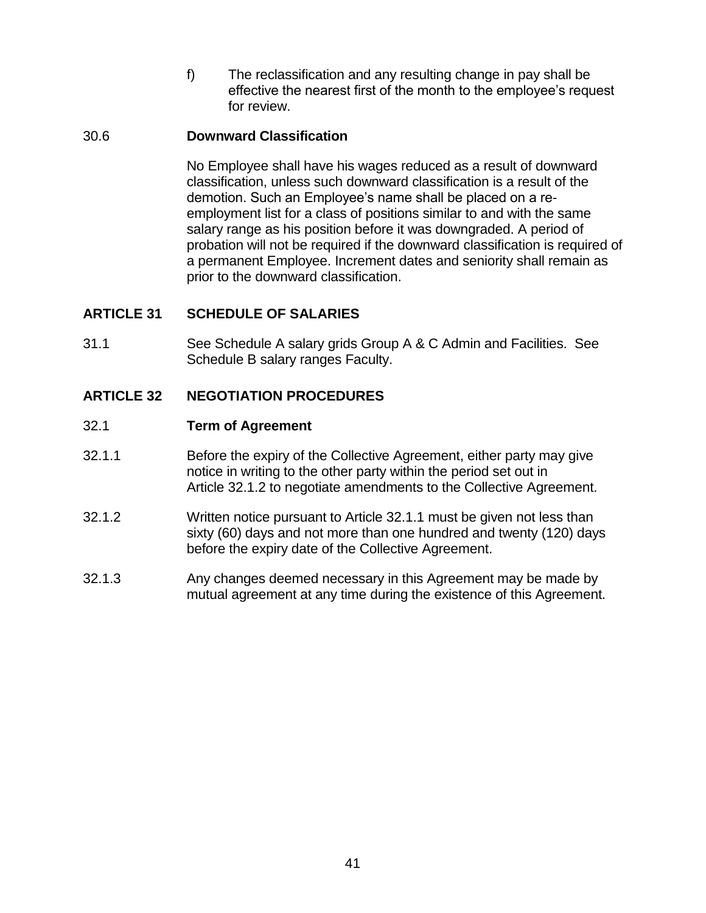f) The reclassification and any resulting change in pay shall be effective the nearest first of the month to the employee's request for review.

30.6 **Downward Classification**

No Employee shall have his wages reduced as a result of downward classification, unless such downward classification is a result of the demotion. Such an Employee's name shall be placed on a re-employment list for a class of positions similar to and with the same salary range as his position before it was downgraded. A period of probation will not be required if the downward classification is required of a permanent Employee. Increment dates and seniority shall remain as prior to the downward classification.

## ARTICLE 31 SCHEDULE OF SALARIES

31.1 See Schedule A salary grids Group A & C Admin and Facilities. See Schedule B salary ranges Faculty.

## ARTICLE 32 NEGOTIATION PROCEDURES

32.1 **Term of Agreement**

32.1.1 Before the expiry of the Collective Agreement, either party may give notice in writing to the other party within the period set out in Article 32.1.2 to negotiate amendments to the Collective Agreement.

32.1.2 Written notice pursuant to Article 32.1.1 must be given not less than sixty (60) days and not more than one hundred and twenty (120) days before the expiry date of the Collective Agreement.

32.1.3 Any changes deemed necessary in this Agreement may be made by mutual agreement at any time during the existence of this Agreement.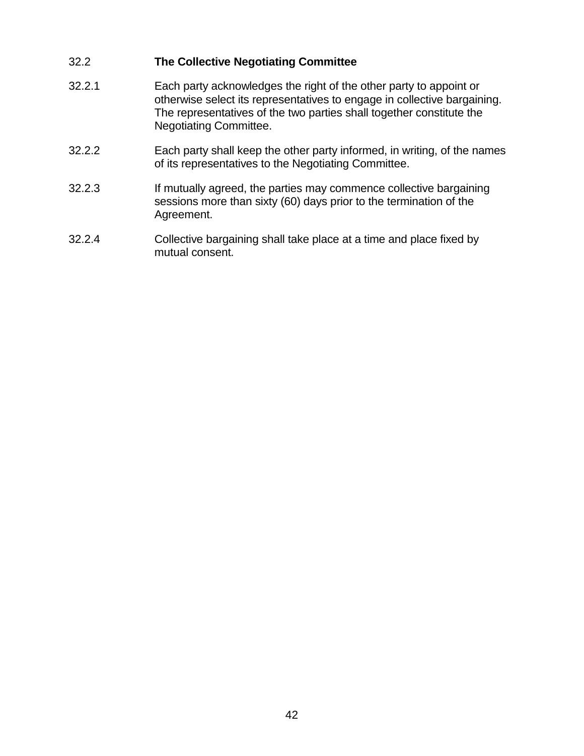### 32.2 The Collective Negotiating Committee

32.2.1 Each party acknowledges the right of the other party to appoint or otherwise select its representatives to engage in collective bargaining. The representatives of the two parties shall together constitute the Negotiating Committee.

32.2.2 Each party shall keep the other party informed, in writing, of the names of its representatives to the Negotiating Committee.

32.2.3 If mutually agreed, the parties may commence collective bargaining sessions more than sixty (60) days prior to the termination of the Agreement.

32.2.4 Collective bargaining shall take place at a time and place fixed by mutual consent.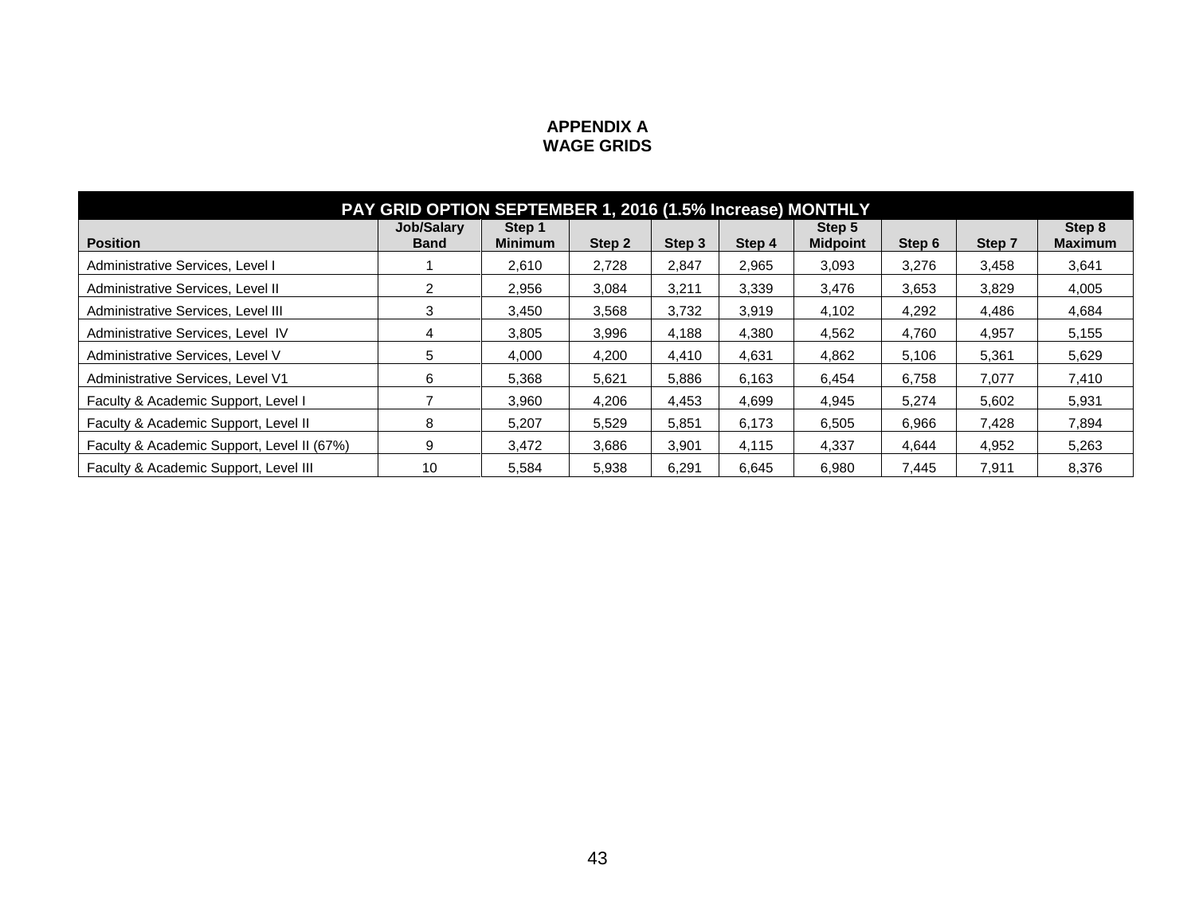# APPENDIX A
## WAGE GRIDS

| PAY GRID OPTION SEPTEMBER 1, 2016 (1.5% Increase) MONTHLY | | | | | | | | | |
|---|---|---|---|---|---|---|---|---|---|
| **Position** | **Job/Salary Band** | **Step 1 Minimum** | **Step 2** | **Step 3** | **Step 4** | **Step 5 Midpoint** | **Step 6** | **Step 7** | **Step 8 Maximum** |
| Administrative Services, Level I | 1 | 2,610 | 2,728 | 2,847 | 2,965 | 3,093 | 3,276 | 3,458 | 3,641 |
| Administrative Services, Level II | 2 | 2,956 | 3,084 | 3,211 | 3,339 | 3,476 | 3,653 | 3,829 | 4,005 |
| Administrative Services, Level III | 3 | 3,450 | 3,568 | 3,732 | 3,919 | 4,102 | 4,292 | 4,486 | 4,684 |
| Administrative Services, Level IV | 4 | 3,805 | 3,996 | 4,188 | 4,380 | 4,562 | 4,760 | 4,957 | 5,155 |
| Administrative Services, Level V | 5 | 4,000 | 4,200 | 4,410 | 4,631 | 4,862 | 5,106 | 5,361 | 5,629 |
| Administrative Services, Level V1 | 6 | 5,368 | 5,621 | 5,886 | 6,163 | 6,454 | 6,758 | 7,077 | 7,410 |
| Faculty & Academic Support, Level I | 7 | 3,960 | 4,206 | 4,453 | 4,699 | 4,945 | 5,274 | 5,602 | 5,931 |
| Faculty & Academic Support, Level II | 8 | 5,207 | 5,529 | 5,851 | 6,173 | 6,505 | 6,966 | 7,428 | 7,894 |
| Faculty & Academic Support, Level II (67%) | 9 | 3,472 | 3,686 | 3,901 | 4,115 | 4,337 | 4,644 | 4,952 | 5,263 |
| Faculty & Academic Support, Level III | 10 | 5,584 | 5,938 | 6,291 | 6,645 | 6,980 | 7,445 | 7,911 | 8,376 |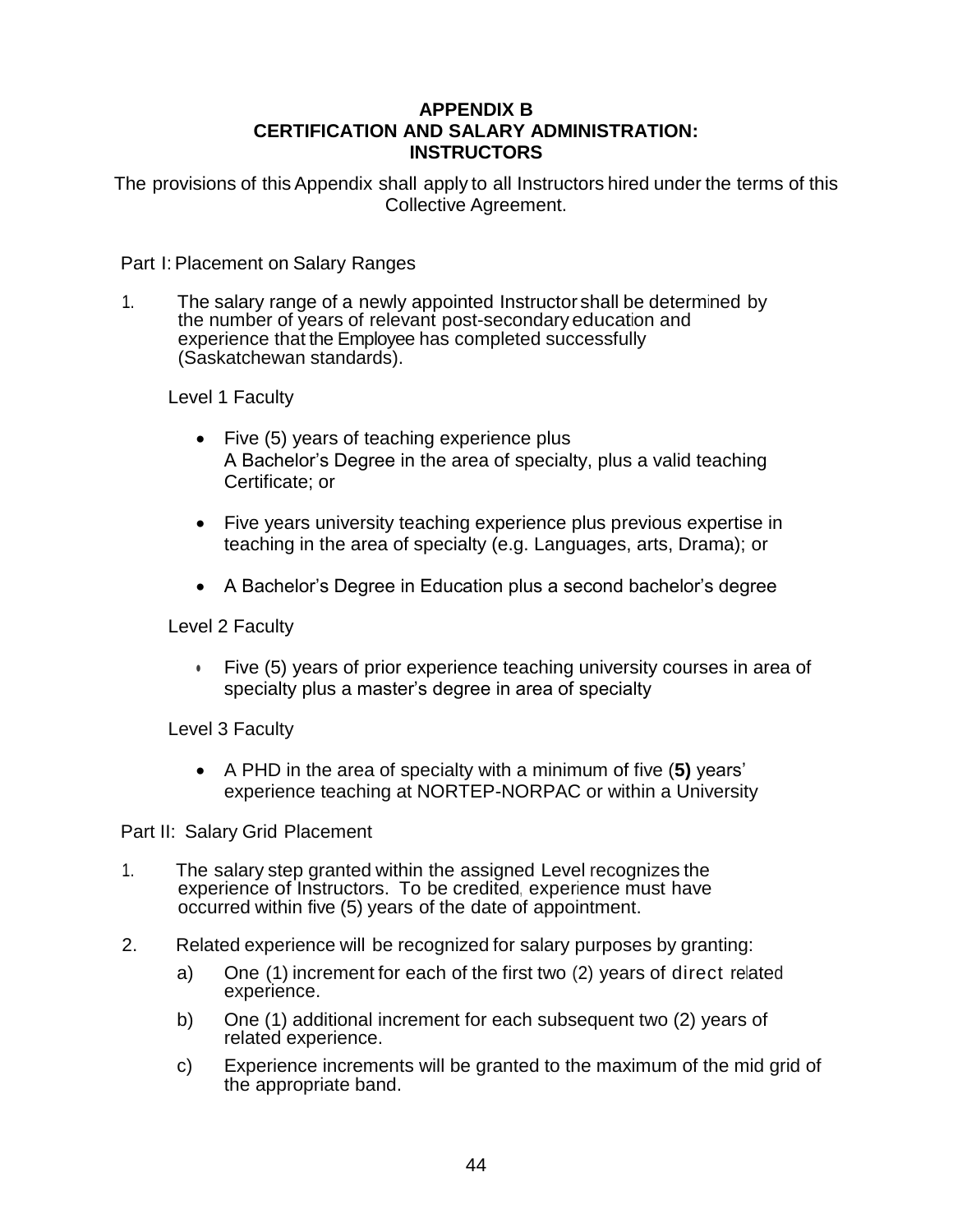# APPENDIX B
## CERTIFICATION AND SALARY ADMINISTRATION: INSTRUCTORS

The provisions of this Appendix shall apply to all Instructors hired under the terms of this Collective Agreement.

Part I: Placement on Salary Ranges

1. The salary range of a newly appointed Instructor shall be determined by the number of years of relevant post-secondary education and experience that the Employee has completed successfully (Saskatchewan standards).

   Level 1 Faculty

   - Five (5) years of teaching experience plus
     A Bachelor's Degree in the area of specialty, plus a valid teaching Certificate; or
   - Five years university teaching experience plus previous expertise in teaching in the area of specialty (e.g. Languages, arts, Drama); or
   - A Bachelor's Degree in Education plus a second bachelor's degree

   Level 2 Faculty

   - Five (5) years of prior experience teaching university courses in area of specialty plus a master's degree in area of specialty

   Level 3 Faculty

   - A PHD in the area of specialty with a minimum of five (**5)** years' experience teaching at NORTEP-NORPAC or within a University

Part II: Salary Grid Placement

1. The salary step granted within the assigned Level recognizes the experience of Instructors. To be credited, experience must have occurred within five (5) years of the date of appointment.
2. Related experience will be recognized for salary purposes by granting:
   a) One (1) increment for each of the first two (2) years of direct related experience.
   b) One (1) additional increment for each subsequent two (2) years of related experience.
   c) Experience increments will be granted to the maximum of the mid grid of the appropriate band.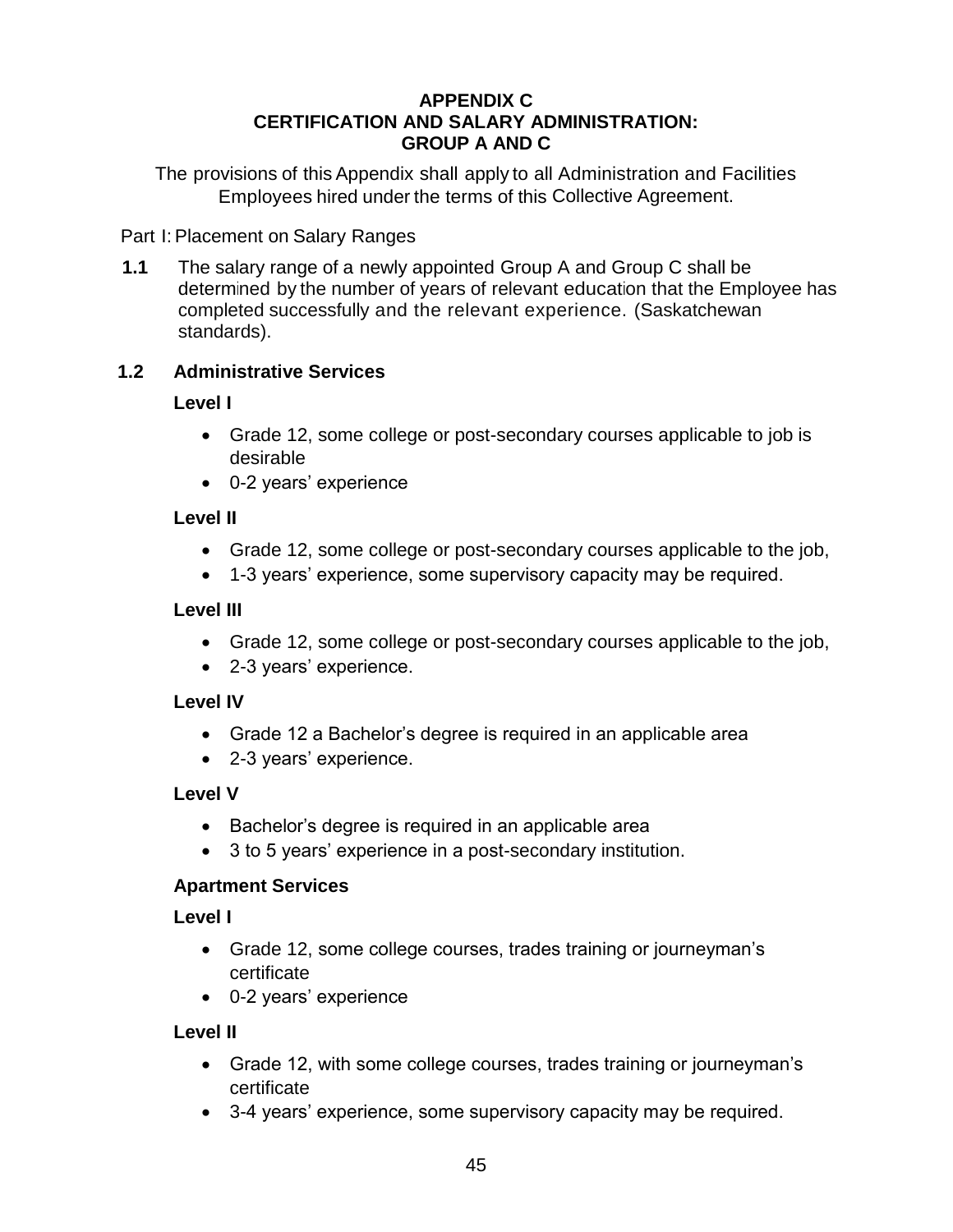**APPENDIX C**
**CERTIFICATION AND SALARY ADMINISTRATION:**
**GROUP A AND C**

The provisions of this Appendix shall apply to all Administration and Facilities Employees hired under the terms of this Collective Agreement.

Part I: Placement on Salary Ranges

**1.1** The salary range of a newly appointed Group A and Group C shall be determined by the number of years of relevant education that the Employee has completed successfully and the relevant experience. (Saskatchewan standards).

**1.2 Administrative Services**

**Level I**

- Grade 12, some college or post-secondary courses applicable to job is desirable
- 0-2 years' experience

**Level II**

- Grade 12, some college or post-secondary courses applicable to the job,
- 1-3 years' experience, some supervisory capacity may be required.

**Level III**

- Grade 12, some college or post-secondary courses applicable to the job,
- 2-3 years' experience.

**Level IV**

- Grade 12 a Bachelor's degree is required in an applicable area
- 2-3 years' experience.

**Level V**

- Bachelor's degree is required in an applicable area
- 3 to 5 years' experience in a post-secondary institution.

**Apartment Services**

**Level I**

- Grade 12, some college courses, trades training or journeyman's certificate
- 0-2 years' experience

**Level II**

- Grade 12, with some college courses, trades training or journeyman's certificate
- 3-4 years' experience, some supervisory capacity may be required.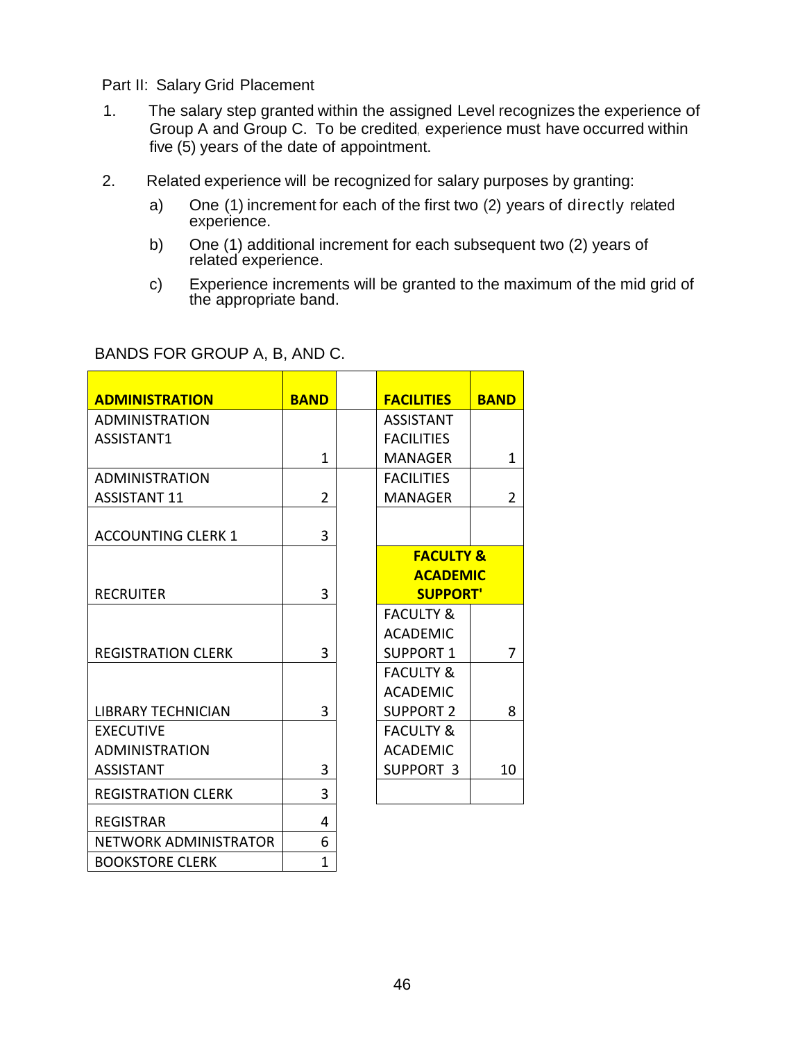Part II: Salary Grid Placement

1. The salary step granted within the assigned Level recognizes the experience of Group A and Group C. To be credited, experience must have occurred within five (5) years of the date of appointment.

2. Related experience will be recognized for salary purposes by granting:

   a) One (1) increment for each of the first two (2) years of directly related experience.

   b) One (1) additional increment for each subsequent two (2) years of related experience.

   c) Experience increments will be granted to the maximum of the mid grid of the appropriate band.

BANDS FOR GROUP A, B, AND C.

| **ADMINISTRATION** | **BAND** | | **FACILITIES** | **BAND** |
|---|---|---|---|---|
| ADMINISTRATION ASSISTANT1 | 1 | | ASSISTANT FACILITIES MANAGER | 1 |
| ADMINISTRATION ASSISTANT 11 | 2 | | FACILITIES MANAGER | 2 |
| ACCOUNTING CLERK 1 | 3 | | | |
| RECRUITER | 3 | | **FACULTY & ACADEMIC SUPPORT'** | |
| REGISTRATION CLERK | 3 | | FACULTY & ACADEMIC SUPPORT 1 | 7 |
| LIBRARY TECHNICIAN | 3 | | FACULTY & ACADEMIC SUPPORT 2 | 8 |
| EXECUTIVE ADMINISTRATION ASSISTANT | 3 | | FACULTY & ACADEMIC SUPPORT 3 | 10 |
| REGISTRATION CLERK | 3 | | | |
| REGISTRAR | 4 | | | |
| NETWORK ADMINISTRATOR | 6 | | | |
| BOOKSTORE CLERK | 1 | | | |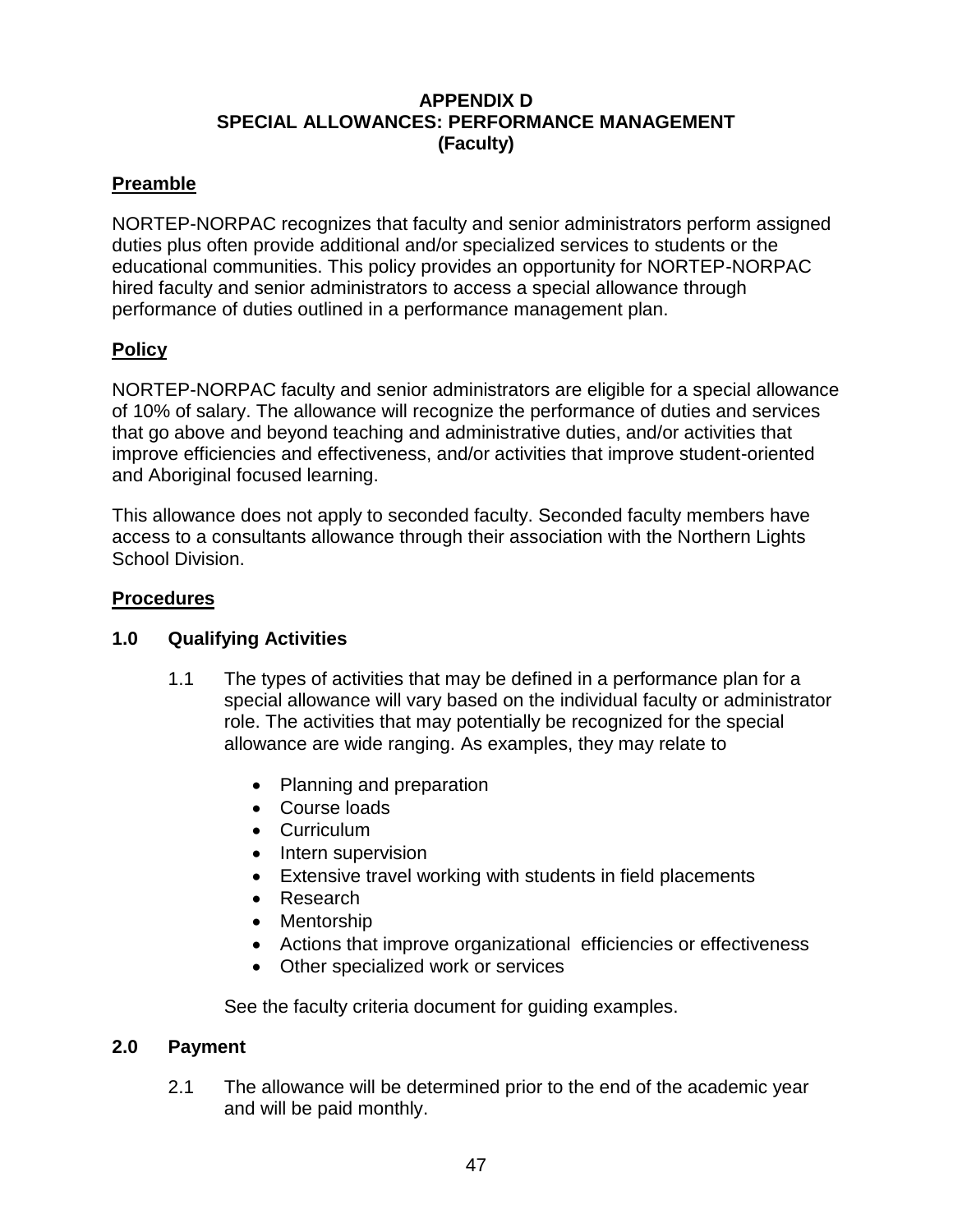# APPENDIX D
# SPECIAL ALLOWANCES: PERFORMANCE MANAGEMENT
# (Faculty)

## Preamble

NORTEP-NORPAC recognizes that faculty and senior administrators perform assigned duties plus often provide additional and/or specialized services to students or the educational communities. This policy provides an opportunity for NORTEP-NORPAC hired faculty and senior administrators to access a special allowance through performance of duties outlined in a performance management plan.

## Policy

NORTEP-NORPAC faculty and senior administrators are eligible for a special allowance of 10% of salary. The allowance will recognize the performance of duties and services that go above and beyond teaching and administrative duties, and/or activities that improve efficiencies and effectiveness, and/or activities that improve student-oriented and Aboriginal focused learning.

This allowance does not apply to seconded faculty. Seconded faculty members have access to a consultants allowance through their association with the Northern Lights School Division.

## Procedures

### 1.0 Qualifying Activities

1.1 The types of activities that may be defined in a performance plan for a special allowance will vary based on the individual faculty or administrator role. The activities that may potentially be recognized for the special allowance are wide ranging. As examples, they may relate to

- Planning and preparation
- Course loads
- Curriculum
- Intern supervision
- Extensive travel working with students in field placements
- Research
- Mentorship
- Actions that improve organizational efficiencies or effectiveness
- Other specialized work or services

See the faculty criteria document for guiding examples.

### 2.0 Payment

2.1 The allowance will be determined prior to the end of the academic year and will be paid monthly.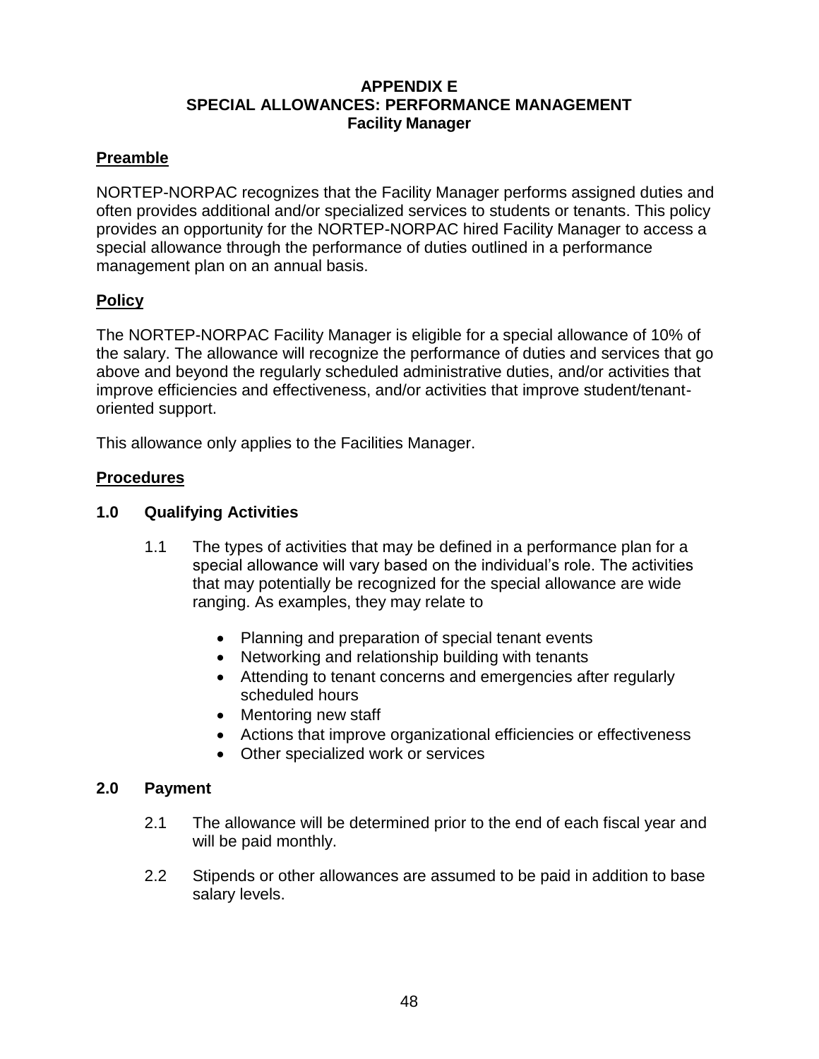# APPENDIX E
# SPECIAL ALLOWANCES: PERFORMANCE MANAGEMENT
## Facility Manager

## Preamble

NORTEP-NORPAC recognizes that the Facility Manager performs assigned duties and often provides additional and/or specialized services to students or tenants. This policy provides an opportunity for the NORTEP-NORPAC hired Facility Manager to access a special allowance through the performance of duties outlined in a performance management plan on an annual basis.

## Policy

The NORTEP-NORPAC Facility Manager is eligible for a special allowance of 10% of the salary. The allowance will recognize the performance of duties and services that go above and beyond the regularly scheduled administrative duties, and/or activities that improve efficiencies and effectiveness, and/or activities that improve student/tenant-oriented support.

This allowance only applies to the Facilities Manager.

## Procedures

### 1.0 Qualifying Activities

1.1 The types of activities that may be defined in a performance plan for a special allowance will vary based on the individual's role. The activities that may potentially be recognized for the special allowance are wide ranging. As examples, they may relate to

- Planning and preparation of special tenant events
- Networking and relationship building with tenants
- Attending to tenant concerns and emergencies after regularly scheduled hours
- Mentoring new staff
- Actions that improve organizational efficiencies or effectiveness
- Other specialized work or services

### 2.0 Payment

2.1 The allowance will be determined prior to the end of each fiscal year and will be paid monthly.

2.2 Stipends or other allowances are assumed to be paid in addition to base salary levels.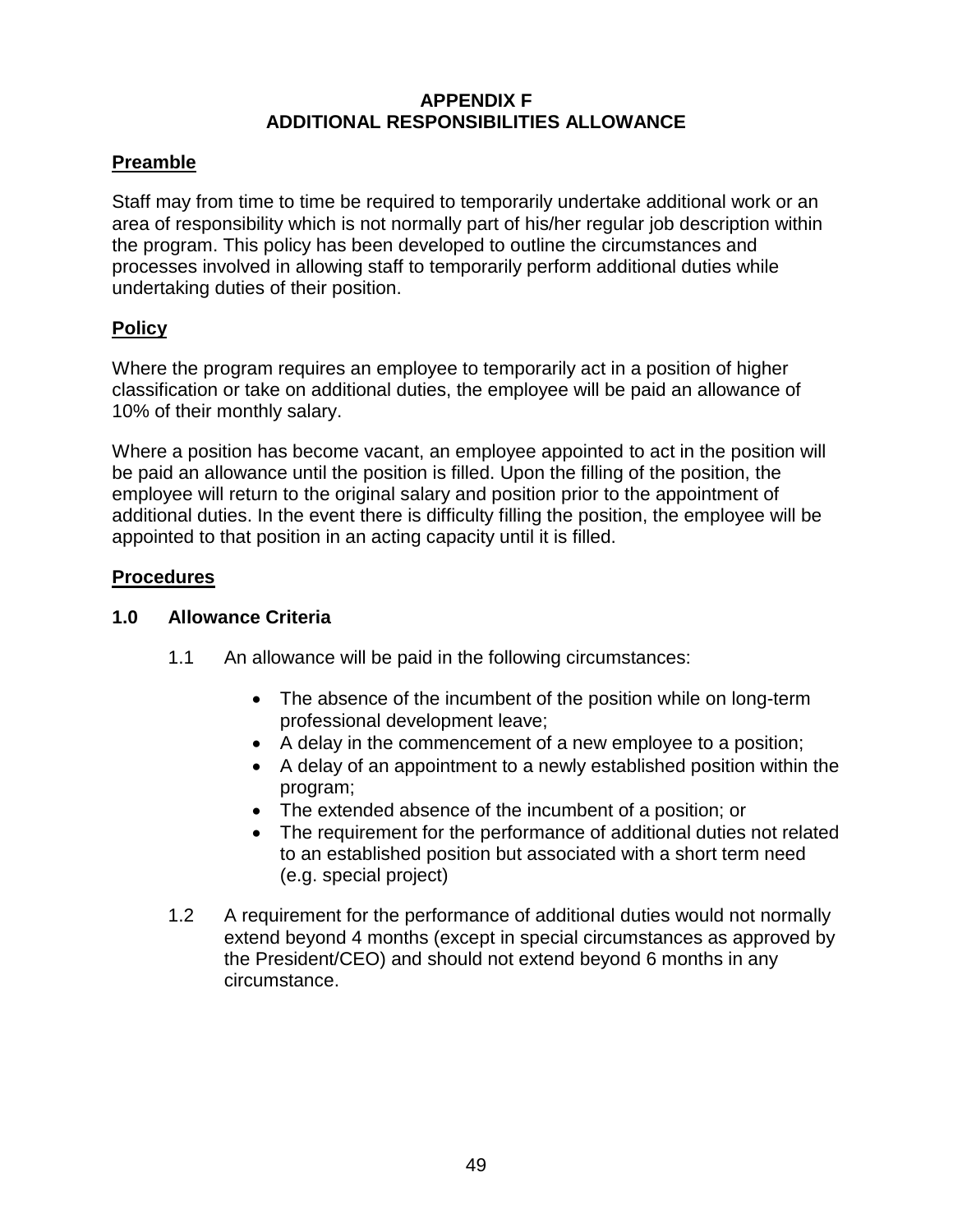# APPENDIX F
# ADDITIONAL RESPONSIBILITIES ALLOWANCE

## Preamble

Staff may from time to time be required to temporarily undertake additional work or an area of responsibility which is not normally part of his/her regular job description within the program. This policy has been developed to outline the circumstances and processes involved in allowing staff to temporarily perform additional duties while undertaking duties of their position.

## Policy

Where the program requires an employee to temporarily act in a position of higher classification or take on additional duties, the employee will be paid an allowance of 10% of their monthly salary.

Where a position has become vacant, an employee appointed to act in the position will be paid an allowance until the position is filled. Upon the filling of the position, the employee will return to the original salary and position prior to the appointment of additional duties. In the event there is difficulty filling the position, the employee will be appointed to that position in an acting capacity until it is filled.

## Procedures

### 1.0 Allowance Criteria

1.1 An allowance will be paid in the following circumstances:

- The absence of the incumbent of the position while on long-term professional development leave;
- A delay in the commencement of a new employee to a position;
- A delay of an appointment to a newly established position within the program;
- The extended absence of the incumbent of a position; or
- The requirement for the performance of additional duties not related to an established position but associated with a short term need (e.g. special project)

1.2 A requirement for the performance of additional duties would not normally extend beyond 4 months (except in special circumstances as approved by the President/CEO) and should not extend beyond 6 months in any circumstance.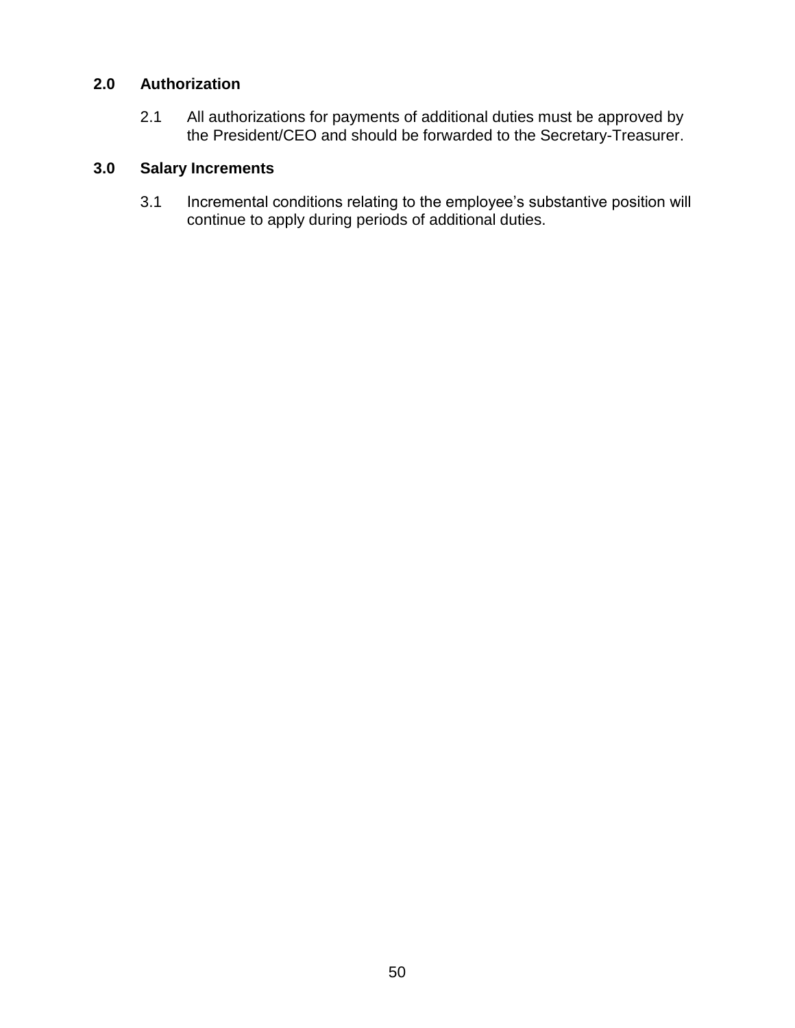## 2.0 Authorization

2.1 All authorizations for payments of additional duties must be approved by the President/CEO and should be forwarded to the Secretary-Treasurer.

## 3.0 Salary Increments

3.1 Incremental conditions relating to the employee's substantive position will continue to apply during periods of additional duties.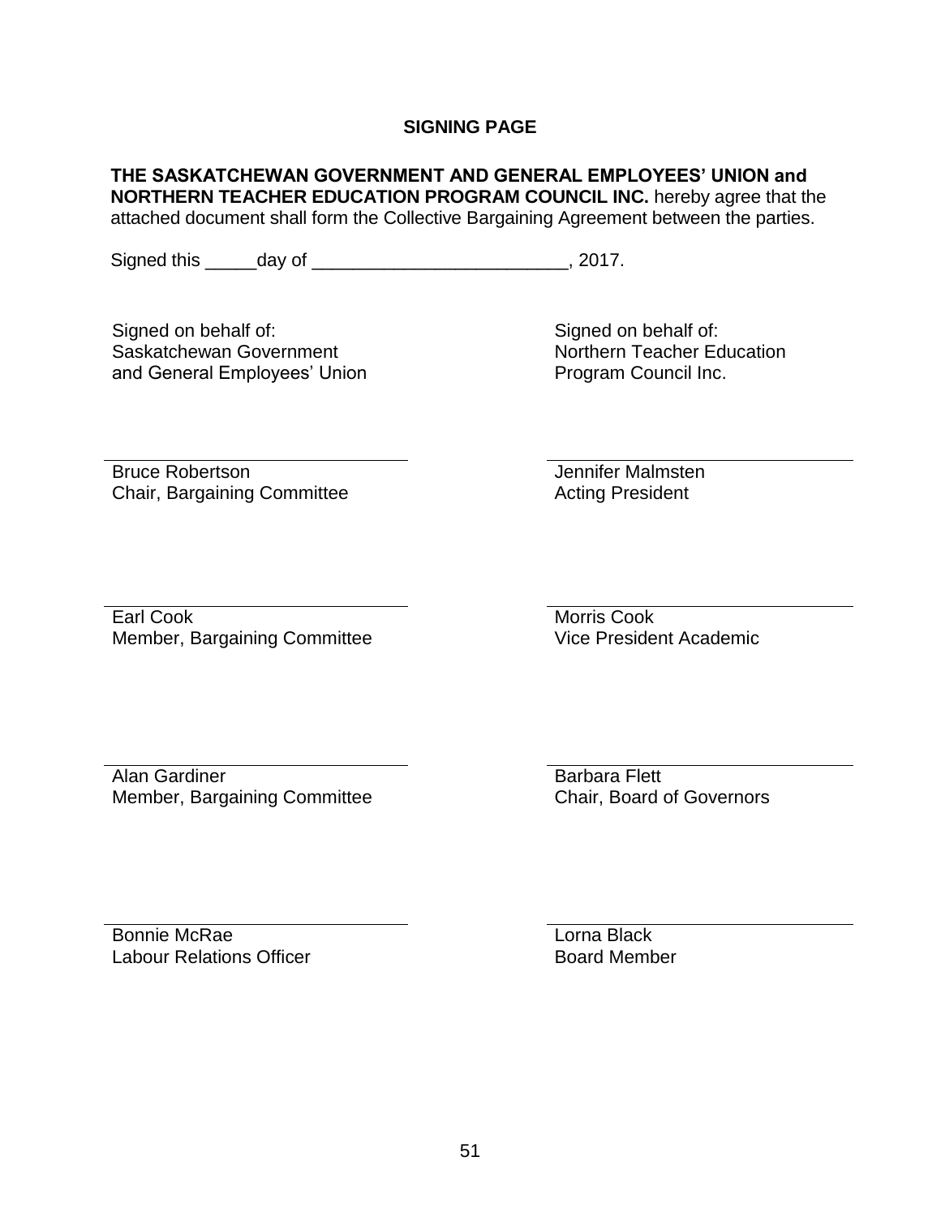## SIGNING PAGE

**THE SASKATCHEWAN GOVERNMENT AND GENERAL EMPLOYEES' UNION and NORTHERN TEACHER EDUCATION PROGRAM COUNCIL INC.** hereby agree that the attached document shall form the Collective Bargaining Agreement between the parties.

Signed this _____day of _________________________, 2017.

| | |
|---|---|
| Signed on behalf of:<br>Saskatchewan Government<br>and General Employees' Union | Signed on behalf of:<br>Northern Teacher Education<br>Program Council Inc. |
| Bruce Robertson<br>Chair, Bargaining Committee | Jennifer Malmsten<br>Acting President |
| Earl Cook<br>Member, Bargaining Committee | Morris Cook<br>Vice President Academic |
| Alan Gardiner<br>Member, Bargaining Committee | Barbara Flett<br>Chair, Board of Governors |
| Bonnie McRae<br>Labour Relations Officer | Lorna Black<br>Board Member |